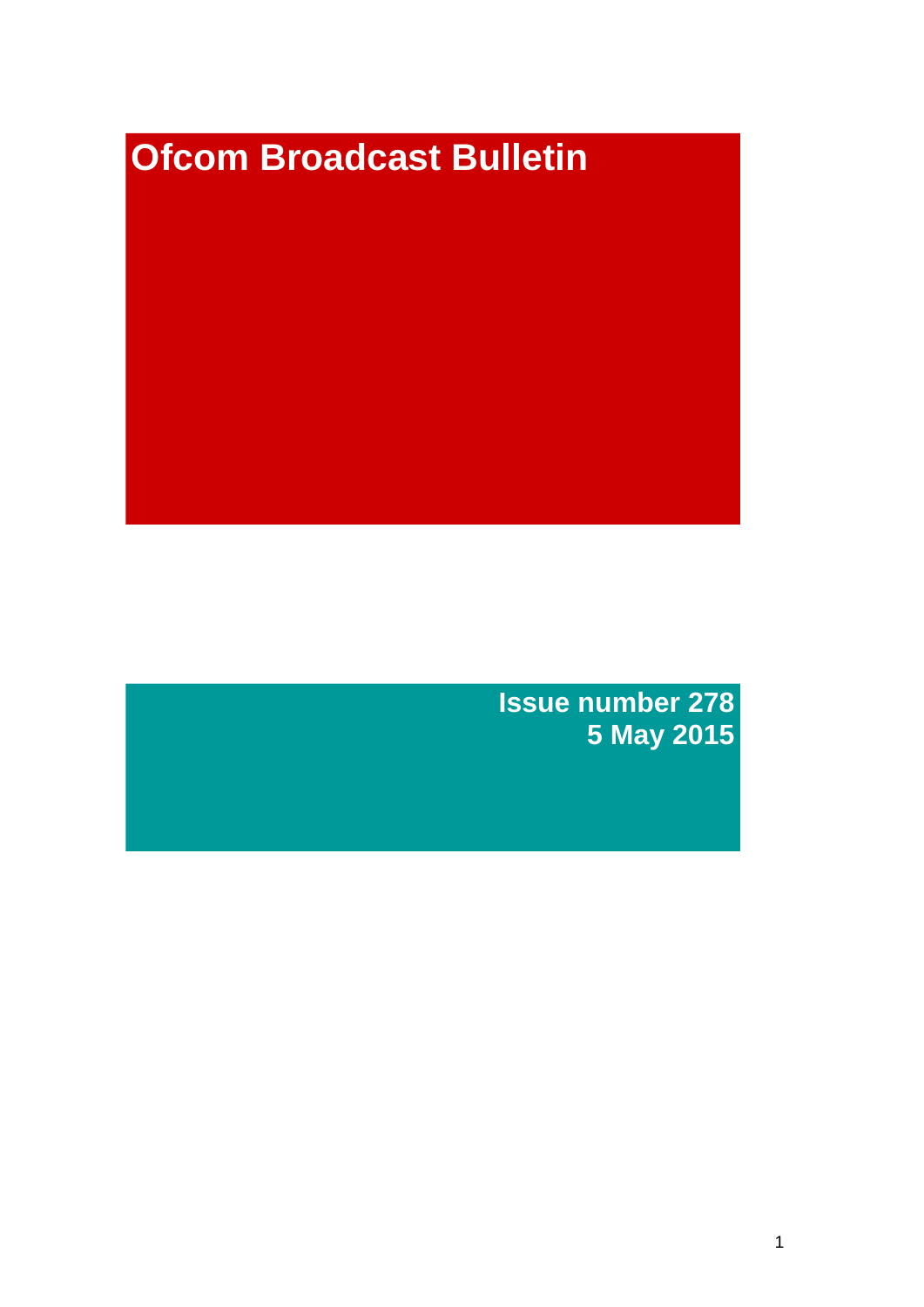# Ofcom Broadcast Bulletin

**Issue number 278**
**5 May 2015**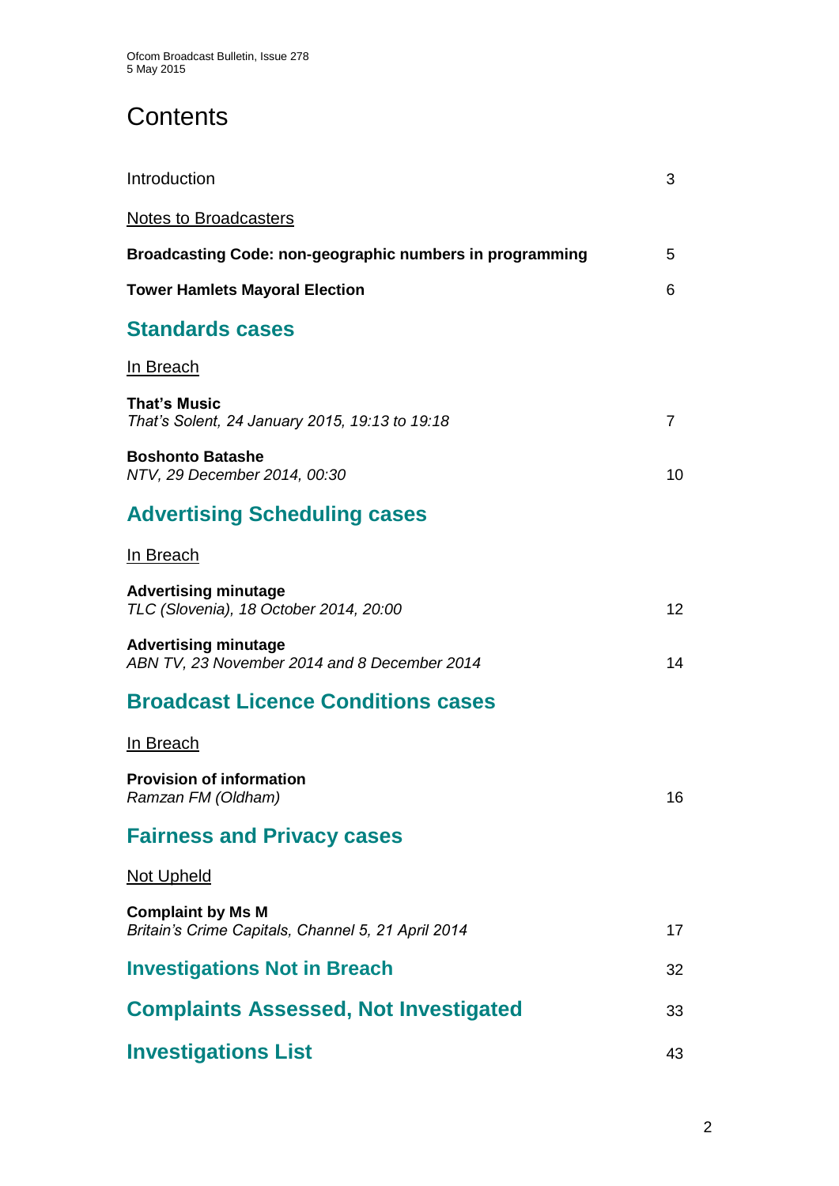# Contents

| | |
|---|---|
| Introduction | 3 |
| Notes to Broadcasters | |
| **Broadcasting Code: non-geographic numbers in programming** | 5 |
| **Tower Hamlets Mayoral Election** | 6 |

## Standards cases

In Breach

| | |
|---|---|
| **That's Music**<br>*That's Solent, 24 January 2015, 19:13 to 19:18* | 7 |
| **Boshonto Batashe**<br>*NTV, 29 December 2014, 00:30* | 10 |

## Advertising Scheduling cases

In Breach

| | |
|---|---|
| **Advertising minutage**<br>*TLC (Slovenia), 18 October 2014, 20:00* | 12 |
| **Advertising minutage**<br>*ABN TV, 23 November 2014 and 8 December 2014* | 14 |

## Broadcast Licence Conditions cases

In Breach

| | |
|---|---|
| **Provision of information**<br>*Ramzan FM (Oldham)* | 16 |

## Fairness and Privacy cases

Not Upheld

| | |
|---|---|
| **Complaint by Ms M**<br>*Britain's Crime Capitals, Channel 5, 21 April 2014* | 17 |

## Investigations Not in Breach — 32

## Complaints Assessed, Not Investigated — 33

## Investigations List — 43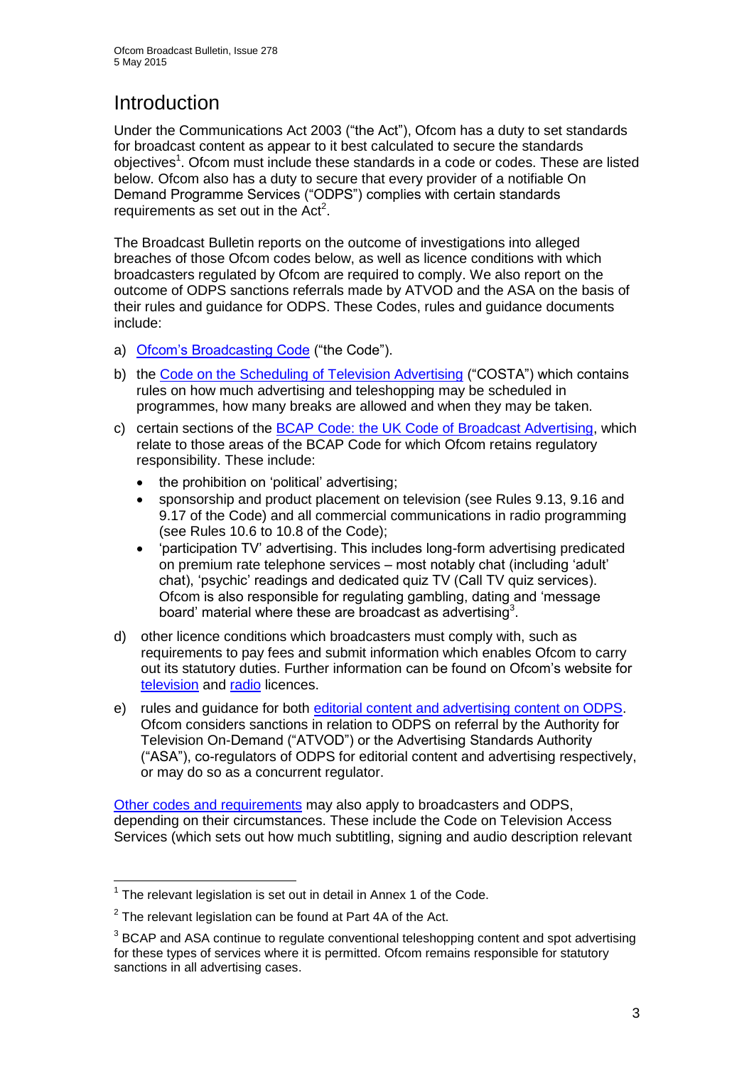# Introduction

Under the Communications Act 2003 ("the Act"), Ofcom has a duty to set standards for broadcast content as appear to it best calculated to secure the standards objectives[1]. Ofcom must include these standards in a code or codes. These are listed below. Ofcom also has a duty to secure that every provider of a notifiable On Demand Programme Services ("ODPS") complies with certain standards requirements as set out in the Act[2].

The Broadcast Bulletin reports on the outcome of investigations into alleged breaches of those Ofcom codes below, as well as licence conditions with which broadcasters regulated by Ofcom are required to comply. We also report on the outcome of ODPS sanctions referrals made by ATVOD and the ASA on the basis of their rules and guidance for ODPS. These Codes, rules and guidance documents include:

a) Ofcom's Broadcasting Code ("the Code").

b) the Code on the Scheduling of Television Advertising ("COSTA") which contains rules on how much advertising and teleshopping may be scheduled in programmes, how many breaks are allowed and when they may be taken.

c) certain sections of the BCAP Code: the UK Code of Broadcast Advertising, which relate to those areas of the BCAP Code for which Ofcom retains regulatory responsibility. These include:
   - the prohibition on 'political' advertising;
   - sponsorship and product placement on television (see Rules 9.13, 9.16 and 9.17 of the Code) and all commercial communications in radio programming (see Rules 10.6 to 10.8 of the Code);
   - 'participation TV' advertising. This includes long-form advertising predicated on premium rate telephone services – most notably chat (including 'adult' chat), 'psychic' readings and dedicated quiz TV (Call TV quiz services). Ofcom is also responsible for regulating gambling, dating and 'message board' material where these are broadcast as advertising[3].

d) other licence conditions which broadcasters must comply with, such as requirements to pay fees and submit information which enables Ofcom to carry out its statutory duties. Further information can be found on Ofcom's website for television and radio licences.

e) rules and guidance for both editorial content and advertising content on ODPS. Ofcom considers sanctions in relation to ODPS on referral by the Authority for Television On-Demand ("ATVOD") or the Advertising Standards Authority ("ASA"), co-regulators of ODPS for editorial content and advertising respectively, or may do so as a concurrent regulator.

Other codes and requirements may also apply to broadcasters and ODPS, depending on their circumstances. These include the Code on Television Access Services (which sets out how much subtitling, signing and audio description relevant

---

[1] The relevant legislation is set out in detail in Annex 1 of the Code.

[2] The relevant legislation can be found at Part 4A of the Act.

[3] BCAP and ASA continue to regulate conventional teleshopping content and spot advertising for these types of services where it is permitted. Ofcom remains responsible for statutory sanctions in all advertising cases.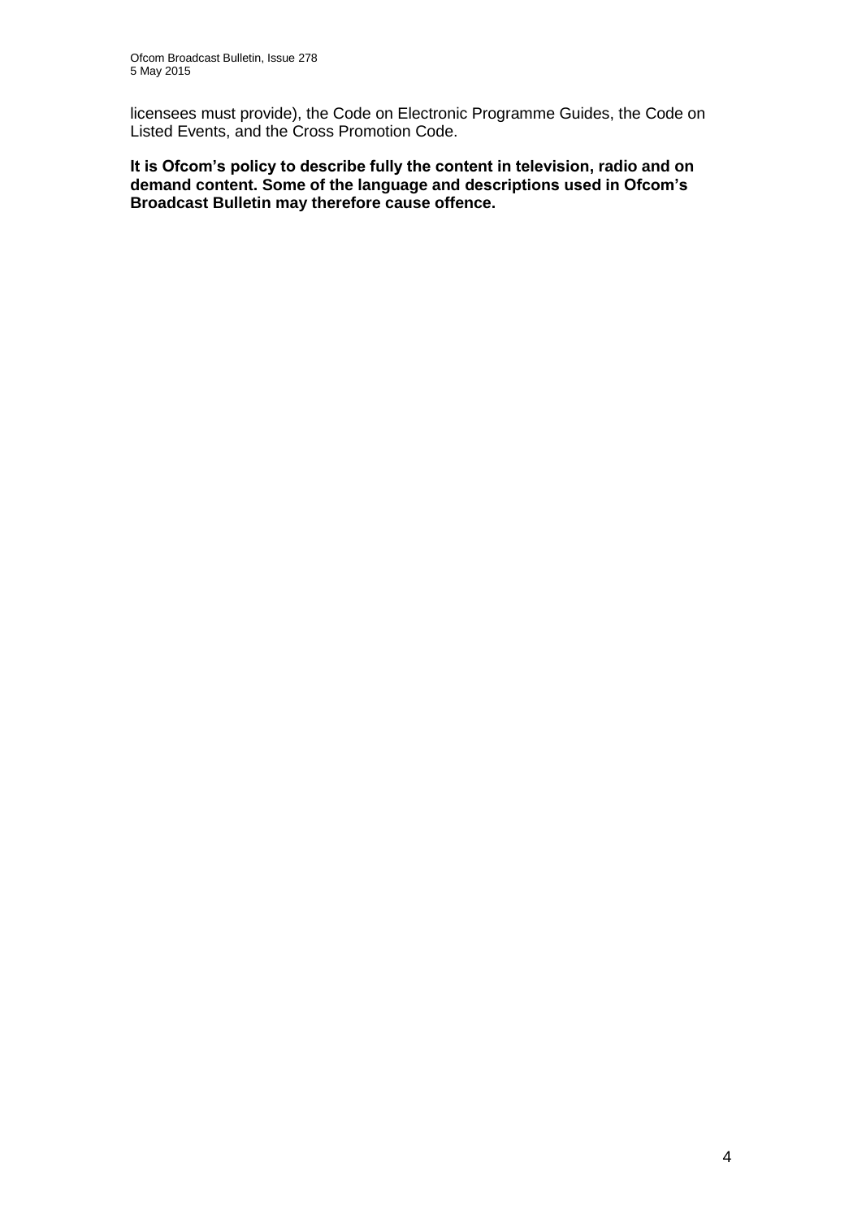licensees must provide), the Code on Electronic Programme Guides, the Code on Listed Events, and the Cross Promotion Code.

**It is Ofcom's policy to describe fully the content in television, radio and on demand content. Some of the language and descriptions used in Ofcom's Broadcast Bulletin may therefore cause offence.**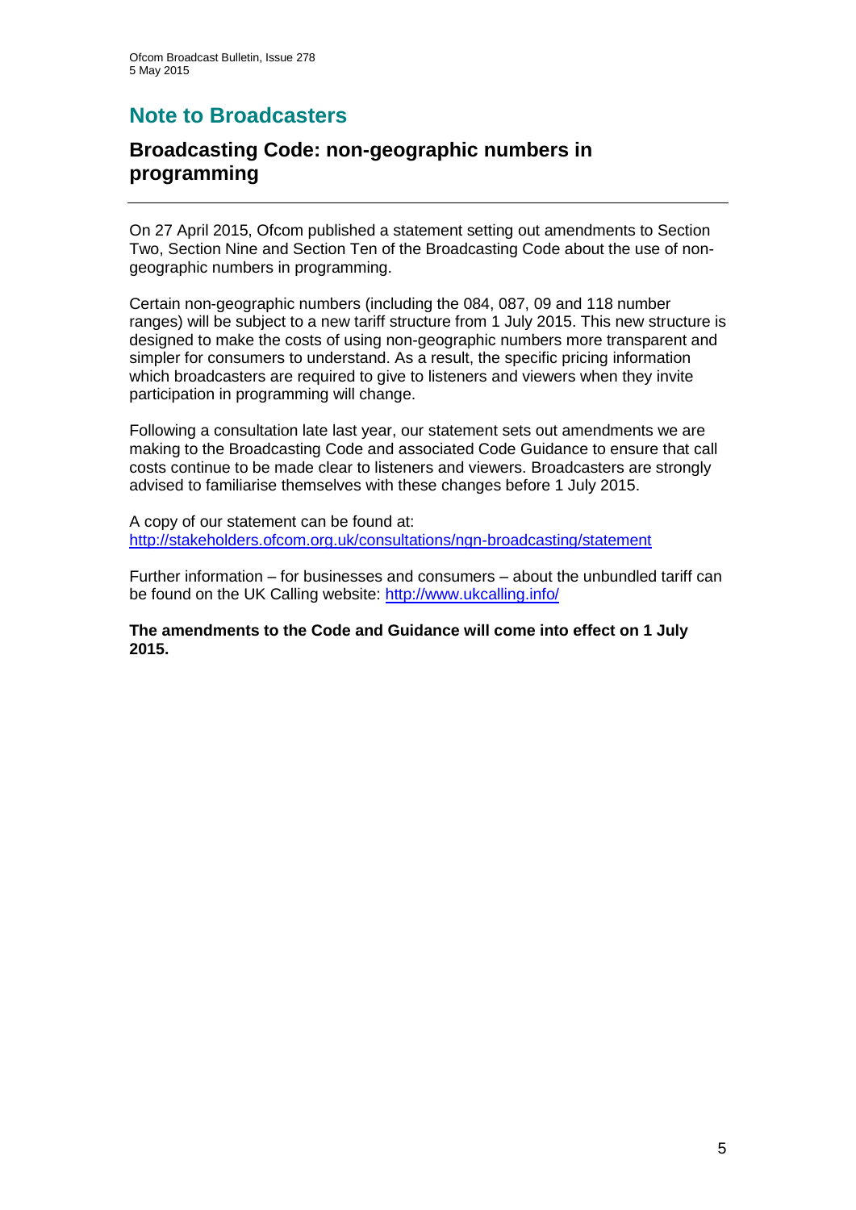# Note to Broadcasters

## Broadcasting Code: non-geographic numbers in programming

On 27 April 2015, Ofcom published a statement setting out amendments to Section Two, Section Nine and Section Ten of the Broadcasting Code about the use of non-geographic numbers in programming.

Certain non-geographic numbers (including the 084, 087, 09 and 118 number ranges) will be subject to a new tariff structure from 1 July 2015. This new structure is designed to make the costs of using non-geographic numbers more transparent and simpler for consumers to understand. As a result, the specific pricing information which broadcasters are required to give to listeners and viewers when they invite participation in programming will change.

Following a consultation late last year, our statement sets out amendments we are making to the Broadcasting Code and associated Code Guidance to ensure that call costs continue to be made clear to listeners and viewers. Broadcasters are strongly advised to familiarise themselves with these changes before 1 July 2015.

A copy of our statement can be found at:
http://stakeholders.ofcom.org.uk/consultations/ngn-broadcasting/statement

Further information – for businesses and consumers – about the unbundled tariff can be found on the UK Calling website: http://www.ukcalling.info/

**The amendments to the Code and Guidance will come into effect on 1 July 2015.**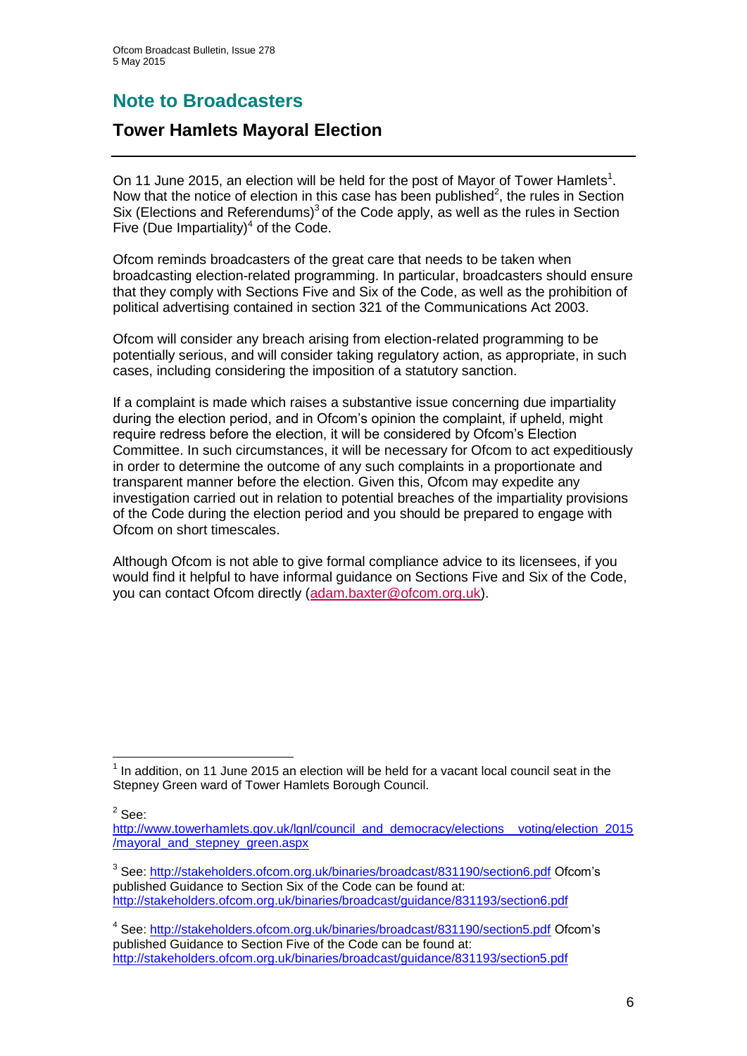# Note to Broadcasters

## Tower Hamlets Mayoral Election

On 11 June 2015, an election will be held for the post of Mayor of Tower Hamlets[1]. Now that the notice of election in this case has been published[2], the rules in Section Six (Elections and Referendums)[3] of the Code apply, as well as the rules in Section Five (Due Impartiality)[4] of the Code.

Ofcom reminds broadcasters of the great care that needs to be taken when broadcasting election-related programming. In particular, broadcasters should ensure that they comply with Sections Five and Six of the Code, as well as the prohibition of political advertising contained in section 321 of the Communications Act 2003.

Ofcom will consider any breach arising from election-related programming to be potentially serious, and will consider taking regulatory action, as appropriate, in such cases, including considering the imposition of a statutory sanction.

If a complaint is made which raises a substantive issue concerning due impartiality during the election period, and in Ofcom's opinion the complaint, if upheld, might require redress before the election, it will be considered by Ofcom's Election Committee. In such circumstances, it will be necessary for Ofcom to act expeditiously in order to determine the outcome of any such complaints in a proportionate and transparent manner before the election. Given this, Ofcom may expedite any investigation carried out in relation to potential breaches of the impartiality provisions of the Code during the election period and you should be prepared to engage with Ofcom on short timescales.

Although Ofcom is not able to give formal compliance advice to its licensees, if you would find it helpful to have informal guidance on Sections Five and Six of the Code, you can contact Ofcom directly (adam.baxter@ofcom.org.uk).

---

[1] In addition, on 11 June 2015 an election will be held for a vacant local council seat in the Stepney Green ward of Tower Hamlets Borough Council.

[2] See: http://www.towerhamlets.gov.uk/lgnl/council_and_democracy/elections__voting/election_2015/mayoral_and_stepney_green.aspx

[3] See: http://stakeholders.ofcom.org.uk/binaries/broadcast/831190/section6.pdf Ofcom's published Guidance to Section Six of the Code can be found at: http://stakeholders.ofcom.org.uk/binaries/broadcast/guidance/831193/section6.pdf

[4] See: http://stakeholders.ofcom.org.uk/binaries/broadcast/831190/section5.pdf Ofcom's published Guidance to Section Five of the Code can be found at: http://stakeholders.ofcom.org.uk/binaries/broadcast/guidance/831193/section5.pdf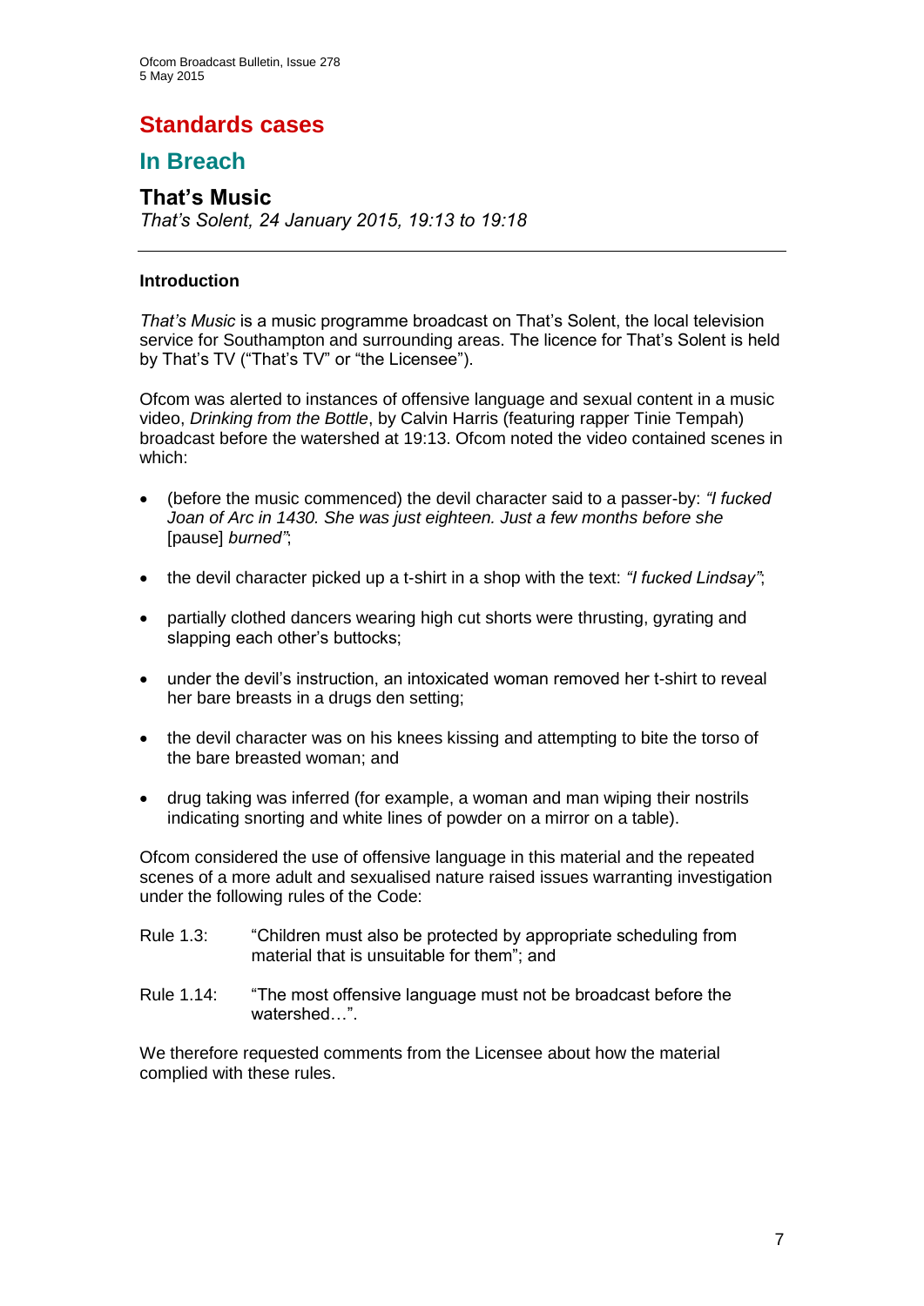# Standards cases

## In Breach

### That's Music

*That's Solent, 24 January 2015, 19:13 to 19:18*

---

**Introduction**

*That's Music* is a music programme broadcast on That's Solent, the local television service for Southampton and surrounding areas. The licence for That's Solent is held by That's TV ("That's TV" or "the Licensee").

Ofcom was alerted to instances of offensive language and sexual content in a music video, *Drinking from the Bottle*, by Calvin Harris (featuring rapper Tinie Tempah) broadcast before the watershed at 19:13. Ofcom noted the video contained scenes in which:

- (before the music commenced) the devil character said to a passer-by: *"I fucked Joan of Arc in 1430. She was just eighteen. Just a few months before she* [pause] *burned"*;
- the devil character picked up a t-shirt in a shop with the text: *"I fucked Lindsay"*;
- partially clothed dancers wearing high cut shorts were thrusting, gyrating and slapping each other's buttocks;
- under the devil's instruction, an intoxicated woman removed her t-shirt to reveal her bare breasts in a drugs den setting;
- the devil character was on his knees kissing and attempting to bite the torso of the bare breasted woman; and
- drug taking was inferred (for example, a woman and man wiping their nostrils indicating snorting and white lines of powder on a mirror on a table).

Ofcom considered the use of offensive language in this material and the repeated scenes of a more adult and sexualised nature raised issues warranting investigation under the following rules of the Code:

Rule 1.3: "Children must also be protected by appropriate scheduling from material that is unsuitable for them"; and

Rule 1.14: "The most offensive language must not be broadcast before the watershed…".

We therefore requested comments from the Licensee about how the material complied with these rules.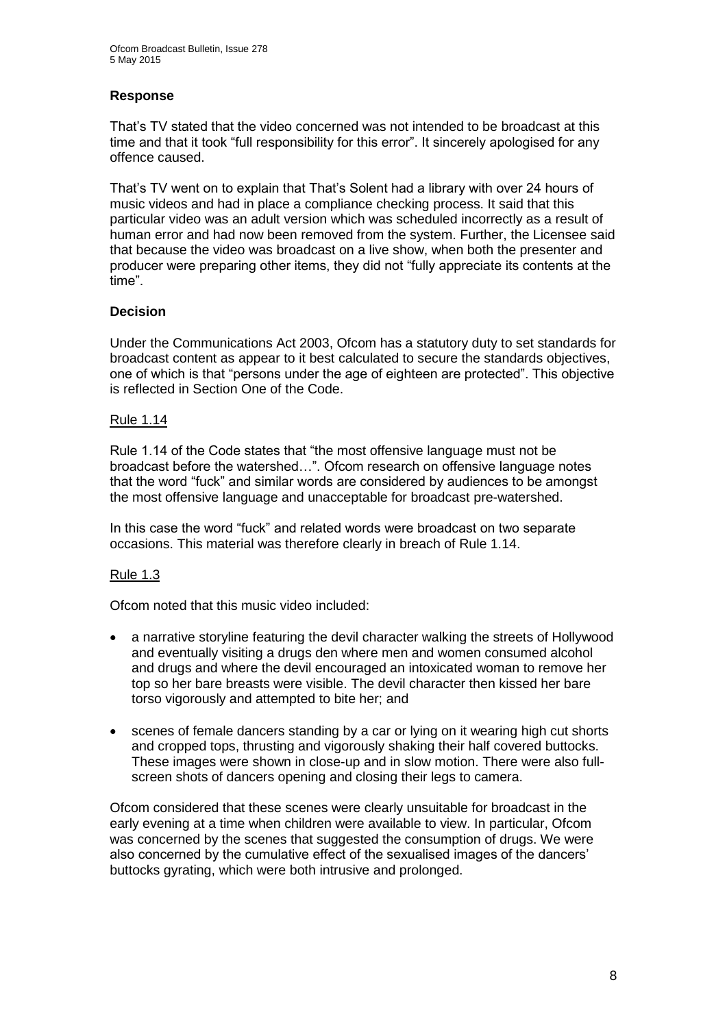**Response**

That's TV stated that the video concerned was not intended to be broadcast at this time and that it took "full responsibility for this error". It sincerely apologised for any offence caused.

That's TV went on to explain that That's Solent had a library with over 24 hours of music videos and had in place a compliance checking process. It said that this particular video was an adult version which was scheduled incorrectly as a result of human error and had now been removed from the system. Further, the Licensee said that because the video was broadcast on a live show, when both the presenter and producer were preparing other items, they did not "fully appreciate its contents at the time".

**Decision**

Under the Communications Act 2003, Ofcom has a statutory duty to set standards for broadcast content as appear to it best calculated to secure the standards objectives, one of which is that "persons under the age of eighteen are protected". This objective is reflected in Section One of the Code.

Rule 1.14

Rule 1.14 of the Code states that "the most offensive language must not be broadcast before the watershed…". Ofcom research on offensive language notes that the word "fuck" and similar words are considered by audiences to be amongst the most offensive language and unacceptable for broadcast pre-watershed.

In this case the word "fuck" and related words were broadcast on two separate occasions. This material was therefore clearly in breach of Rule 1.14.

Rule 1.3

Ofcom noted that this music video included:

- a narrative storyline featuring the devil character walking the streets of Hollywood and eventually visiting a drugs den where men and women consumed alcohol and drugs and where the devil encouraged an intoxicated woman to remove her top so her bare breasts were visible. The devil character then kissed her bare torso vigorously and attempted to bite her; and
- scenes of female dancers standing by a car or lying on it wearing high cut shorts and cropped tops, thrusting and vigorously shaking their half covered buttocks. These images were shown in close-up and in slow motion. There were also full-screen shots of dancers opening and closing their legs to camera.

Ofcom considered that these scenes were clearly unsuitable for broadcast in the early evening at a time when children were available to view. In particular, Ofcom was concerned by the scenes that suggested the consumption of drugs. We were also concerned by the cumulative effect of the sexualised images of the dancers' buttocks gyrating, which were both intrusive and prolonged.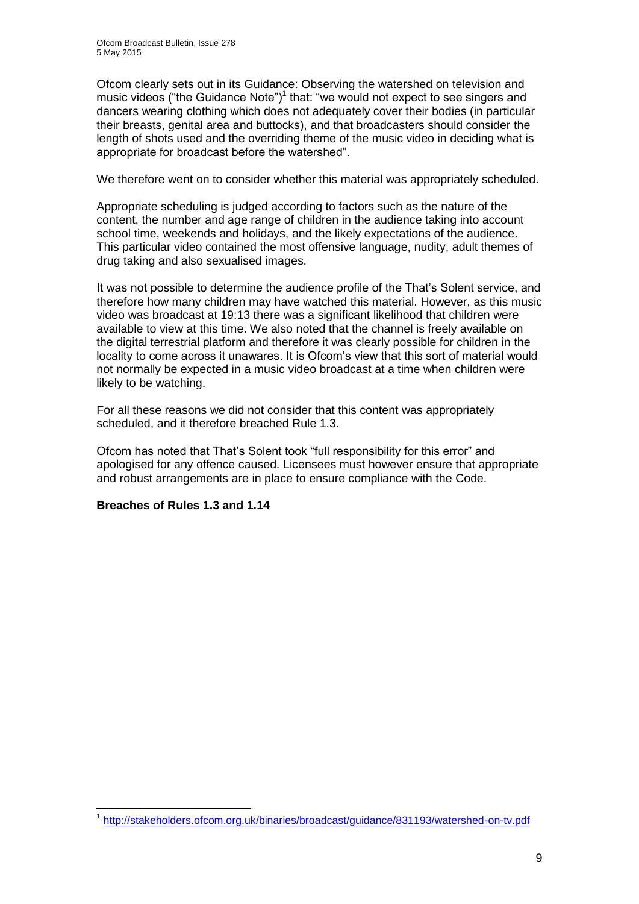Ofcom clearly sets out in its Guidance: Observing the watershed on television and music videos ("the Guidance Note")[1] that: "we would not expect to see singers and dancers wearing clothing which does not adequately cover their bodies (in particular their breasts, genital area and buttocks), and that broadcasters should consider the length of shots used and the overriding theme of the music video in deciding what is appropriate for broadcast before the watershed".

We therefore went on to consider whether this material was appropriately scheduled.

Appropriate scheduling is judged according to factors such as the nature of the content, the number and age range of children in the audience taking into account school time, weekends and holidays, and the likely expectations of the audience. This particular video contained the most offensive language, nudity, adult themes of drug taking and also sexualised images.

It was not possible to determine the audience profile of the That's Solent service, and therefore how many children may have watched this material. However, as this music video was broadcast at 19:13 there was a significant likelihood that children were available to view at this time. We also noted that the channel is freely available on the digital terrestrial platform and therefore it was clearly possible for children in the locality to come across it unawares. It is Ofcom's view that this sort of material would not normally be expected in a music video broadcast at a time when children were likely to be watching.

For all these reasons we did not consider that this content was appropriately scheduled, and it therefore breached Rule 1.3.

Ofcom has noted that That's Solent took "full responsibility for this error" and apologised for any offence caused. Licensees must however ensure that appropriate and robust arrangements are in place to ensure compliance with the Code.

**Breaches of Rules 1.3 and 1.14**

[1] http://stakeholders.ofcom.org.uk/binaries/broadcast/guidance/831193/watershed-on-tv.pdf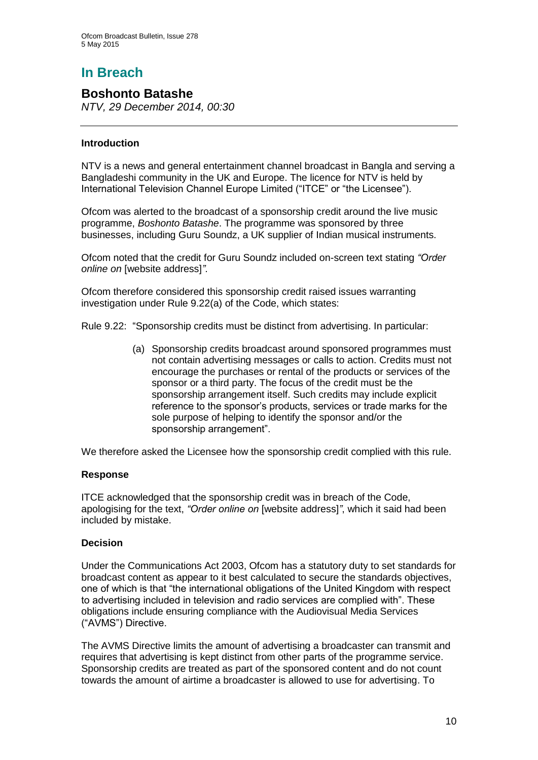# In Breach

## Boshonto Batashe

*NTV, 29 December 2014, 00:30*

### Introduction

NTV is a news and general entertainment channel broadcast in Bangla and serving a Bangladeshi community in the UK and Europe. The licence for NTV is held by International Television Channel Europe Limited ("ITCE" or "the Licensee").

Ofcom was alerted to the broadcast of a sponsorship credit around the live music programme, *Boshonto Batashe*. The programme was sponsored by three businesses, including Guru Soundz, a UK supplier of Indian musical instruments.

Ofcom noted that the credit for Guru Soundz included on-screen text stating *"Order online on* [website address]*"*.

Ofcom therefore considered this sponsorship credit raised issues warranting investigation under Rule 9.22(a) of the Code, which states:

Rule 9.22: "Sponsorship credits must be distinct from advertising. In particular:

> (a) Sponsorship credits broadcast around sponsored programmes must not contain advertising messages or calls to action. Credits must not encourage the purchases or rental of the products or services of the sponsor or a third party. The focus of the credit must be the sponsorship arrangement itself. Such credits may include explicit reference to the sponsor's products, services or trade marks for the sole purpose of helping to identify the sponsor and/or the sponsorship arrangement".

We therefore asked the Licensee how the sponsorship credit complied with this rule.

### Response

ITCE acknowledged that the sponsorship credit was in breach of the Code, apologising for the text, *"Order online on* [website address]*"*, which it said had been included by mistake.

### Decision

Under the Communications Act 2003, Ofcom has a statutory duty to set standards for broadcast content as appear to it best calculated to secure the standards objectives, one of which is that "the international obligations of the United Kingdom with respect to advertising included in television and radio services are complied with". These obligations include ensuring compliance with the Audiovisual Media Services ("AVMS") Directive.

The AVMS Directive limits the amount of advertising a broadcaster can transmit and requires that advertising is kept distinct from other parts of the programme service. Sponsorship credits are treated as part of the sponsored content and do not count towards the amount of airtime a broadcaster is allowed to use for advertising. To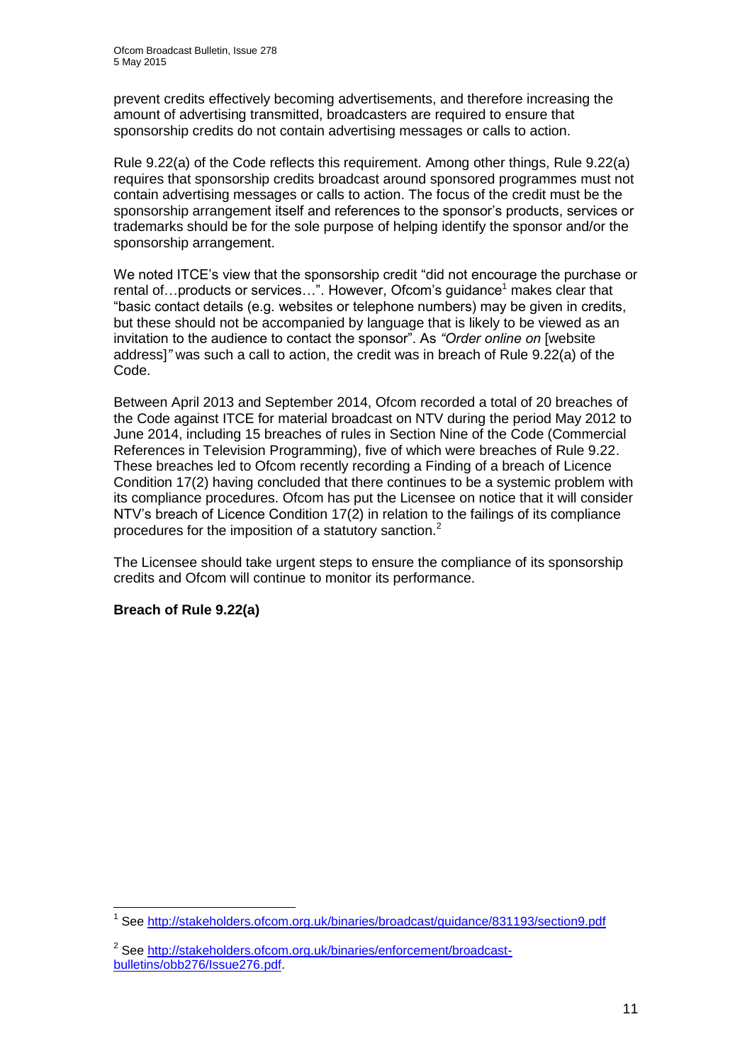prevent credits effectively becoming advertisements, and therefore increasing the amount of advertising transmitted, broadcasters are required to ensure that sponsorship credits do not contain advertising messages or calls to action.

Rule 9.22(a) of the Code reflects this requirement. Among other things, Rule 9.22(a) requires that sponsorship credits broadcast around sponsored programmes must not contain advertising messages or calls to action. The focus of the credit must be the sponsorship arrangement itself and references to the sponsor's products, services or trademarks should be for the sole purpose of helping identify the sponsor and/or the sponsorship arrangement.

We noted ITCE's view that the sponsorship credit "did not encourage the purchase or rental of…products or services…". However, Ofcom's guidance[1] makes clear that "basic contact details (e.g. websites or telephone numbers) may be given in credits, but these should not be accompanied by language that is likely to be viewed as an invitation to the audience to contact the sponsor". As *"Order online on* [website address]*"* was such a call to action, the credit was in breach of Rule 9.22(a) of the Code.

Between April 2013 and September 2014, Ofcom recorded a total of 20 breaches of the Code against ITCE for material broadcast on NTV during the period May 2012 to June 2014, including 15 breaches of rules in Section Nine of the Code (Commercial References in Television Programming), five of which were breaches of Rule 9.22. These breaches led to Ofcom recently recording a Finding of a breach of Licence Condition 17(2) having concluded that there continues to be a systemic problem with its compliance procedures. Ofcom has put the Licensee on notice that it will consider NTV's breach of Licence Condition 17(2) in relation to the failings of its compliance procedures for the imposition of a statutory sanction.[2]

The Licensee should take urgent steps to ensure the compliance of its sponsorship credits and Ofcom will continue to monitor its performance.

**Breach of Rule 9.22(a)**

---

[1] See http://stakeholders.ofcom.org.uk/binaries/broadcast/guidance/831193/section9.pdf

[2] See http://stakeholders.ofcom.org.uk/binaries/enforcement/broadcast-bulletins/obb276/Issue276.pdf.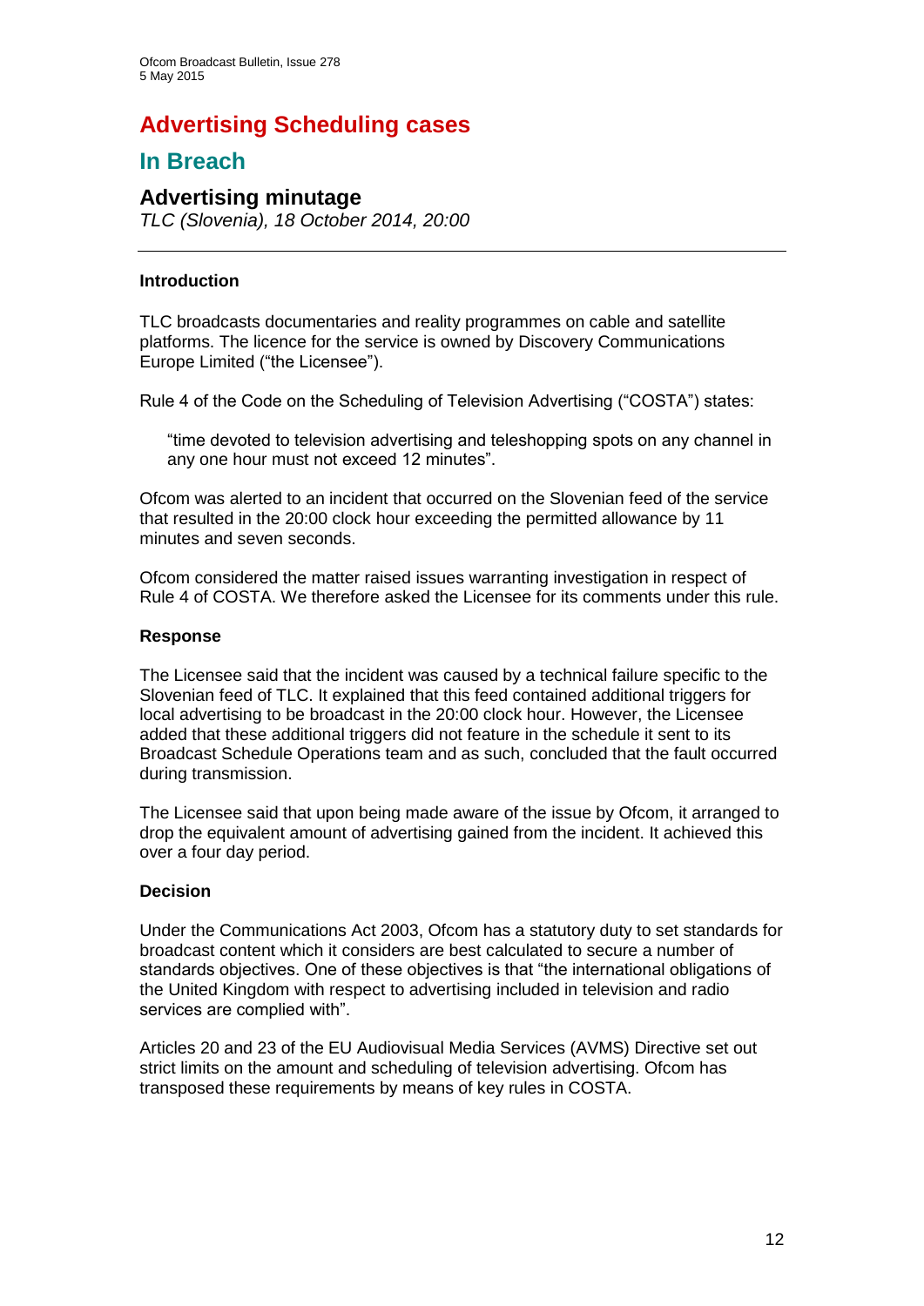# Advertising Scheduling cases

## In Breach

### Advertising minutage

*TLC (Slovenia), 18 October 2014, 20:00*

---

**Introduction**

TLC broadcasts documentaries and reality programmes on cable and satellite platforms. The licence for the service is owned by Discovery Communications Europe Limited ("the Licensee").

Rule 4 of the Code on the Scheduling of Television Advertising ("COSTA") states:

> "time devoted to television advertising and teleshopping spots on any channel in any one hour must not exceed 12 minutes".

Ofcom was alerted to an incident that occurred on the Slovenian feed of the service that resulted in the 20:00 clock hour exceeding the permitted allowance by 11 minutes and seven seconds.

Ofcom considered the matter raised issues warranting investigation in respect of Rule 4 of COSTA. We therefore asked the Licensee for its comments under this rule.

**Response**

The Licensee said that the incident was caused by a technical failure specific to the Slovenian feed of TLC. It explained that this feed contained additional triggers for local advertising to be broadcast in the 20:00 clock hour. However, the Licensee added that these additional triggers did not feature in the schedule it sent to its Broadcast Schedule Operations team and as such, concluded that the fault occurred during transmission.

The Licensee said that upon being made aware of the issue by Ofcom, it arranged to drop the equivalent amount of advertising gained from the incident. It achieved this over a four day period.

**Decision**

Under the Communications Act 2003, Ofcom has a statutory duty to set standards for broadcast content which it considers are best calculated to secure a number of standards objectives. One of these objectives is that "the international obligations of the United Kingdom with respect to advertising included in television and radio services are complied with".

Articles 20 and 23 of the EU Audiovisual Media Services (AVMS) Directive set out strict limits on the amount and scheduling of television advertising. Ofcom has transposed these requirements by means of key rules in COSTA.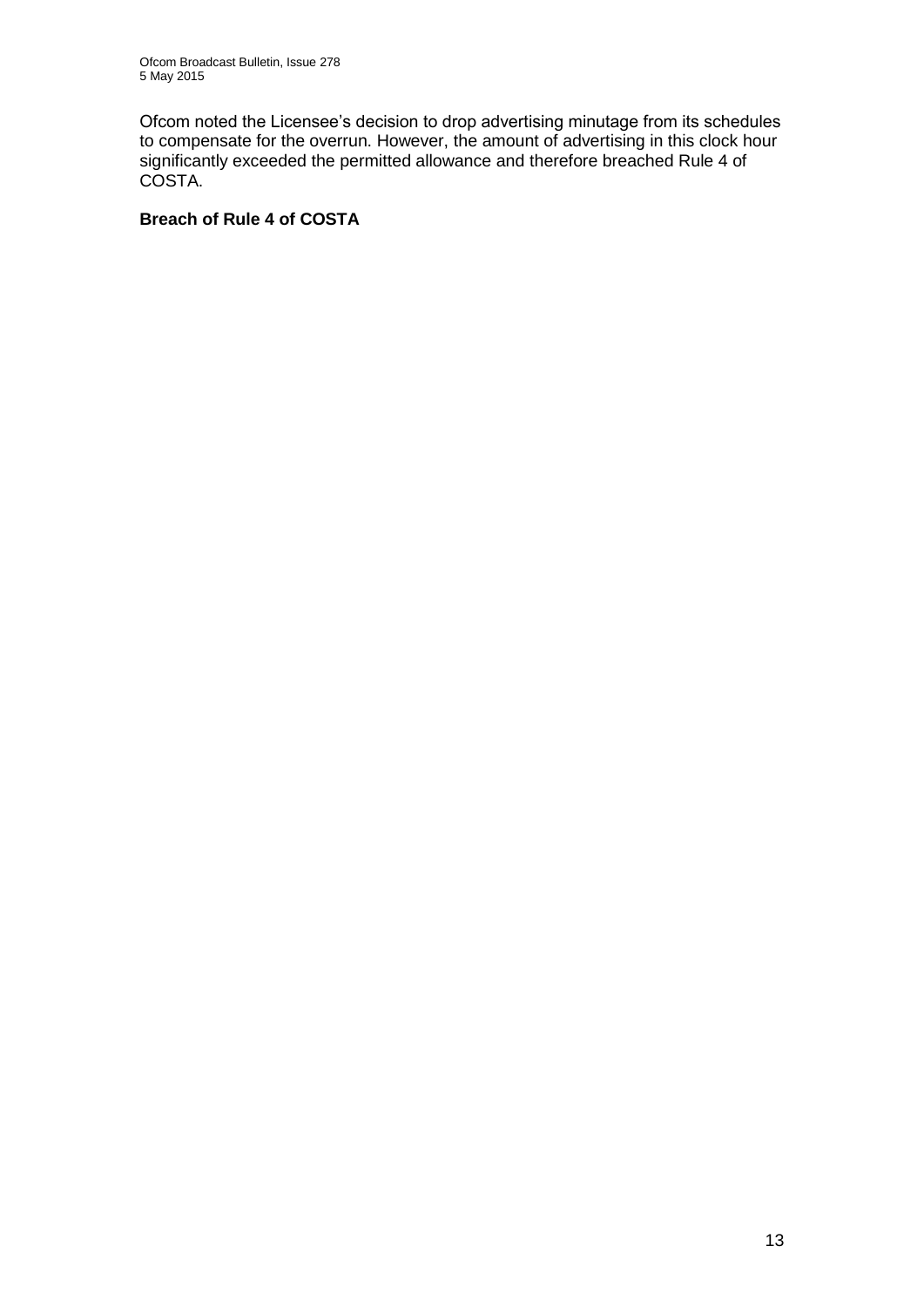Ofcom noted the Licensee's decision to drop advertising minutage from its schedules to compensate for the overrun. However, the amount of advertising in this clock hour significantly exceeded the permitted allowance and therefore breached Rule 4 of COSTA.

**Breach of Rule 4 of COSTA**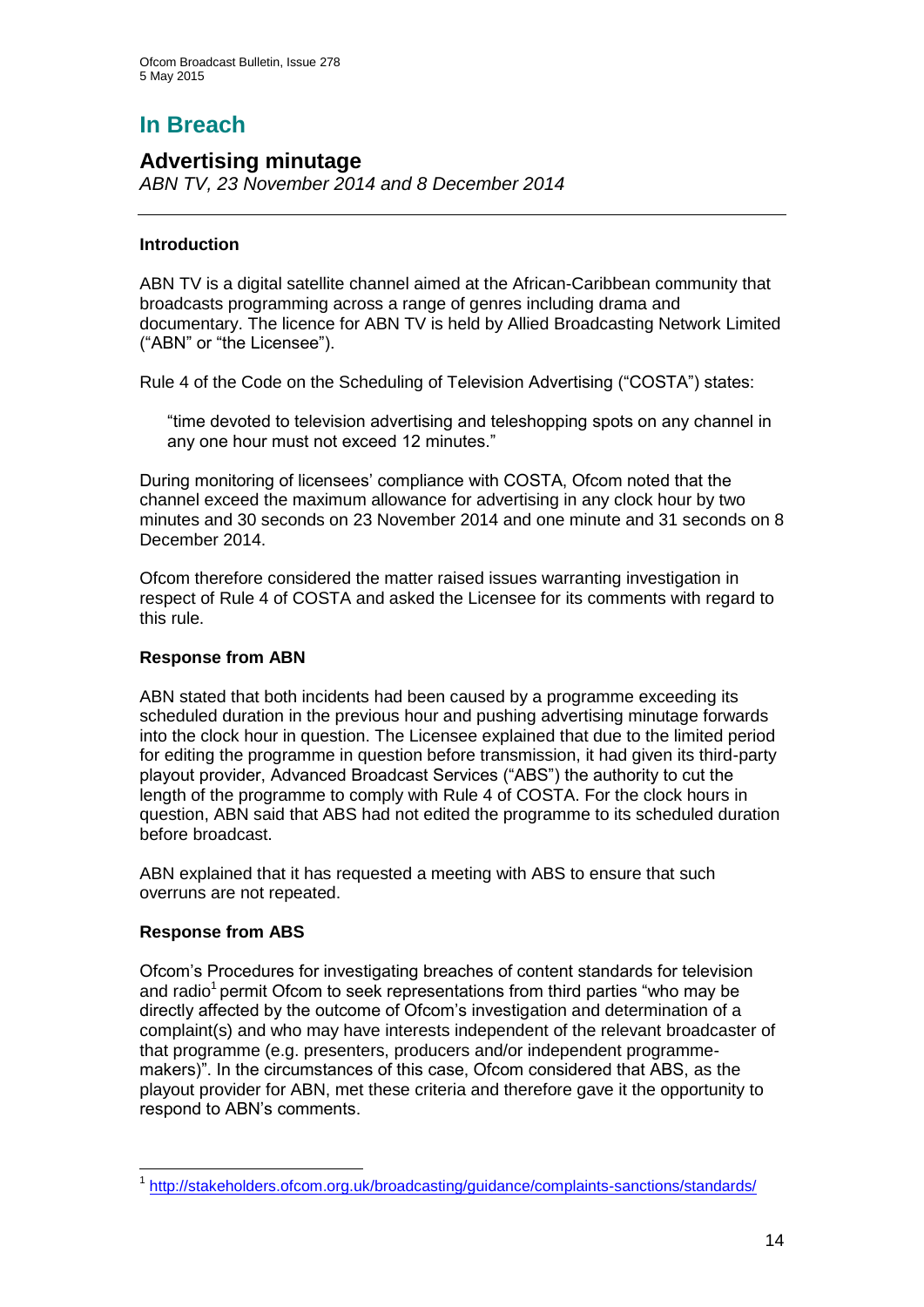# In Breach

## Advertising minutage

*ABN TV, 23 November 2014 and 8 December 2014*

---

### Introduction

ABN TV is a digital satellite channel aimed at the African-Caribbean community that broadcasts programming across a range of genres including drama and documentary. The licence for ABN TV is held by Allied Broadcasting Network Limited ("ABN" or "the Licensee").

Rule 4 of the Code on the Scheduling of Television Advertising ("COSTA") states:

> "time devoted to television advertising and teleshopping spots on any channel in any one hour must not exceed 12 minutes."

During monitoring of licensees' compliance with COSTA, Ofcom noted that the channel exceed the maximum allowance for advertising in any clock hour by two minutes and 30 seconds on 23 November 2014 and one minute and 31 seconds on 8 December 2014.

Ofcom therefore considered the matter raised issues warranting investigation in respect of Rule 4 of COSTA and asked the Licensee for its comments with regard to this rule.

### Response from ABN

ABN stated that both incidents had been caused by a programme exceeding its scheduled duration in the previous hour and pushing advertising minutage forwards into the clock hour in question. The Licensee explained that due to the limited period for editing the programme in question before transmission, it had given its third-party playout provider, Advanced Broadcast Services ("ABS") the authority to cut the length of the programme to comply with Rule 4 of COSTA. For the clock hours in question, ABN said that ABS had not edited the programme to its scheduled duration before broadcast.

ABN explained that it has requested a meeting with ABS to ensure that such overruns are not repeated.

### Response from ABS

Ofcom's Procedures for investigating breaches of content standards for television and radio[1] permit Ofcom to seek representations from third parties "who may be directly affected by the outcome of Ofcom's investigation and determination of a complaint(s) and who may have interests independent of the relevant broadcaster of that programme (e.g. presenters, producers and/or independent programme-makers)". In the circumstances of this case, Ofcom considered that ABS, as the playout provider for ABN, met these criteria and therefore gave it the opportunity to respond to ABN's comments.

---

[1] http://stakeholders.ofcom.org.uk/broadcasting/guidance/complaints-sanctions/standards/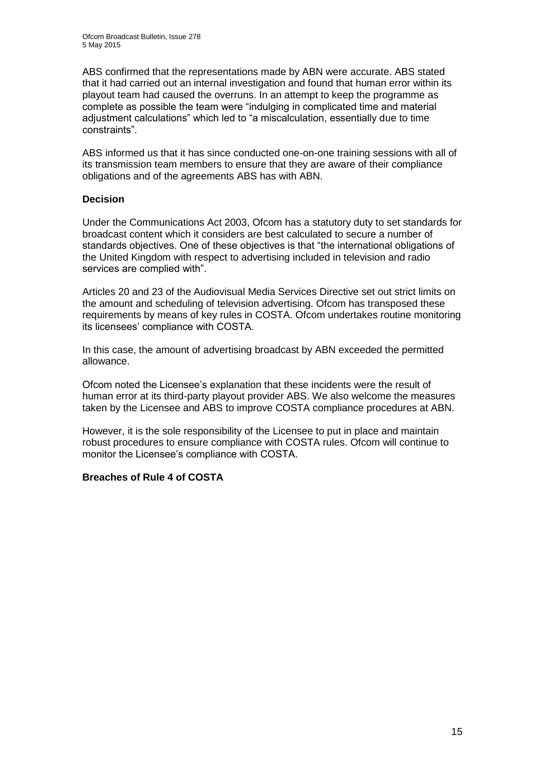ABS confirmed that the representations made by ABN were accurate. ABS stated that it had carried out an internal investigation and found that human error within its playout team had caused the overruns. In an attempt to keep the programme as complete as possible the team were "indulging in complicated time and material adjustment calculations" which led to "a miscalculation, essentially due to time constraints".

ABS informed us that it has since conducted one-on-one training sessions with all of its transmission team members to ensure that they are aware of their compliance obligations and of the agreements ABS has with ABN.

**Decision**

Under the Communications Act 2003, Ofcom has a statutory duty to set standards for broadcast content which it considers are best calculated to secure a number of standards objectives. One of these objectives is that "the international obligations of the United Kingdom with respect to advertising included in television and radio services are complied with".

Articles 20 and 23 of the Audiovisual Media Services Directive set out strict limits on the amount and scheduling of television advertising. Ofcom has transposed these requirements by means of key rules in COSTA. Ofcom undertakes routine monitoring its licensees' compliance with COSTA.

In this case, the amount of advertising broadcast by ABN exceeded the permitted allowance.

Ofcom noted the Licensee's explanation that these incidents were the result of human error at its third-party playout provider ABS. We also welcome the measures taken by the Licensee and ABS to improve COSTA compliance procedures at ABN.

However, it is the sole responsibility of the Licensee to put in place and maintain robust procedures to ensure compliance with COSTA rules. Ofcom will continue to monitor the Licensee's compliance with COSTA.

**Breaches of Rule 4 of COSTA**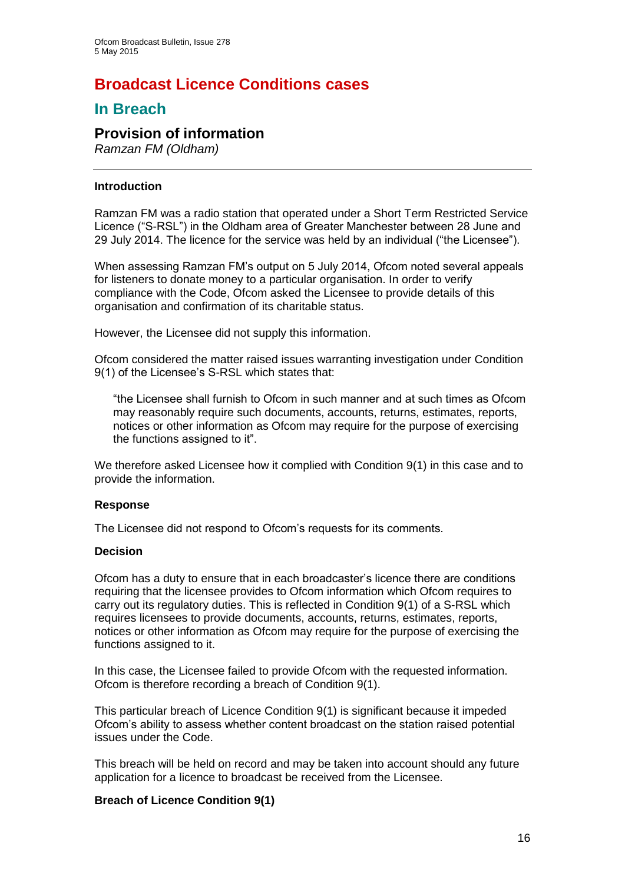# Broadcast Licence Conditions cases

## In Breach

### Provision of information

*Ramzan FM (Oldham)*

---

**Introduction**

Ramzan FM was a radio station that operated under a Short Term Restricted Service Licence ("S-RSL") in the Oldham area of Greater Manchester between 28 June and 29 July 2014. The licence for the service was held by an individual ("the Licensee").

When assessing Ramzan FM's output on 5 July 2014, Ofcom noted several appeals for listeners to donate money to a particular organisation. In order to verify compliance with the Code, Ofcom asked the Licensee to provide details of this organisation and confirmation of its charitable status.

However, the Licensee did not supply this information.

Ofcom considered the matter raised issues warranting investigation under Condition 9(1) of the Licensee's S-RSL which states that:

> "the Licensee shall furnish to Ofcom in such manner and at such times as Ofcom may reasonably require such documents, accounts, returns, estimates, reports, notices or other information as Ofcom may require for the purpose of exercising the functions assigned to it".

We therefore asked Licensee how it complied with Condition 9(1) in this case and to provide the information.

**Response**

The Licensee did not respond to Ofcom's requests for its comments.

**Decision**

Ofcom has a duty to ensure that in each broadcaster's licence there are conditions requiring that the licensee provides to Ofcom information which Ofcom requires to carry out its regulatory duties. This is reflected in Condition 9(1) of a S-RSL which requires licensees to provide documents, accounts, returns, estimates, reports, notices or other information as Ofcom may require for the purpose of exercising the functions assigned to it.

In this case, the Licensee failed to provide Ofcom with the requested information. Ofcom is therefore recording a breach of Condition 9(1).

This particular breach of Licence Condition 9(1) is significant because it impeded Ofcom's ability to assess whether content broadcast on the station raised potential issues under the Code.

This breach will be held on record and may be taken into account should any future application for a licence to broadcast be received from the Licensee.

**Breach of Licence Condition 9(1)**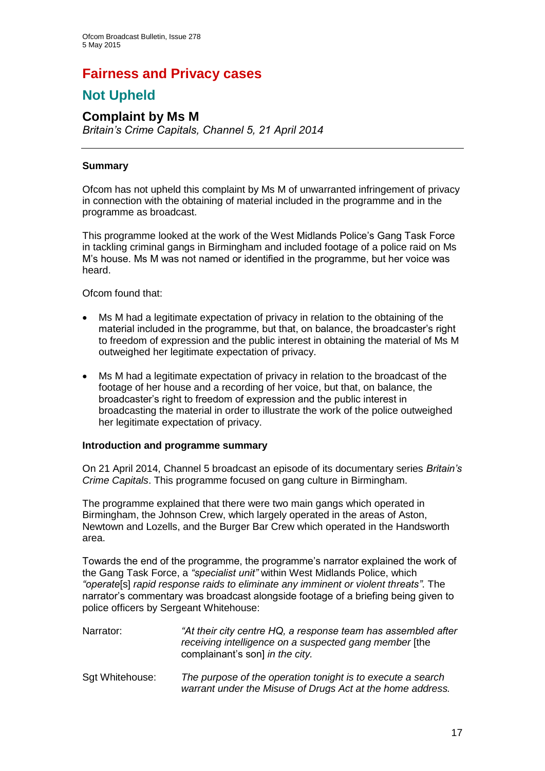# Fairness and Privacy cases

## Not Upheld

### Complaint by Ms M

*Britain's Crime Capitals, Channel 5, 21 April 2014*

---

**Summary**

Ofcom has not upheld this complaint by Ms M of unwarranted infringement of privacy in connection with the obtaining of material included in the programme and in the programme as broadcast.

This programme looked at the work of the West Midlands Police's Gang Task Force in tackling criminal gangs in Birmingham and included footage of a police raid on Ms M's house. Ms M was not named or identified in the programme, but her voice was heard.

Ofcom found that:

- Ms M had a legitimate expectation of privacy in relation to the obtaining of the material included in the programme, but that, on balance, the broadcaster's right to freedom of expression and the public interest in obtaining the material of Ms M outweighed her legitimate expectation of privacy.
- Ms M had a legitimate expectation of privacy in relation to the broadcast of the footage of her house and a recording of her voice, but that, on balance, the broadcaster's right to freedom of expression and the public interest in broadcasting the material in order to illustrate the work of the police outweighed her legitimate expectation of privacy.

**Introduction and programme summary**

On 21 April 2014, Channel 5 broadcast an episode of its documentary series *Britain's Crime Capitals*. This programme focused on gang culture in Birmingham.

The programme explained that there were two main gangs which operated in Birmingham, the Johnson Crew, which largely operated in the areas of Aston, Newtown and Lozells, and the Burger Bar Crew which operated in the Handsworth area.

Towards the end of the programme, the programme's narrator explained the work of the Gang Task Force, a *"specialist unit"* within West Midlands Police, which *"operate*[s] *rapid response raids to eliminate any imminent or violent threats"*. The narrator's commentary was broadcast alongside footage of a briefing being given to police officers by Sergeant Whitehouse:

Narrator: *"At their city centre HQ, a response team has assembled after receiving intelligence on a suspected gang member* [the complainant's son] *in the city.*

Sgt Whitehouse: *The purpose of the operation tonight is to execute a search warrant under the Misuse of Drugs Act at the home address.*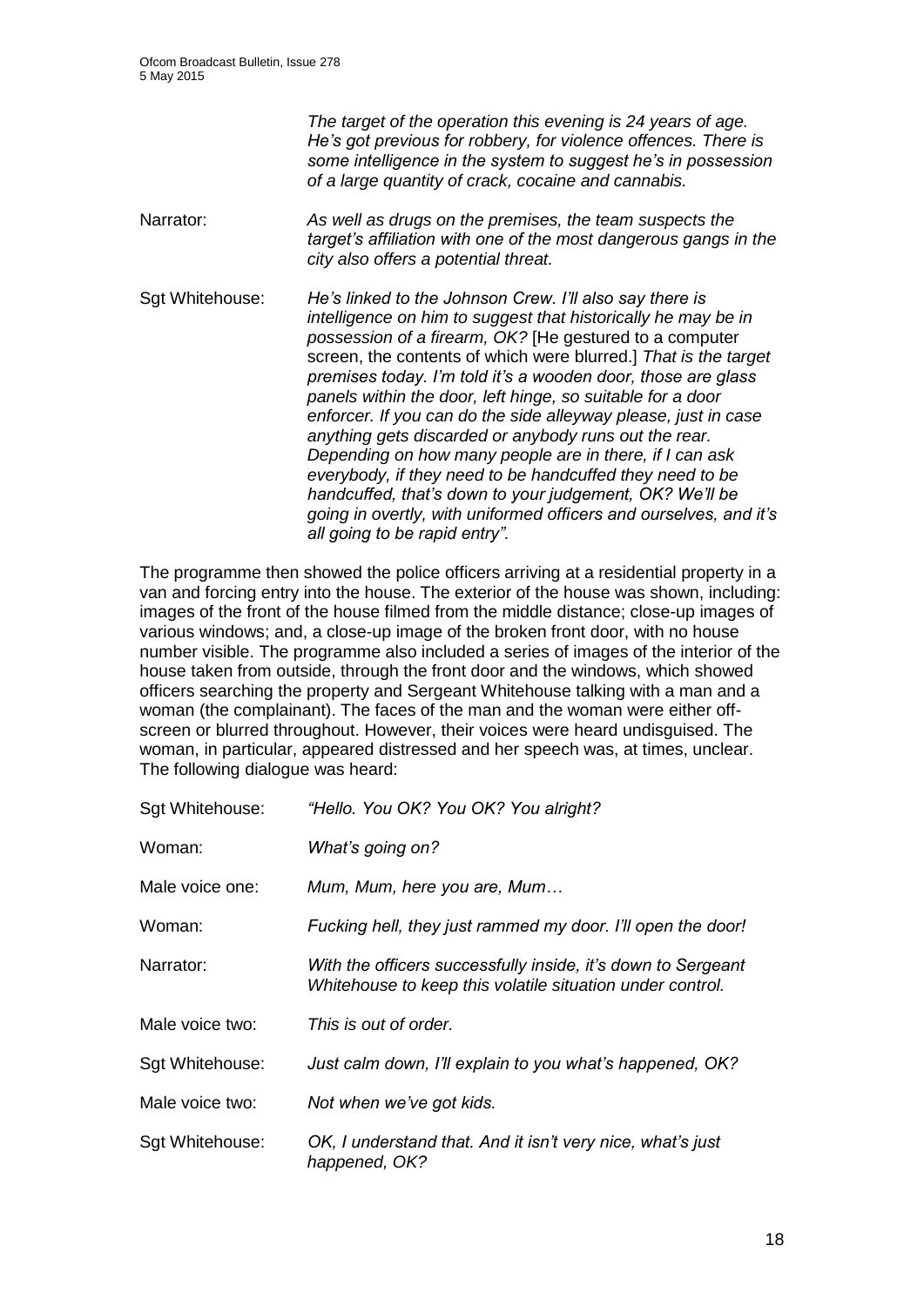*The target of the operation this evening is 24 years of age. He's got previous for robbery, for violence offences. There is some intelligence in the system to suggest he's in possession of a large quantity of crack, cocaine and cannabis.*

| | |
|---|---|
| Narrator: | *As well as drugs on the premises, the team suspects the target's affiliation with one of the most dangerous gangs in the city also offers a potential threat.* |
| Sgt Whitehouse: | *He's linked to the Johnson Crew. I'll also say there is intelligence on him to suggest that historically he may be in possession of a firearm, OK?* [He gestured to a computer screen, the contents of which were blurred.] *That is the target premises today. I'm told it's a wooden door, those are glass panels within the door, left hinge, so suitable for a door enforcer. If you can do the side alleyway please, just in case anything gets discarded or anybody runs out the rear. Depending on how many people are in there, if I can ask everybody, if they need to be handcuffed they need to be handcuffed, that's down to your judgement, OK? We'll be going in overtly, with uniformed officers and ourselves, and it's all going to be rapid entry".* |

The programme then showed the police officers arriving at a residential property in a van and forcing entry into the house. The exterior of the house was shown, including: images of the front of the house filmed from the middle distance; close-up images of various windows; and, a close-up image of the broken front door, with no house number visible. The programme also included a series of images of the interior of the house taken from outside, through the front door and the windows, which showed officers searching the property and Sergeant Whitehouse talking with a man and a woman (the complainant). The faces of the man and the woman were either off-screen or blurred throughout. However, their voices were heard undisguised. The woman, in particular, appeared distressed and her speech was, at times, unclear. The following dialogue was heard:

| | |
|---|---|
| Sgt Whitehouse: | *"Hello. You OK? You OK? You alright?* |
| Woman: | *What's going on?* |
| Male voice one: | *Mum, Mum, here you are, Mum…* |
| Woman: | *Fucking hell, they just rammed my door. I'll open the door!* |
| Narrator: | *With the officers successfully inside, it's down to Sergeant Whitehouse to keep this volatile situation under control.* |
| Male voice two: | *This is out of order.* |
| Sgt Whitehouse: | *Just calm down, I'll explain to you what's happened, OK?* |
| Male voice two: | *Not when we've got kids.* |
| Sgt Whitehouse: | *OK, I understand that. And it isn't very nice, what's just happened, OK?* |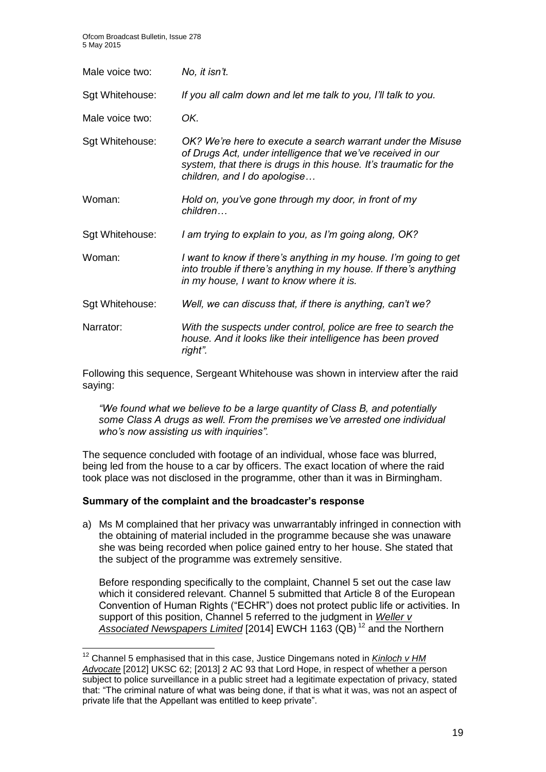| | |
|---|---|
| Male voice two: | *No, it isn't.* |
| Sgt Whitehouse: | *If you all calm down and let me talk to you, I'll talk to you.* |
| Male voice two: | *OK.* |
| Sgt Whitehouse: | *OK? We're here to execute a search warrant under the Misuse of Drugs Act, under intelligence that we've received in our system, that there is drugs in this house. It's traumatic for the children, and I do apologise…* |
| Woman: | *Hold on, you've gone through my door, in front of my children…* |
| Sgt Whitehouse: | *I am trying to explain to you, as I'm going along, OK?* |
| Woman: | *I want to know if there's anything in my house. I'm going to get into trouble if there's anything in my house. If there's anything in my house, I want to know where it is.* |
| Sgt Whitehouse: | *Well, we can discuss that, if there is anything, can't we?* |
| Narrator: | *With the suspects under control, police are free to search the house. And it looks like their intelligence has been proved right".* |

Following this sequence, Sergeant Whitehouse was shown in interview after the raid saying:

> *"We found what we believe to be a large quantity of Class B, and potentially some Class A drugs as well. From the premises we've arrested one individual who's now assisting us with inquiries".*

The sequence concluded with footage of an individual, whose face was blurred, being led from the house to a car by officers. The exact location of where the raid took place was not disclosed in the programme, other than it was in Birmingham.

**Summary of the complaint and the broadcaster's response**

a) Ms M complained that her privacy was unwarrantably infringed in connection with the obtaining of material included in the programme because she was unaware she was being recorded when police gained entry to her house. She stated that the subject of the programme was extremely sensitive.

Before responding specifically to the complaint, Channel 5 set out the case law which it considered relevant. Channel 5 submitted that Article 8 of the European Convention of Human Rights ("ECHR") does not protect public life or activities. In support of this position, Channel 5 referred to the judgment in *Weller v Associated Newspapers Limited* [2014] EWCH 1163 (QB) [12] and the Northern

[12] Channel 5 emphasised that in this case, Justice Dingemans noted in *Kinloch v HM Advocate* [2012] UKSC 62; [2013] 2 AC 93 that Lord Hope, in respect of whether a person subject to police surveillance in a public street had a legitimate expectation of privacy, stated that: "The criminal nature of what was being done, if that is what it was, was not an aspect of private life that the Appellant was entitled to keep private".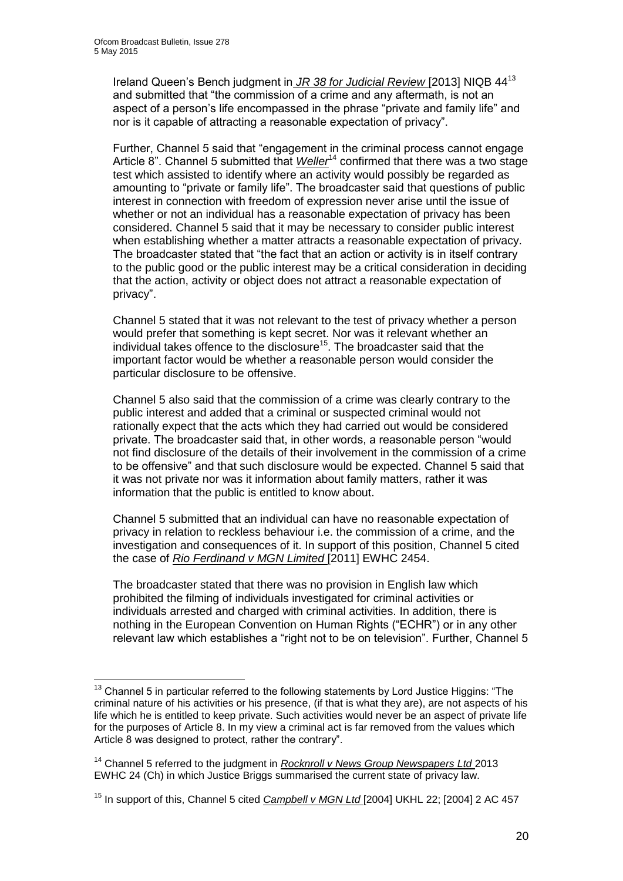Ireland Queen's Bench judgment in *JR 38 for Judicial Review* [2013] NIQB 44[13] and submitted that "the commission of a crime and any aftermath, is not an aspect of a person's life encompassed in the phrase "private and family life" and nor is it capable of attracting a reasonable expectation of privacy".

Further, Channel 5 said that "engagement in the criminal process cannot engage Article 8". Channel 5 submitted that *Weller*[14] confirmed that there was a two stage test which assisted to identify where an activity would possibly be regarded as amounting to "private or family life". The broadcaster said that questions of public interest in connection with freedom of expression never arise until the issue of whether or not an individual has a reasonable expectation of privacy has been considered. Channel 5 said that it may be necessary to consider public interest when establishing whether a matter attracts a reasonable expectation of privacy. The broadcaster stated that "the fact that an action or activity is in itself contrary to the public good or the public interest may be a critical consideration in deciding that the action, activity or object does not attract a reasonable expectation of privacy".

Channel 5 stated that it was not relevant to the test of privacy whether a person would prefer that something is kept secret. Nor was it relevant whether an individual takes offence to the disclosure[15]. The broadcaster said that the important factor would be whether a reasonable person would consider the particular disclosure to be offensive.

Channel 5 also said that the commission of a crime was clearly contrary to the public interest and added that a criminal or suspected criminal would not rationally expect that the acts which they had carried out would be considered private. The broadcaster said that, in other words, a reasonable person "would not find disclosure of the details of their involvement in the commission of a crime to be offensive" and that such disclosure would be expected. Channel 5 said that it was not private nor was it information about family matters, rather it was information that the public is entitled to know about.

Channel 5 submitted that an individual can have no reasonable expectation of privacy in relation to reckless behaviour i.e. the commission of a crime, and the investigation and consequences of it. In support of this position, Channel 5 cited the case of *Rio Ferdinand v MGN Limited* [2011] EWHC 2454.

The broadcaster stated that there was no provision in English law which prohibited the filming of individuals investigated for criminal activities or individuals arrested and charged with criminal activities. In addition, there is nothing in the European Convention on Human Rights ("ECHR") or in any other relevant law which establishes a "right not to be on television". Further, Channel 5

---

[13] Channel 5 in particular referred to the following statements by Lord Justice Higgins: "The criminal nature of his activities or his presence, (if that is what they are), are not aspects of his life which he is entitled to keep private. Such activities would never be an aspect of private life for the purposes of Article 8. In my view a criminal act is far removed from the values which Article 8 was designed to protect, rather the contrary".

[14] Channel 5 referred to the judgment in *Rocknroll v News Group Newspapers Ltd* 2013 EWHC 24 (Ch) in which Justice Briggs summarised the current state of privacy law.

[15] In support of this, Channel 5 cited *Campbell v MGN Ltd* [2004] UKHL 22; [2004] 2 AC 457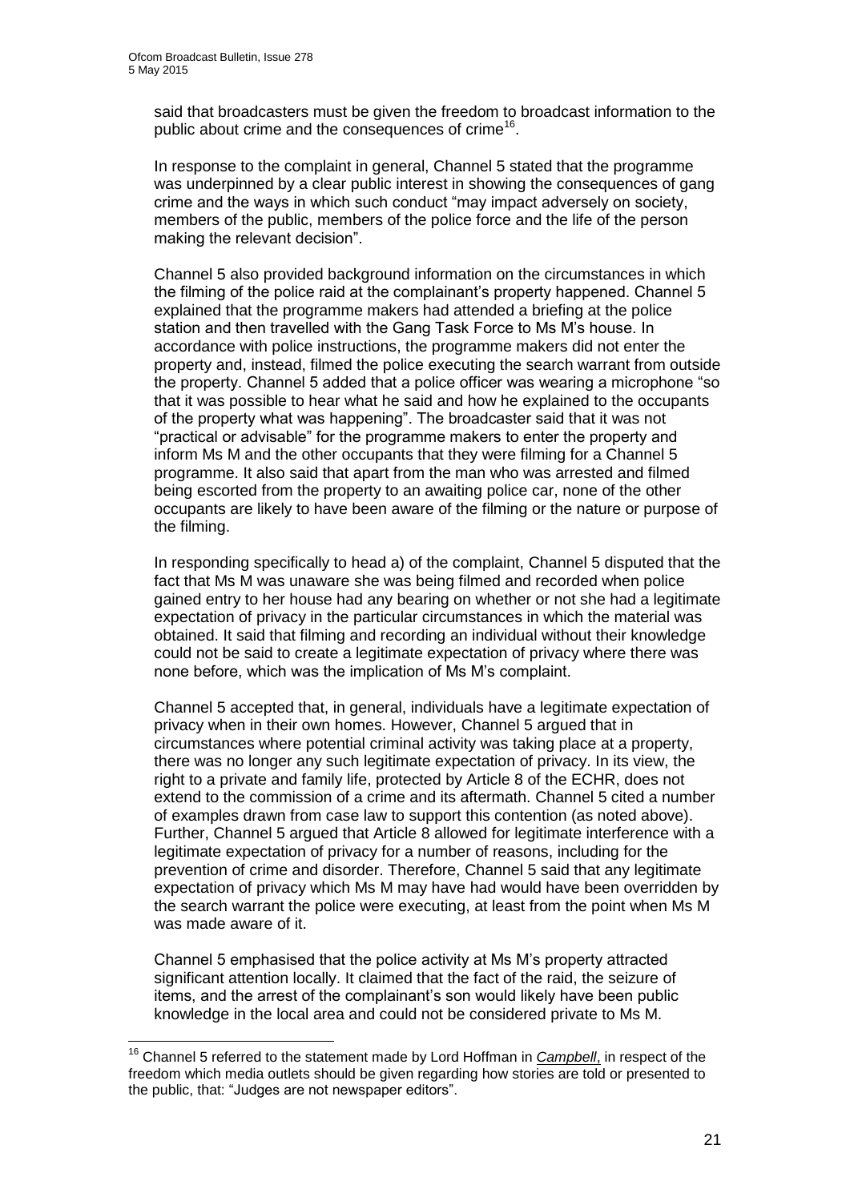said that broadcasters must be given the freedom to broadcast information to the public about crime and the consequences of crime[16].

In response to the complaint in general, Channel 5 stated that the programme was underpinned by a clear public interest in showing the consequences of gang crime and the ways in which such conduct "may impact adversely on society, members of the public, members of the police force and the life of the person making the relevant decision".

Channel 5 also provided background information on the circumstances in which the filming of the police raid at the complainant's property happened. Channel 5 explained that the programme makers had attended a briefing at the police station and then travelled with the Gang Task Force to Ms M's house. In accordance with police instructions, the programme makers did not enter the property and, instead, filmed the police executing the search warrant from outside the property. Channel 5 added that a police officer was wearing a microphone "so that it was possible to hear what he said and how he explained to the occupants of the property what was happening". The broadcaster said that it was not "practical or advisable" for the programme makers to enter the property and inform Ms M and the other occupants that they were filming for a Channel 5 programme. It also said that apart from the man who was arrested and filmed being escorted from the property to an awaiting police car, none of the other occupants are likely to have been aware of the filming or the nature or purpose of the filming.

In responding specifically to head a) of the complaint, Channel 5 disputed that the fact that Ms M was unaware she was being filmed and recorded when police gained entry to her house had any bearing on whether or not she had a legitimate expectation of privacy in the particular circumstances in which the material was obtained. It said that filming and recording an individual without their knowledge could not be said to create a legitimate expectation of privacy where there was none before, which was the implication of Ms M's complaint.

Channel 5 accepted that, in general, individuals have a legitimate expectation of privacy when in their own homes. However, Channel 5 argued that in circumstances where potential criminal activity was taking place at a property, there was no longer any such legitimate expectation of privacy. In its view, the right to a private and family life, protected by Article 8 of the ECHR, does not extend to the commission of a crime and its aftermath. Channel 5 cited a number of examples drawn from case law to support this contention (as noted above). Further, Channel 5 argued that Article 8 allowed for legitimate interference with a legitimate expectation of privacy for a number of reasons, including for the prevention of crime and disorder. Therefore, Channel 5 said that any legitimate expectation of privacy which Ms M may have had would have been overridden by the search warrant the police were executing, at least from the point when Ms M was made aware of it.

Channel 5 emphasised that the police activity at Ms M's property attracted significant attention locally. It claimed that the fact of the raid, the seizure of items, and the arrest of the complainant's son would likely have been public knowledge in the local area and could not be considered private to Ms M.

---

[16] Channel 5 referred to the statement made by Lord Hoffman in ***Campbell***, in respect of the freedom which media outlets should be given regarding how stories are told or presented to the public, that: "Judges are not newspaper editors".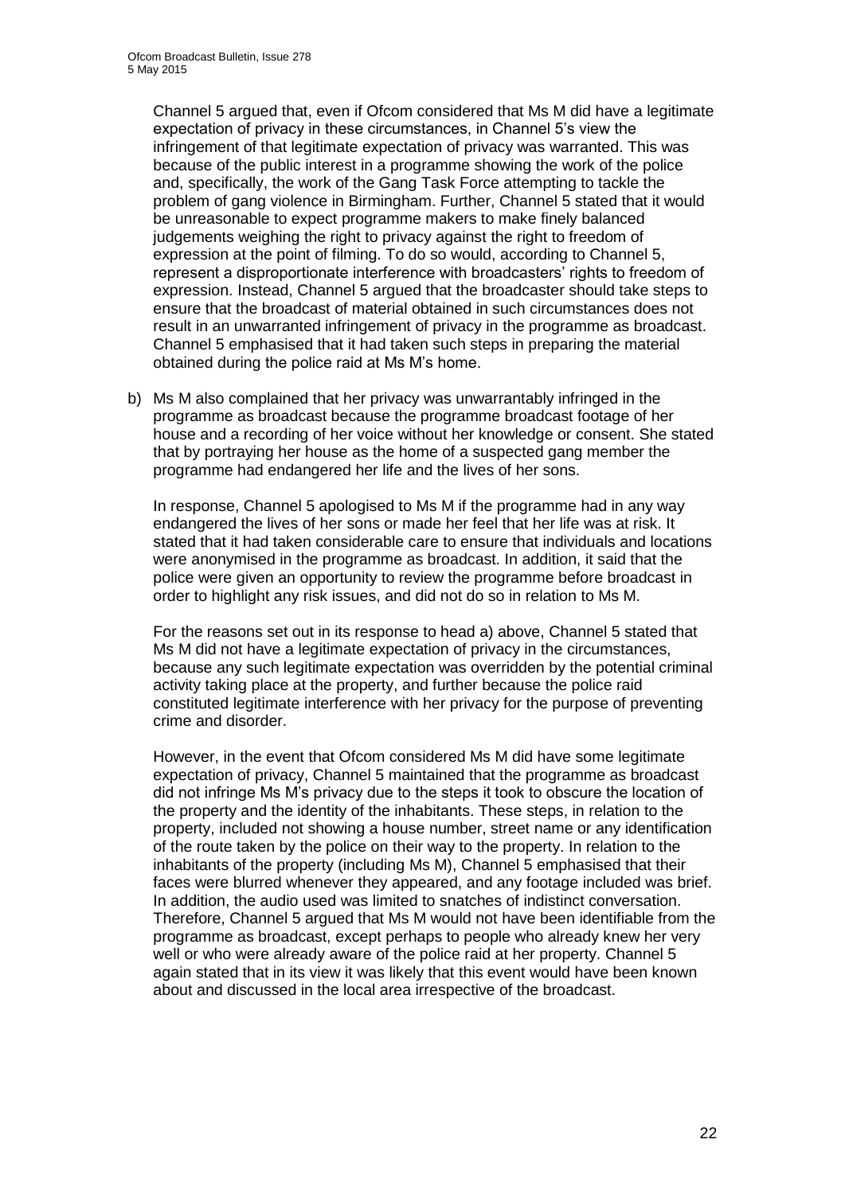Channel 5 argued that, even if Ofcom considered that Ms M did have a legitimate expectation of privacy in these circumstances, in Channel 5's view the infringement of that legitimate expectation of privacy was warranted. This was because of the public interest in a programme showing the work of the police and, specifically, the work of the Gang Task Force attempting to tackle the problem of gang violence in Birmingham. Further, Channel 5 stated that it would be unreasonable to expect programme makers to make finely balanced judgements weighing the right to privacy against the right to freedom of expression at the point of filming. To do so would, according to Channel 5, represent a disproportionate interference with broadcasters' rights to freedom of expression. Instead, Channel 5 argued that the broadcaster should take steps to ensure that the broadcast of material obtained in such circumstances does not result in an unwarranted infringement of privacy in the programme as broadcast. Channel 5 emphasised that it had taken such steps in preparing the material obtained during the police raid at Ms M's home.

b) Ms M also complained that her privacy was unwarrantably infringed in the programme as broadcast because the programme broadcast footage of her house and a recording of her voice without her knowledge or consent. She stated that by portraying her house as the home of a suspected gang member the programme had endangered her life and the lives of her sons.

   In response, Channel 5 apologised to Ms M if the programme had in any way endangered the lives of her sons or made her feel that her life was at risk. It stated that it had taken considerable care to ensure that individuals and locations were anonymised in the programme as broadcast. In addition, it said that the police were given an opportunity to review the programme before broadcast in order to highlight any risk issues, and did not do so in relation to Ms M.

   For the reasons set out in its response to head a) above, Channel 5 stated that Ms M did not have a legitimate expectation of privacy in the circumstances, because any such legitimate expectation was overridden by the potential criminal activity taking place at the property, and further because the police raid constituted legitimate interference with her privacy for the purpose of preventing crime and disorder.

   However, in the event that Ofcom considered Ms M did have some legitimate expectation of privacy, Channel 5 maintained that the programme as broadcast did not infringe Ms M's privacy due to the steps it took to obscure the location of the property and the identity of the inhabitants. These steps, in relation to the property, included not showing a house number, street name or any identification of the route taken by the police on their way to the property. In relation to the inhabitants of the property (including Ms M), Channel 5 emphasised that their faces were blurred whenever they appeared, and any footage included was brief. In addition, the audio used was limited to snatches of indistinct conversation. Therefore, Channel 5 argued that Ms M would not have been identifiable from the programme as broadcast, except perhaps to people who already knew her very well or who were already aware of the police raid at her property. Channel 5 again stated that in its view it was likely that this event would have been known about and discussed in the local area irrespective of the broadcast.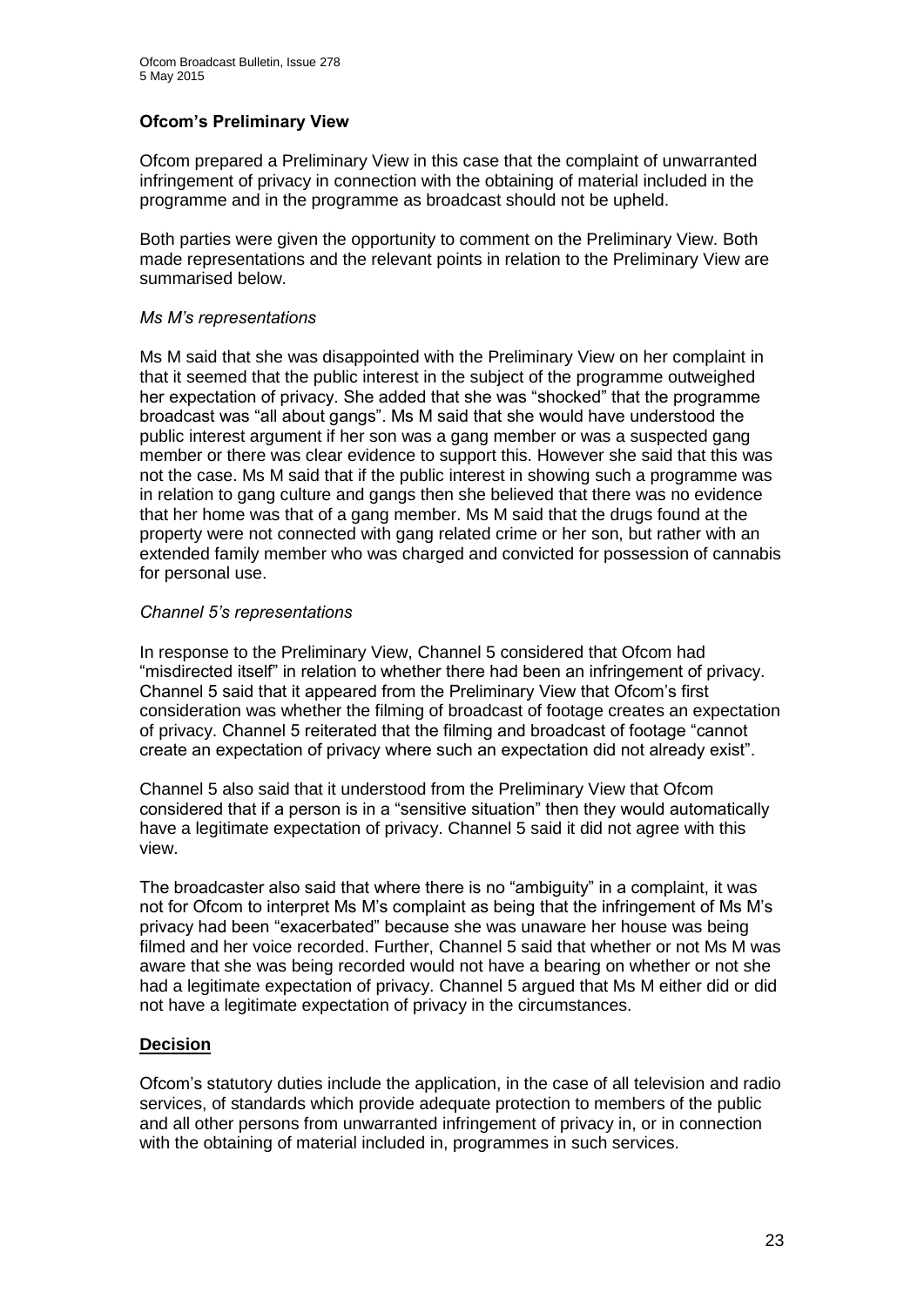**Ofcom's Preliminary View**

Ofcom prepared a Preliminary View in this case that the complaint of unwarranted infringement of privacy in connection with the obtaining of material included in the programme and in the programme as broadcast should not be upheld.

Both parties were given the opportunity to comment on the Preliminary View. Both made representations and the relevant points in relation to the Preliminary View are summarised below.

*Ms M's representations*

Ms M said that she was disappointed with the Preliminary View on her complaint in that it seemed that the public interest in the subject of the programme outweighed her expectation of privacy. She added that she was "shocked" that the programme broadcast was "all about gangs". Ms M said that she would have understood the public interest argument if her son was a gang member or was a suspected gang member or there was clear evidence to support this. However she said that this was not the case. Ms M said that if the public interest in showing such a programme was in relation to gang culture and gangs then she believed that there was no evidence that her home was that of a gang member. Ms M said that the drugs found at the property were not connected with gang related crime or her son, but rather with an extended family member who was charged and convicted for possession of cannabis for personal use.

*Channel 5's representations*

In response to the Preliminary View, Channel 5 considered that Ofcom had "misdirected itself" in relation to whether there had been an infringement of privacy. Channel 5 said that it appeared from the Preliminary View that Ofcom's first consideration was whether the filming of broadcast of footage creates an expectation of privacy. Channel 5 reiterated that the filming and broadcast of footage "cannot create an expectation of privacy where such an expectation did not already exist".

Channel 5 also said that it understood from the Preliminary View that Ofcom considered that if a person is in a "sensitive situation" then they would automatically have a legitimate expectation of privacy. Channel 5 said it did not agree with this view.

The broadcaster also said that where there is no "ambiguity" in a complaint, it was not for Ofcom to interpret Ms M's complaint as being that the infringement of Ms M's privacy had been "exacerbated" because she was unaware her house was being filmed and her voice recorded. Further, Channel 5 said that whether or not Ms M was aware that she was being recorded would not have a bearing on whether or not she had a legitimate expectation of privacy. Channel 5 argued that Ms M either did or did not have a legitimate expectation of privacy in the circumstances.

**Decision**

Ofcom's statutory duties include the application, in the case of all television and radio services, of standards which provide adequate protection to members of the public and all other persons from unwarranted infringement of privacy in, or in connection with the obtaining of material included in, programmes in such services.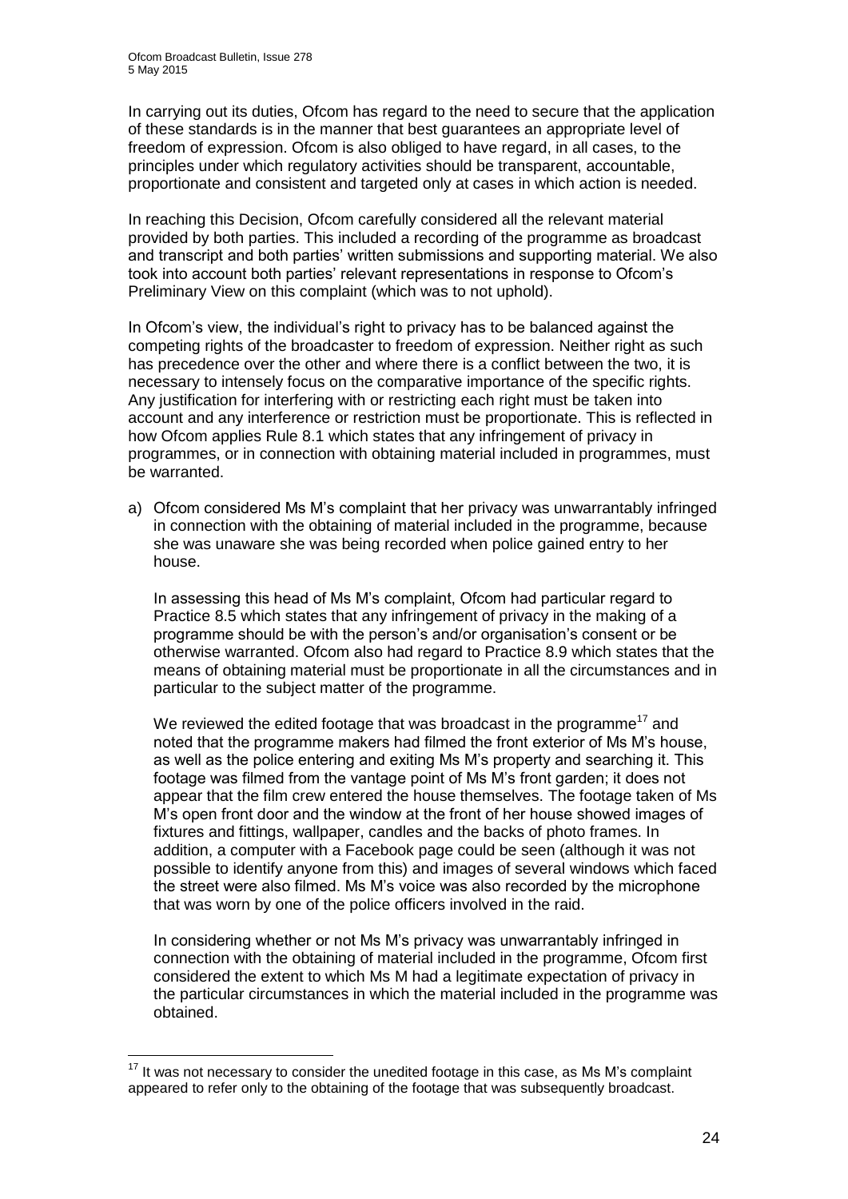In carrying out its duties, Ofcom has regard to the need to secure that the application of these standards is in the manner that best guarantees an appropriate level of freedom of expression. Ofcom is also obliged to have regard, in all cases, to the principles under which regulatory activities should be transparent, accountable, proportionate and consistent and targeted only at cases in which action is needed.

In reaching this Decision, Ofcom carefully considered all the relevant material provided by both parties. This included a recording of the programme as broadcast and transcript and both parties' written submissions and supporting material. We also took into account both parties' relevant representations in response to Ofcom's Preliminary View on this complaint (which was to not uphold).

In Ofcom's view, the individual's right to privacy has to be balanced against the competing rights of the broadcaster to freedom of expression. Neither right as such has precedence over the other and where there is a conflict between the two, it is necessary to intensely focus on the comparative importance of the specific rights. Any justification for interfering with or restricting each right must be taken into account and any interference or restriction must be proportionate. This is reflected in how Ofcom applies Rule 8.1 which states that any infringement of privacy in programmes, or in connection with obtaining material included in programmes, must be warranted.

a) Ofcom considered Ms M's complaint that her privacy was unwarrantably infringed in connection with the obtaining of material included in the programme, because she was unaware she was being recorded when police gained entry to her house.

   In assessing this head of Ms M's complaint, Ofcom had particular regard to Practice 8.5 which states that any infringement of privacy in the making of a programme should be with the person's and/or organisation's consent or be otherwise warranted. Ofcom also had regard to Practice 8.9 which states that the means of obtaining material must be proportionate in all the circumstances and in particular to the subject matter of the programme.

   We reviewed the edited footage that was broadcast in the programme[17] and noted that the programme makers had filmed the front exterior of Ms M's house, as well as the police entering and exiting Ms M's property and searching it. This footage was filmed from the vantage point of Ms M's front garden; it does not appear that the film crew entered the house themselves. The footage taken of Ms M's open front door and the window at the front of her house showed images of fixtures and fittings, wallpaper, candles and the backs of photo frames. In addition, a computer with a Facebook page could be seen (although it was not possible to identify anyone from this) and images of several windows which faced the street were also filmed. Ms M's voice was also recorded by the microphone that was worn by one of the police officers involved in the raid.

   In considering whether or not Ms M's privacy was unwarrantably infringed in connection with the obtaining of material included in the programme, Ofcom first considered the extent to which Ms M had a legitimate expectation of privacy in the particular circumstances in which the material included in the programme was obtained.

[17] It was not necessary to consider the unedited footage in this case, as Ms M's complaint appeared to refer only to the obtaining of the footage that was subsequently broadcast.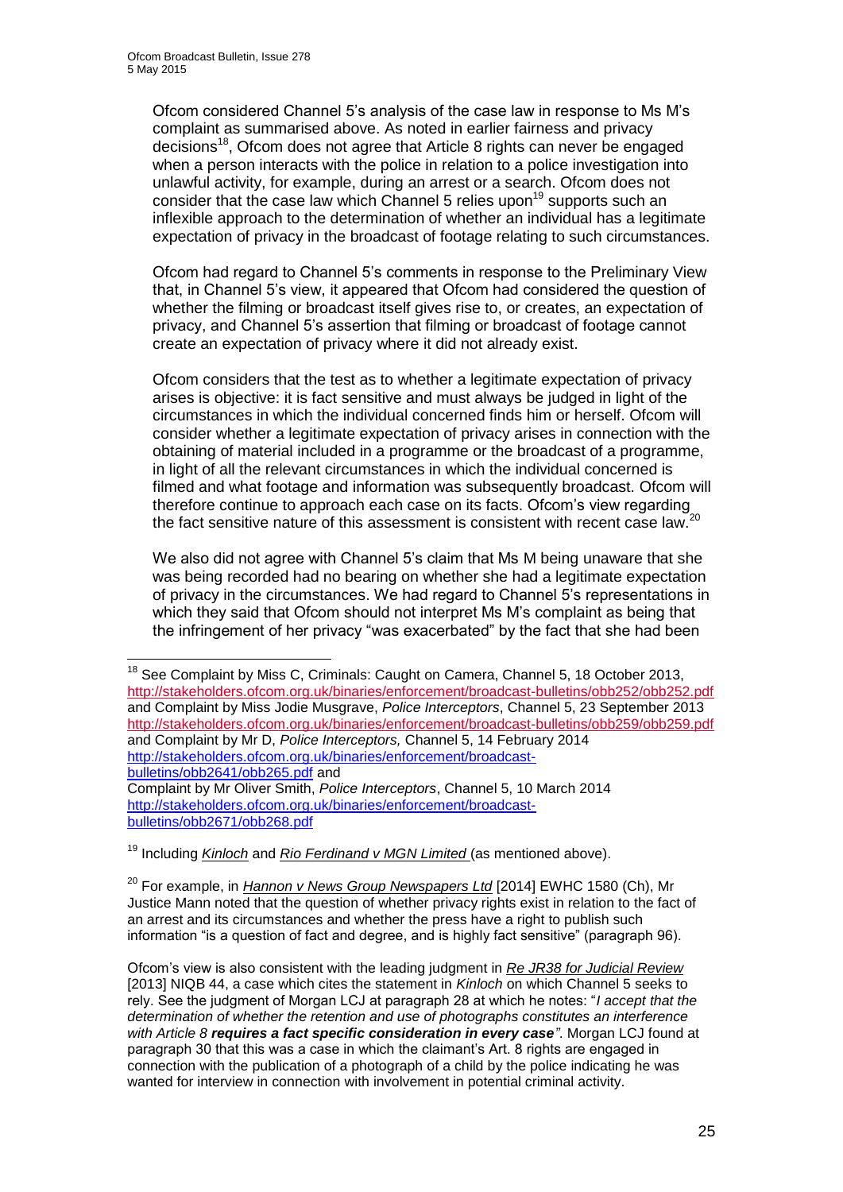Ofcom considered Channel 5's analysis of the case law in response to Ms M's complaint as summarised above. As noted in earlier fairness and privacy decisions[18], Ofcom does not agree that Article 8 rights can never be engaged when a person interacts with the police in relation to a police investigation into unlawful activity, for example, during an arrest or a search. Ofcom does not consider that the case law which Channel 5 relies upon[19] supports such an inflexible approach to the determination of whether an individual has a legitimate expectation of privacy in the broadcast of footage relating to such circumstances.

Ofcom had regard to Channel 5's comments in response to the Preliminary View that, in Channel 5's view, it appeared that Ofcom had considered the question of whether the filming or broadcast itself gives rise to, or creates, an expectation of privacy, and Channel 5's assertion that filming or broadcast of footage cannot create an expectation of privacy where it did not already exist.

Ofcom considers that the test as to whether a legitimate expectation of privacy arises is objective: it is fact sensitive and must always be judged in light of the circumstances in which the individual concerned finds him or herself. Ofcom will consider whether a legitimate expectation of privacy arises in connection with the obtaining of material included in a programme or the broadcast of a programme, in light of all the relevant circumstances in which the individual concerned is filmed and what footage and information was subsequently broadcast. Ofcom will therefore continue to approach each case on its facts. Ofcom's view regarding the fact sensitive nature of this assessment is consistent with recent case law.[20]

We also did not agree with Channel 5's claim that Ms M being unaware that she was being recorded had no bearing on whether she had a legitimate expectation of privacy in the circumstances. We had regard to Channel 5's representations in which they said that Ofcom should not interpret Ms M's complaint as being that the infringement of her privacy "was exacerbated" by the fact that she had been

---

[18] See Complaint by Miss C, Criminals: Caught on Camera, Channel 5, 18 October 2013, http://stakeholders.ofcom.org.uk/binaries/enforcement/broadcast-bulletins/obb252/obb252.pdf and Complaint by Miss Jodie Musgrave, *Police Interceptors*, Channel 5, 23 September 2013 http://stakeholders.ofcom.org.uk/binaries/enforcement/broadcast-bulletins/obb259/obb259.pdf and Complaint by Mr D, *Police Interceptors,* Channel 5, 14 February 2014 http://stakeholders.ofcom.org.uk/binaries/enforcement/broadcast-bulletins/obb2641/obb265.pdf and
Complaint by Mr Oliver Smith, *Police Interceptors*, Channel 5, 10 March 2014 http://stakeholders.ofcom.org.uk/binaries/enforcement/broadcast-bulletins/obb2671/obb268.pdf

[19] Including *Kinloch* and *Rio Ferdinand v MGN Limited* (as mentioned above).

[20] For example, in *Hannon v News Group Newspapers Ltd* [2014] EWHC 1580 (Ch), Mr Justice Mann noted that the question of whether privacy rights exist in relation to the fact of an arrest and its circumstances and whether the press have a right to publish such information "is a question of fact and degree, and is highly fact sensitive" (paragraph 96).

Ofcom's view is also consistent with the leading judgment in *Re JR38 for Judicial Review* [2013] NIQB 44, a case which cites the statement in *Kinloch* on which Channel 5 seeks to rely. See the judgment of Morgan LCJ at paragraph 28 at which he notes: "*I accept that the determination of whether the retention and use of photographs constitutes an interference with Article 8* ***requires a fact specific consideration in every case****"*. Morgan LCJ found at paragraph 30 that this was a case in which the claimant's Art. 8 rights are engaged in connection with the publication of a photograph of a child by the police indicating he was wanted for interview in connection with involvement in potential criminal activity.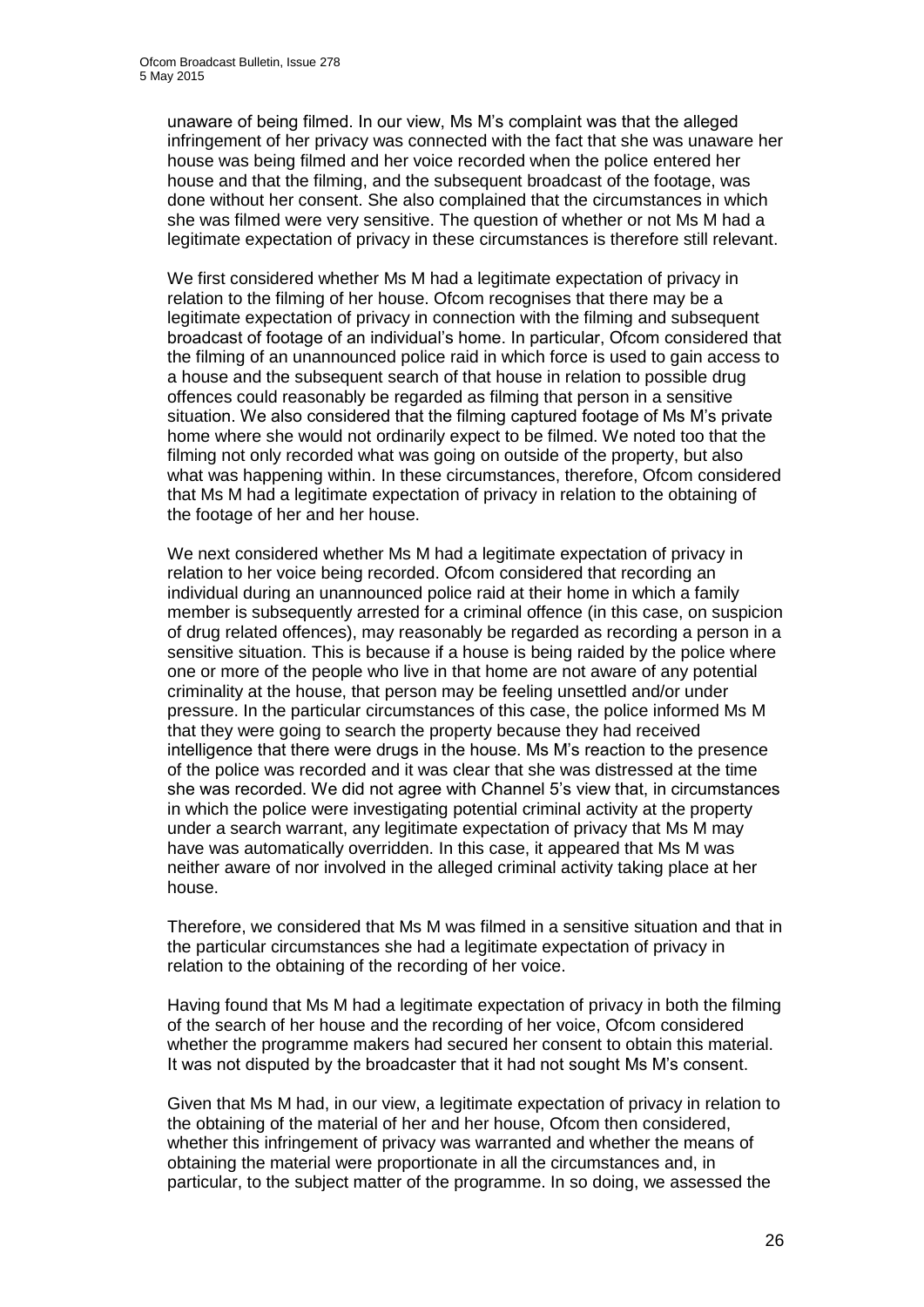unaware of being filmed. In our view, Ms M's complaint was that the alleged infringement of her privacy was connected with the fact that she was unaware her house was being filmed and her voice recorded when the police entered her house and that the filming, and the subsequent broadcast of the footage, was done without her consent. She also complained that the circumstances in which she was filmed were very sensitive. The question of whether or not Ms M had a legitimate expectation of privacy in these circumstances is therefore still relevant.

We first considered whether Ms M had a legitimate expectation of privacy in relation to the filming of her house. Ofcom recognises that there may be a legitimate expectation of privacy in connection with the filming and subsequent broadcast of footage of an individual's home. In particular, Ofcom considered that the filming of an unannounced police raid in which force is used to gain access to a house and the subsequent search of that house in relation to possible drug offences could reasonably be regarded as filming that person in a sensitive situation. We also considered that the filming captured footage of Ms M's private home where she would not ordinarily expect to be filmed. We noted too that the filming not only recorded what was going on outside of the property, but also what was happening within. In these circumstances, therefore, Ofcom considered that Ms M had a legitimate expectation of privacy in relation to the obtaining of the footage of her and her house.

We next considered whether Ms M had a legitimate expectation of privacy in relation to her voice being recorded. Ofcom considered that recording an individual during an unannounced police raid at their home in which a family member is subsequently arrested for a criminal offence (in this case, on suspicion of drug related offences), may reasonably be regarded as recording a person in a sensitive situation. This is because if a house is being raided by the police where one or more of the people who live in that home are not aware of any potential criminality at the house, that person may be feeling unsettled and/or under pressure. In the particular circumstances of this case, the police informed Ms M that they were going to search the property because they had received intelligence that there were drugs in the house. Ms M's reaction to the presence of the police was recorded and it was clear that she was distressed at the time she was recorded. We did not agree with Channel 5's view that, in circumstances in which the police were investigating potential criminal activity at the property under a search warrant, any legitimate expectation of privacy that Ms M may have was automatically overridden. In this case, it appeared that Ms M was neither aware of nor involved in the alleged criminal activity taking place at her house.

Therefore, we considered that Ms M was filmed in a sensitive situation and that in the particular circumstances she had a legitimate expectation of privacy in relation to the obtaining of the recording of her voice.

Having found that Ms M had a legitimate expectation of privacy in both the filming of the search of her house and the recording of her voice, Ofcom considered whether the programme makers had secured her consent to obtain this material. It was not disputed by the broadcaster that it had not sought Ms M's consent.

Given that Ms M had, in our view, a legitimate expectation of privacy in relation to the obtaining of the material of her and her house, Ofcom then considered, whether this infringement of privacy was warranted and whether the means of obtaining the material were proportionate in all the circumstances and, in particular, to the subject matter of the programme. In so doing, we assessed the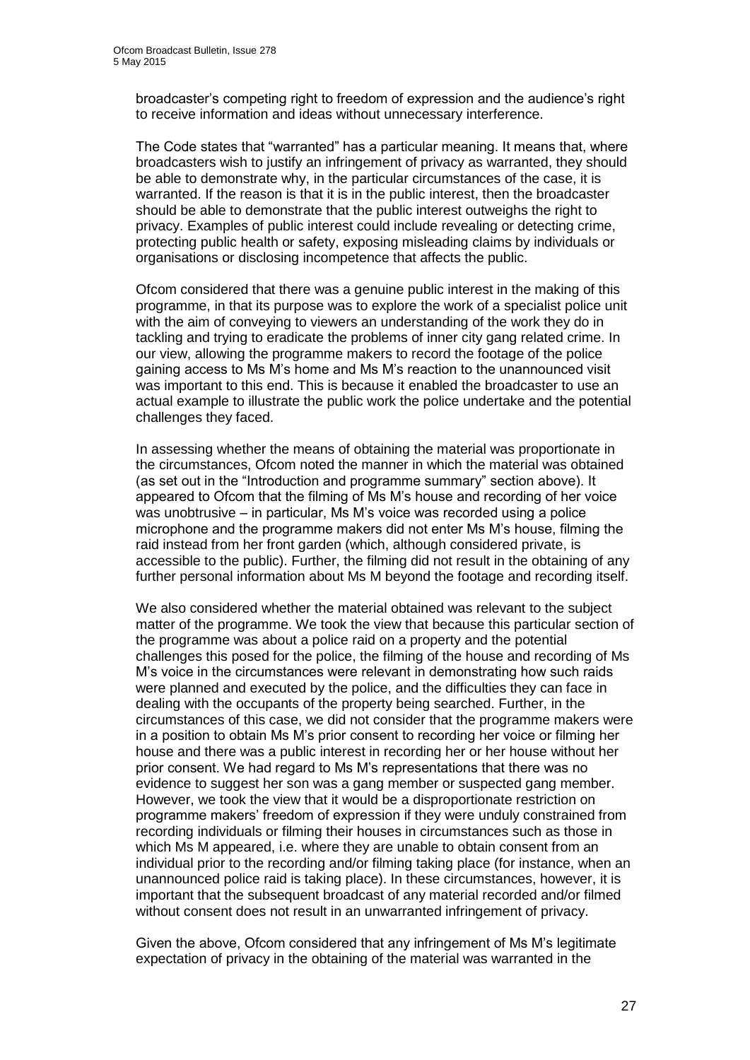broadcaster's competing right to freedom of expression and the audience's right to receive information and ideas without unnecessary interference.

The Code states that "warranted" has a particular meaning. It means that, where broadcasters wish to justify an infringement of privacy as warranted, they should be able to demonstrate why, in the particular circumstances of the case, it is warranted. If the reason is that it is in the public interest, then the broadcaster should be able to demonstrate that the public interest outweighs the right to privacy. Examples of public interest could include revealing or detecting crime, protecting public health or safety, exposing misleading claims by individuals or organisations or disclosing incompetence that affects the public.

Ofcom considered that there was a genuine public interest in the making of this programme, in that its purpose was to explore the work of a specialist police unit with the aim of conveying to viewers an understanding of the work they do in tackling and trying to eradicate the problems of inner city gang related crime. In our view, allowing the programme makers to record the footage of the police gaining access to Ms M's home and Ms M's reaction to the unannounced visit was important to this end. This is because it enabled the broadcaster to use an actual example to illustrate the public work the police undertake and the potential challenges they faced.

In assessing whether the means of obtaining the material was proportionate in the circumstances, Ofcom noted the manner in which the material was obtained (as set out in the "Introduction and programme summary" section above). It appeared to Ofcom that the filming of Ms M's house and recording of her voice was unobtrusive – in particular, Ms M's voice was recorded using a police microphone and the programme makers did not enter Ms M's house, filming the raid instead from her front garden (which, although considered private, is accessible to the public). Further, the filming did not result in the obtaining of any further personal information about Ms M beyond the footage and recording itself.

We also considered whether the material obtained was relevant to the subject matter of the programme. We took the view that because this particular section of the programme was about a police raid on a property and the potential challenges this posed for the police, the filming of the house and recording of Ms M's voice in the circumstances were relevant in demonstrating how such raids were planned and executed by the police, and the difficulties they can face in dealing with the occupants of the property being searched. Further, in the circumstances of this case, we did not consider that the programme makers were in a position to obtain Ms M's prior consent to recording her voice or filming her house and there was a public interest in recording her or her house without her prior consent. We had regard to Ms M's representations that there was no evidence to suggest her son was a gang member or suspected gang member. However, we took the view that it would be a disproportionate restriction on programme makers' freedom of expression if they were unduly constrained from recording individuals or filming their houses in circumstances such as those in which Ms M appeared, i.e. where they are unable to obtain consent from an individual prior to the recording and/or filming taking place (for instance, when an unannounced police raid is taking place). In these circumstances, however, it is important that the subsequent broadcast of any material recorded and/or filmed without consent does not result in an unwarranted infringement of privacy.

Given the above, Ofcom considered that any infringement of Ms M's legitimate expectation of privacy in the obtaining of the material was warranted in the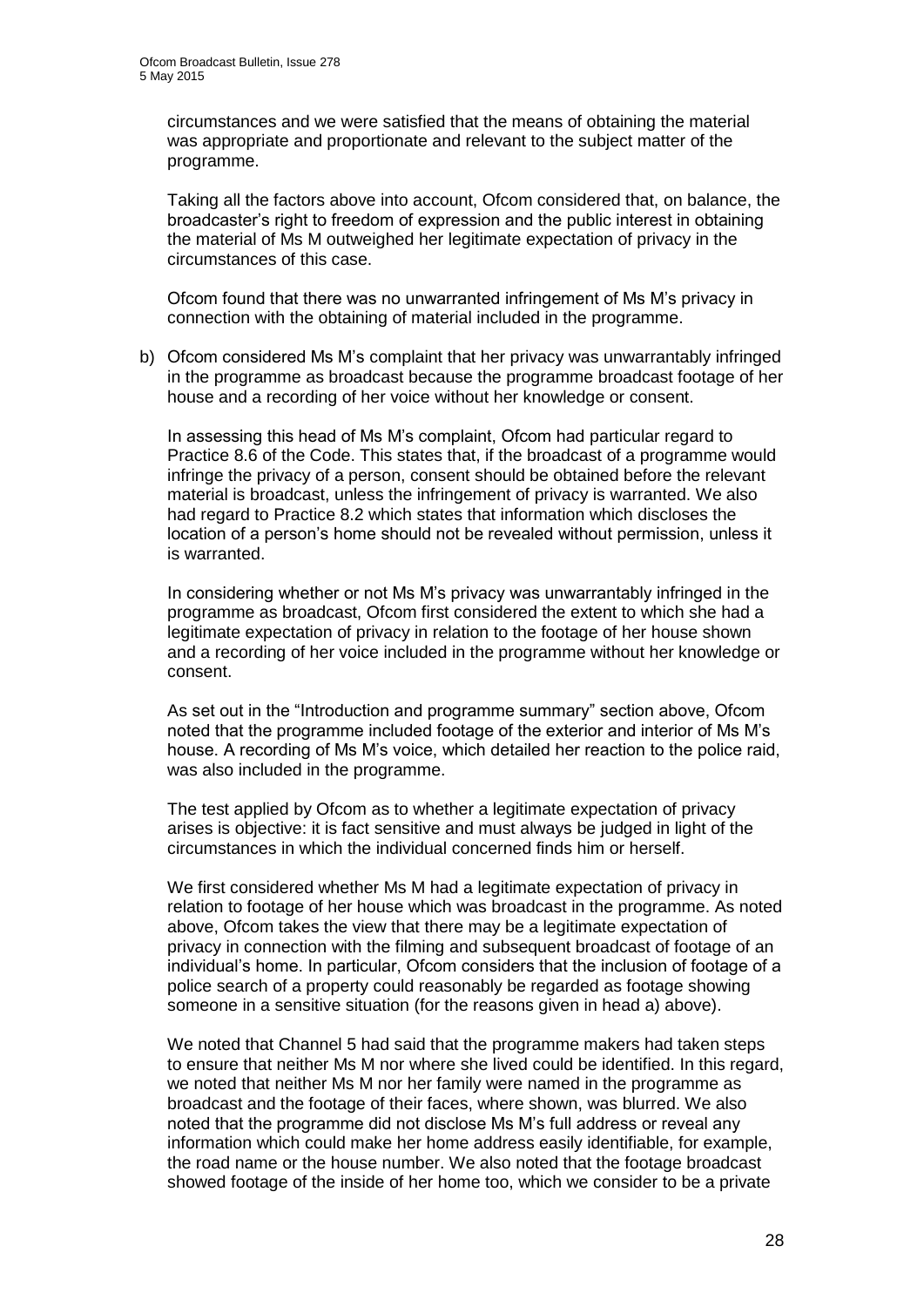circumstances and we were satisfied that the means of obtaining the material was appropriate and proportionate and relevant to the subject matter of the programme.

Taking all the factors above into account, Ofcom considered that, on balance, the broadcaster's right to freedom of expression and the public interest in obtaining the material of Ms M outweighed her legitimate expectation of privacy in the circumstances of this case.

Ofcom found that there was no unwarranted infringement of Ms M's privacy in connection with the obtaining of material included in the programme.

b) Ofcom considered Ms M's complaint that her privacy was unwarrantably infringed in the programme as broadcast because the programme broadcast footage of her house and a recording of her voice without her knowledge or consent.

In assessing this head of Ms M's complaint, Ofcom had particular regard to Practice 8.6 of the Code. This states that, if the broadcast of a programme would infringe the privacy of a person, consent should be obtained before the relevant material is broadcast, unless the infringement of privacy is warranted. We also had regard to Practice 8.2 which states that information which discloses the location of a person's home should not be revealed without permission, unless it is warranted.

In considering whether or not Ms M's privacy was unwarrantably infringed in the programme as broadcast, Ofcom first considered the extent to which she had a legitimate expectation of privacy in relation to the footage of her house shown and a recording of her voice included in the programme without her knowledge or consent.

As set out in the "Introduction and programme summary" section above, Ofcom noted that the programme included footage of the exterior and interior of Ms M's house. A recording of Ms M's voice, which detailed her reaction to the police raid, was also included in the programme.

The test applied by Ofcom as to whether a legitimate expectation of privacy arises is objective: it is fact sensitive and must always be judged in light of the circumstances in which the individual concerned finds him or herself.

We first considered whether Ms M had a legitimate expectation of privacy in relation to footage of her house which was broadcast in the programme. As noted above, Ofcom takes the view that there may be a legitimate expectation of privacy in connection with the filming and subsequent broadcast of footage of an individual's home. In particular, Ofcom considers that the inclusion of footage of a police search of a property could reasonably be regarded as footage showing someone in a sensitive situation (for the reasons given in head a) above).

We noted that Channel 5 had said that the programme makers had taken steps to ensure that neither Ms M nor where she lived could be identified. In this regard, we noted that neither Ms M nor her family were named in the programme as broadcast and the footage of their faces, where shown, was blurred. We also noted that the programme did not disclose Ms M's full address or reveal any information which could make her home address easily identifiable, for example, the road name or the house number. We also noted that the footage broadcast showed footage of the inside of her home too, which we consider to be a private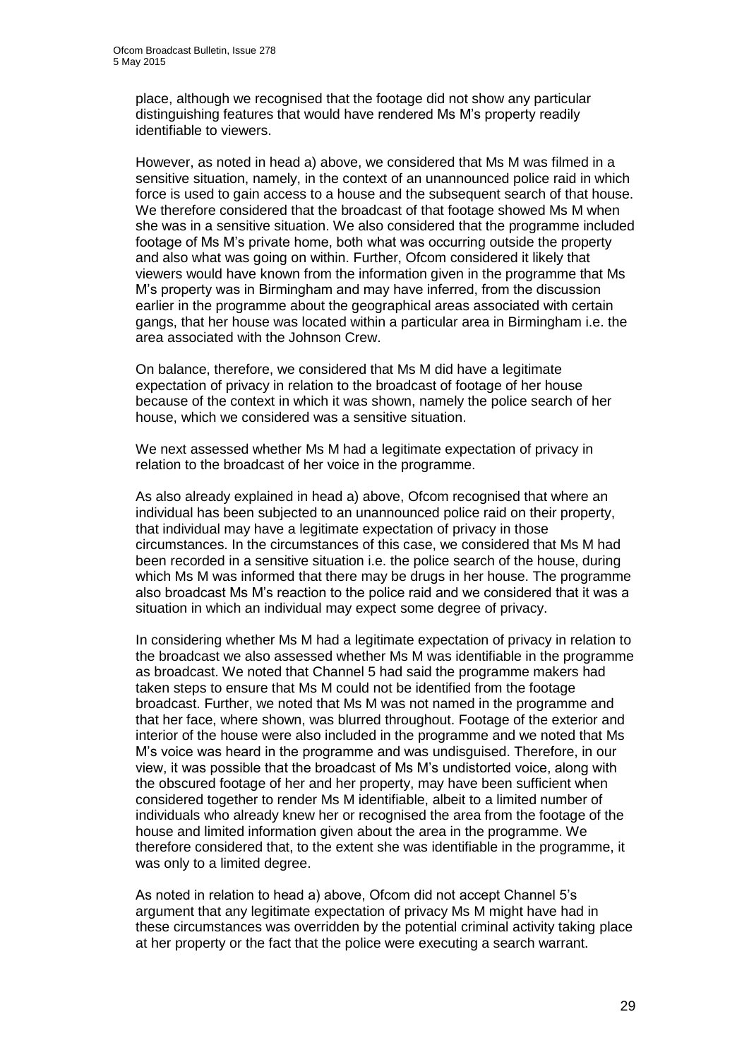place, although we recognised that the footage did not show any particular distinguishing features that would have rendered Ms M's property readily identifiable to viewers.

However, as noted in head a) above, we considered that Ms M was filmed in a sensitive situation, namely, in the context of an unannounced police raid in which force is used to gain access to a house and the subsequent search of that house. We therefore considered that the broadcast of that footage showed Ms M when she was in a sensitive situation. We also considered that the programme included footage of Ms M's private home, both what was occurring outside the property and also what was going on within. Further, Ofcom considered it likely that viewers would have known from the information given in the programme that Ms M's property was in Birmingham and may have inferred, from the discussion earlier in the programme about the geographical areas associated with certain gangs, that her house was located within a particular area in Birmingham i.e. the area associated with the Johnson Crew.

On balance, therefore, we considered that Ms M did have a legitimate expectation of privacy in relation to the broadcast of footage of her house because of the context in which it was shown, namely the police search of her house, which we considered was a sensitive situation.

We next assessed whether Ms M had a legitimate expectation of privacy in relation to the broadcast of her voice in the programme.

As also already explained in head a) above, Ofcom recognised that where an individual has been subjected to an unannounced police raid on their property, that individual may have a legitimate expectation of privacy in those circumstances. In the circumstances of this case, we considered that Ms M had been recorded in a sensitive situation i.e. the police search of the house, during which Ms M was informed that there may be drugs in her house. The programme also broadcast Ms M's reaction to the police raid and we considered that it was a situation in which an individual may expect some degree of privacy.

In considering whether Ms M had a legitimate expectation of privacy in relation to the broadcast we also assessed whether Ms M was identifiable in the programme as broadcast. We noted that Channel 5 had said the programme makers had taken steps to ensure that Ms M could not be identified from the footage broadcast. Further, we noted that Ms M was not named in the programme and that her face, where shown, was blurred throughout. Footage of the exterior and interior of the house were also included in the programme and we noted that Ms M's voice was heard in the programme and was undisguised. Therefore, in our view, it was possible that the broadcast of Ms M's undistorted voice, along with the obscured footage of her and her property, may have been sufficient when considered together to render Ms M identifiable, albeit to a limited number of individuals who already knew her or recognised the area from the footage of the house and limited information given about the area in the programme. We therefore considered that, to the extent she was identifiable in the programme, it was only to a limited degree.

As noted in relation to head a) above, Ofcom did not accept Channel 5's argument that any legitimate expectation of privacy Ms M might have had in these circumstances was overridden by the potential criminal activity taking place at her property or the fact that the police were executing a search warrant.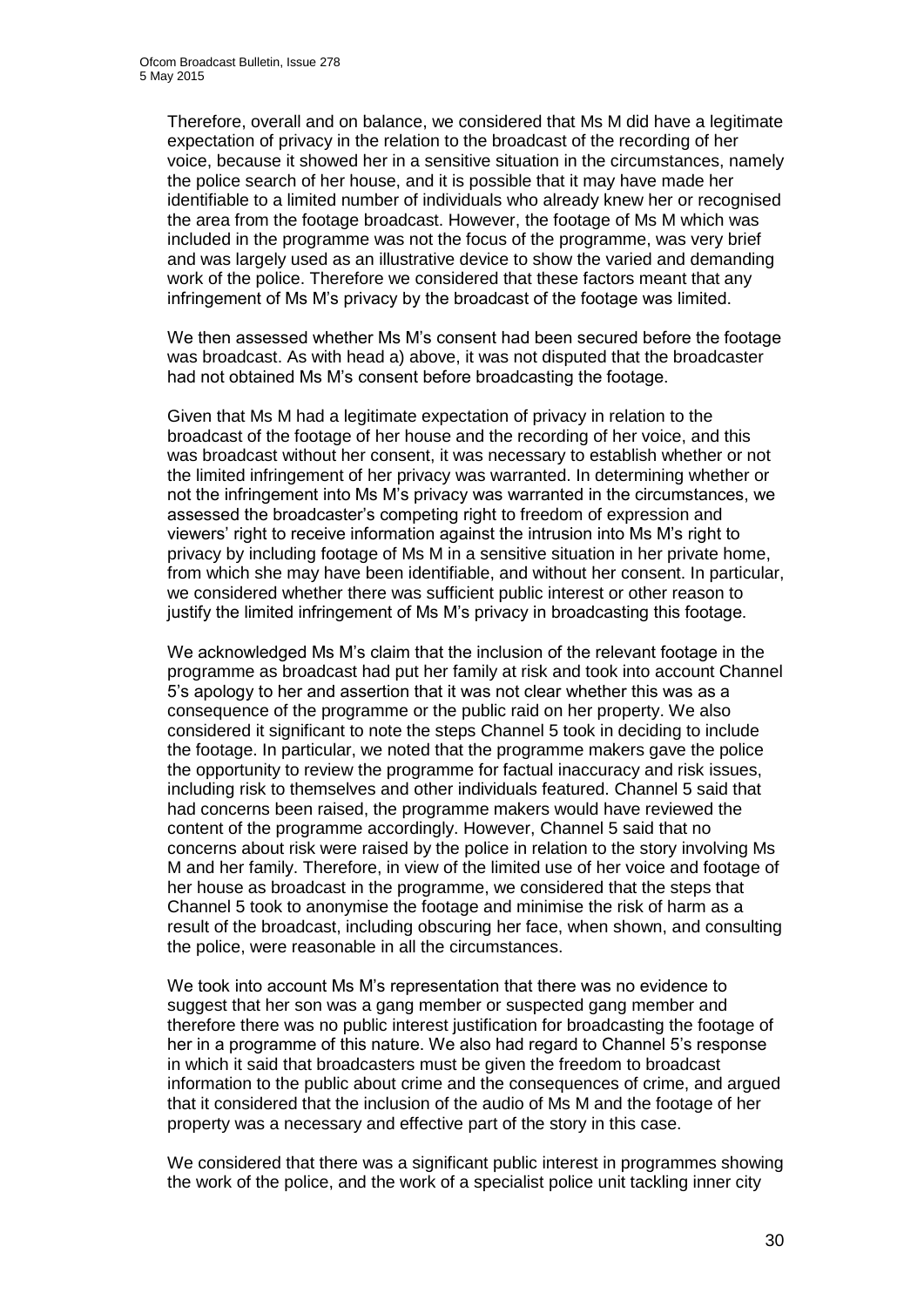Therefore, overall and on balance, we considered that Ms M did have a legitimate expectation of privacy in the relation to the broadcast of the recording of her voice, because it showed her in a sensitive situation in the circumstances, namely the police search of her house, and it is possible that it may have made her identifiable to a limited number of individuals who already knew her or recognised the area from the footage broadcast. However, the footage of Ms M which was included in the programme was not the focus of the programme, was very brief and was largely used as an illustrative device to show the varied and demanding work of the police. Therefore we considered that these factors meant that any infringement of Ms M's privacy by the broadcast of the footage was limited.

We then assessed whether Ms M's consent had been secured before the footage was broadcast. As with head a) above, it was not disputed that the broadcaster had not obtained Ms M's consent before broadcasting the footage.

Given that Ms M had a legitimate expectation of privacy in relation to the broadcast of the footage of her house and the recording of her voice, and this was broadcast without her consent, it was necessary to establish whether or not the limited infringement of her privacy was warranted. In determining whether or not the infringement into Ms M's privacy was warranted in the circumstances, we assessed the broadcaster's competing right to freedom of expression and viewers' right to receive information against the intrusion into Ms M's right to privacy by including footage of Ms M in a sensitive situation in her private home, from which she may have been identifiable, and without her consent. In particular, we considered whether there was sufficient public interest or other reason to justify the limited infringement of Ms M's privacy in broadcasting this footage.

We acknowledged Ms M's claim that the inclusion of the relevant footage in the programme as broadcast had put her family at risk and took into account Channel 5's apology to her and assertion that it was not clear whether this was as a consequence of the programme or the public raid on her property. We also considered it significant to note the steps Channel 5 took in deciding to include the footage. In particular, we noted that the programme makers gave the police the opportunity to review the programme for factual inaccuracy and risk issues, including risk to themselves and other individuals featured. Channel 5 said that had concerns been raised, the programme makers would have reviewed the content of the programme accordingly. However, Channel 5 said that no concerns about risk were raised by the police in relation to the story involving Ms M and her family. Therefore, in view of the limited use of her voice and footage of her house as broadcast in the programme, we considered that the steps that Channel 5 took to anonymise the footage and minimise the risk of harm as a result of the broadcast, including obscuring her face, when shown, and consulting the police, were reasonable in all the circumstances.

We took into account Ms M's representation that there was no evidence to suggest that her son was a gang member or suspected gang member and therefore there was no public interest justification for broadcasting the footage of her in a programme of this nature. We also had regard to Channel 5's response in which it said that broadcasters must be given the freedom to broadcast information to the public about crime and the consequences of crime, and argued that it considered that the inclusion of the audio of Ms M and the footage of her property was a necessary and effective part of the story in this case.

We considered that there was a significant public interest in programmes showing the work of the police, and the work of a specialist police unit tackling inner city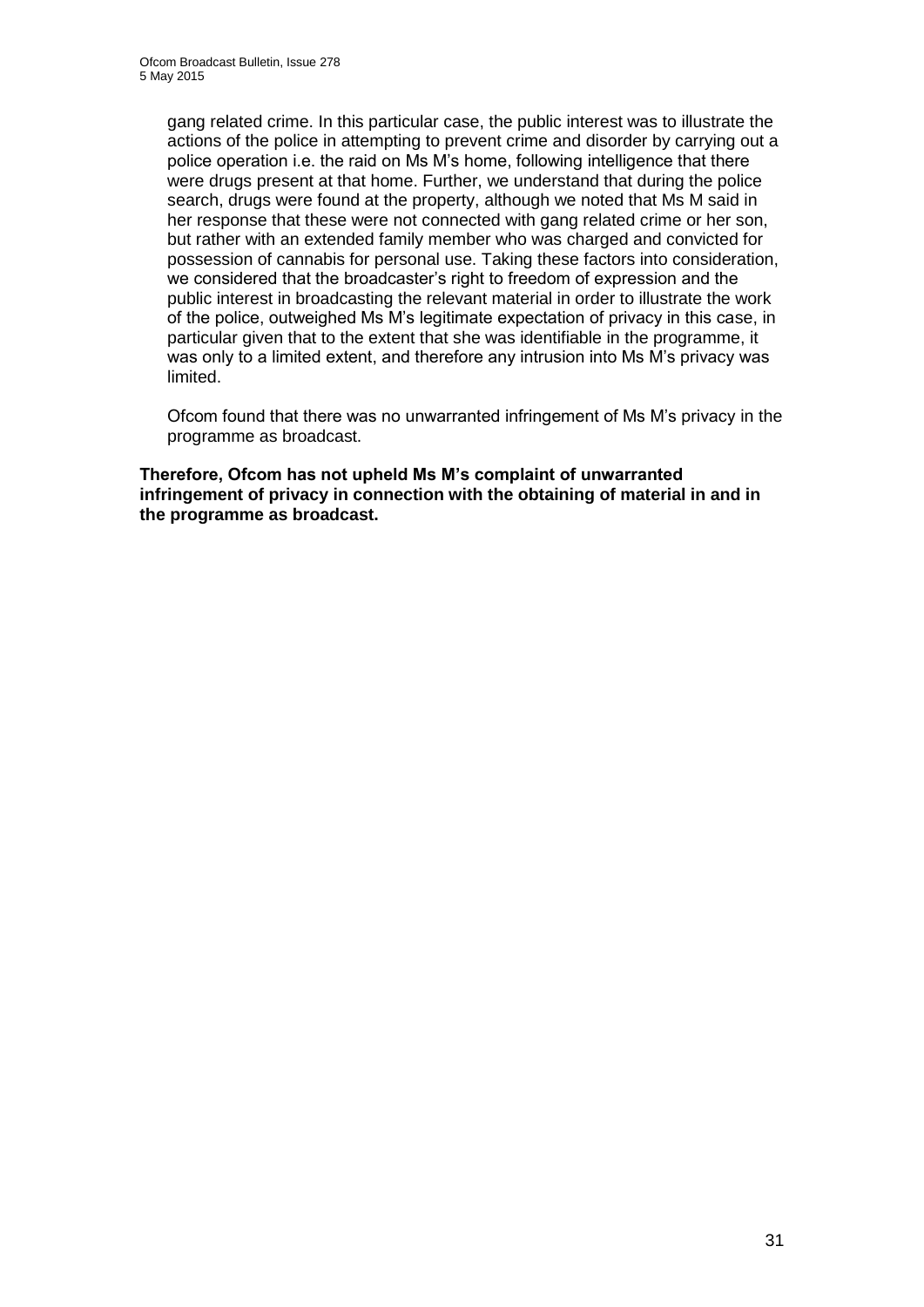gang related crime. In this particular case, the public interest was to illustrate the actions of the police in attempting to prevent crime and disorder by carrying out a police operation i.e. the raid on Ms M's home, following intelligence that there were drugs present at that home. Further, we understand that during the police search, drugs were found at the property, although we noted that Ms M said in her response that these were not connected with gang related crime or her son, but rather with an extended family member who was charged and convicted for possession of cannabis for personal use. Taking these factors into consideration, we considered that the broadcaster's right to freedom of expression and the public interest in broadcasting the relevant material in order to illustrate the work of the police, outweighed Ms M's legitimate expectation of privacy in this case, in particular given that to the extent that she was identifiable in the programme, it was only to a limited extent, and therefore any intrusion into Ms M's privacy was limited.

Ofcom found that there was no unwarranted infringement of Ms M's privacy in the programme as broadcast.

**Therefore, Ofcom has not upheld Ms M's complaint of unwarranted infringement of privacy in connection with the obtaining of material in and in the programme as broadcast.**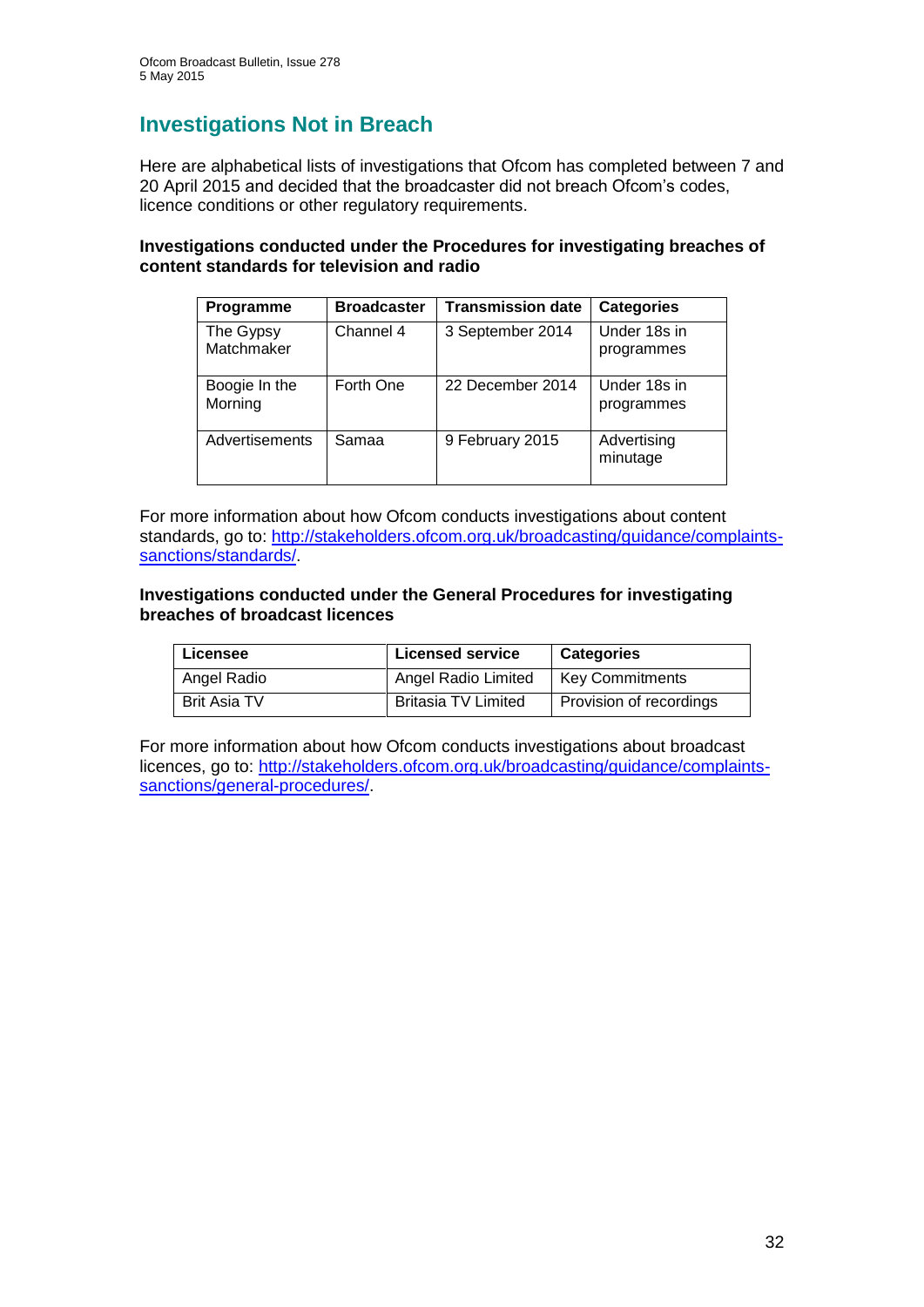## Investigations Not in Breach

Here are alphabetical lists of investigations that Ofcom has completed between 7 and 20 April 2015 and decided that the broadcaster did not breach Ofcom's codes, licence conditions or other regulatory requirements.

**Investigations conducted under the Procedures for investigating breaches of content standards for television and radio**

| Programme | Broadcaster | Transmission date | Categories |
|---|---|---|---|
| The Gypsy Matchmaker | Channel 4 | 3 September 2014 | Under 18s in programmes |
| Boogie In the Morning | Forth One | 22 December 2014 | Under 18s in programmes |
| Advertisements | Samaa | 9 February 2015 | Advertising minutage |

For more information about how Ofcom conducts investigations about content standards, go to: http://stakeholders.ofcom.org.uk/broadcasting/guidance/complaints-sanctions/standards/.

**Investigations conducted under the General Procedures for investigating breaches of broadcast licences**

| Licensee | Licensed service | Categories |
|---|---|---|
| Angel Radio | Angel Radio Limited | Key Commitments |
| Brit Asia TV | Britasia TV Limited | Provision of recordings |

For more information about how Ofcom conducts investigations about broadcast licences, go to: http://stakeholders.ofcom.org.uk/broadcasting/guidance/complaints-sanctions/general-procedures/.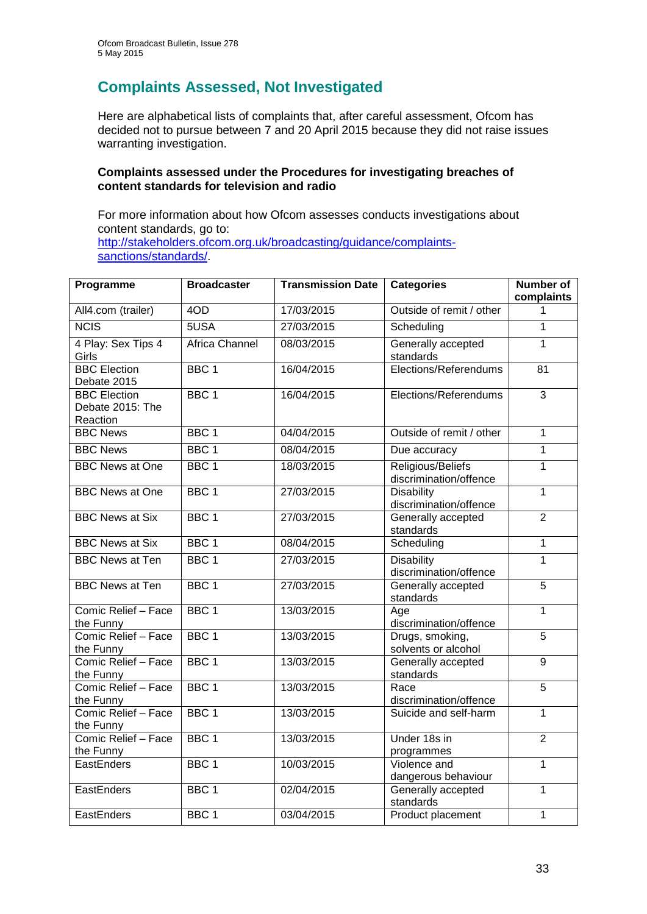## Complaints Assessed, Not Investigated

Here are alphabetical lists of complaints that, after careful assessment, Ofcom has decided not to pursue between 7 and 20 April 2015 because they did not raise issues warranting investigation.

### Complaints assessed under the Procedures for investigating breaches of content standards for television and radio

For more information about how Ofcom assesses conducts investigations about content standards, go to: http://stakeholders.ofcom.org.uk/broadcasting/guidance/complaints-sanctions/standards/.

| Programme | Broadcaster | Transmission Date | Categories | Number of complaints |
|---|---|---|---|---|
| All4.com (trailer) | 4OD | 17/03/2015 | Outside of remit / other | 1 |
| NCIS | 5USA | 27/03/2015 | Scheduling | 1 |
| 4 Play: Sex Tips 4 Girls | Africa Channel | 08/03/2015 | Generally accepted standards | 1 |
| BBC Election Debate 2015 | BBC 1 | 16/04/2015 | Elections/Referendums | 81 |
| BBC Election Debate 2015: The Reaction | BBC 1 | 16/04/2015 | Elections/Referendums | 3 |
| BBC News | BBC 1 | 04/04/2015 | Outside of remit / other | 1 |
| BBC News | BBC 1 | 08/04/2015 | Due accuracy | 1 |
| BBC News at One | BBC 1 | 18/03/2015 | Religious/Beliefs discrimination/offence | 1 |
| BBC News at One | BBC 1 | 27/03/2015 | Disability discrimination/offence | 1 |
| BBC News at Six | BBC 1 | 27/03/2015 | Generally accepted standards | 2 |
| BBC News at Six | BBC 1 | 08/04/2015 | Scheduling | 1 |
| BBC News at Ten | BBC 1 | 27/03/2015 | Disability discrimination/offence | 1 |
| BBC News at Ten | BBC 1 | 27/03/2015 | Generally accepted standards | 5 |
| Comic Relief – Face the Funny | BBC 1 | 13/03/2015 | Age discrimination/offence | 1 |
| Comic Relief – Face the Funny | BBC 1 | 13/03/2015 | Drugs, smoking, solvents or alcohol | 5 |
| Comic Relief – Face the Funny | BBC 1 | 13/03/2015 | Generally accepted standards | 9 |
| Comic Relief – Face the Funny | BBC 1 | 13/03/2015 | Race discrimination/offence | 5 |
| Comic Relief – Face the Funny | BBC 1 | 13/03/2015 | Suicide and self-harm | 1 |
| Comic Relief – Face the Funny | BBC 1 | 13/03/2015 | Under 18s in programmes | 2 |
| EastEnders | BBC 1 | 10/03/2015 | Violence and dangerous behaviour | 1 |
| EastEnders | BBC 1 | 02/04/2015 | Generally accepted standards | 1 |
| EastEnders | BBC 1 | 03/04/2015 | Product placement | 1 |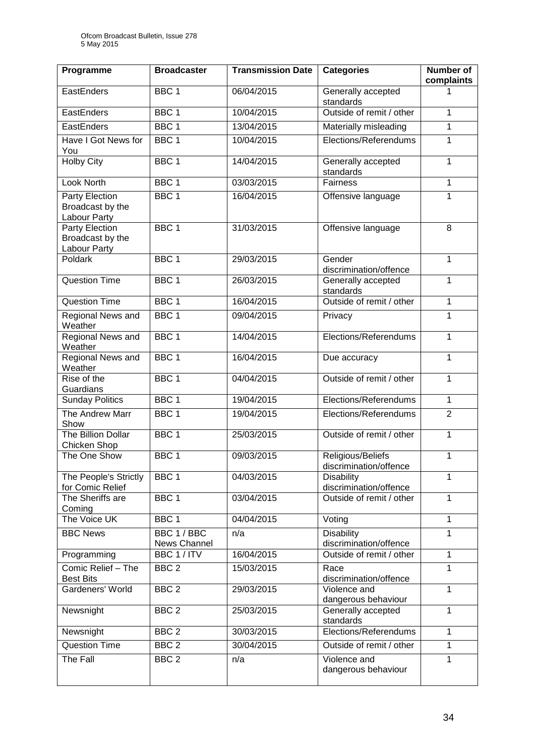| Programme | Broadcaster | Transmission Date | Categories | Number of complaints |
|---|---|---|---|---|
| EastEnders | BBC 1 | 06/04/2015 | Generally accepted standards | 1 |
| EastEnders | BBC 1 | 10/04/2015 | Outside of remit / other | 1 |
| EastEnders | BBC 1 | 13/04/2015 | Materially misleading | 1 |
| Have I Got News for You | BBC 1 | 10/04/2015 | Elections/Referendums | 1 |
| Holby City | BBC 1 | 14/04/2015 | Generally accepted standards | 1 |
| Look North | BBC 1 | 03/03/2015 | Fairness | 1 |
| Party Election Broadcast by the Labour Party | BBC 1 | 16/04/2015 | Offensive language | 1 |
| Party Election Broadcast by the Labour Party | BBC 1 | 31/03/2015 | Offensive language | 8 |
| Poldark | BBC 1 | 29/03/2015 | Gender discrimination/offence | 1 |
| Question Time | BBC 1 | 26/03/2015 | Generally accepted standards | 1 |
| Question Time | BBC 1 | 16/04/2015 | Outside of remit / other | 1 |
| Regional News and Weather | BBC 1 | 09/04/2015 | Privacy | 1 |
| Regional News and Weather | BBC 1 | 14/04/2015 | Elections/Referendums | 1 |
| Regional News and Weather | BBC 1 | 16/04/2015 | Due accuracy | 1 |
| Rise of the Guardians | BBC 1 | 04/04/2015 | Outside of remit / other | 1 |
| Sunday Politics | BBC 1 | 19/04/2015 | Elections/Referendums | 1 |
| The Andrew Marr Show | BBC 1 | 19/04/2015 | Elections/Referendums | 2 |
| The Billion Dollar Chicken Shop | BBC 1 | 25/03/2015 | Outside of remit / other | 1 |
| The One Show | BBC 1 | 09/03/2015 | Religious/Beliefs discrimination/offence | 1 |
| The People's Strictly for Comic Relief | BBC 1 | 04/03/2015 | Disability discrimination/offence | 1 |
| The Sheriffs are Coming | BBC 1 | 03/04/2015 | Outside of remit / other | 1 |
| The Voice UK | BBC 1 | 04/04/2015 | Voting | 1 |
| BBC News | BBC 1 / BBC News Channel | n/a | Disability discrimination/offence | 1 |
| Programming | BBC 1 / ITV | 16/04/2015 | Outside of remit / other | 1 |
| Comic Relief – The Best Bits | BBC 2 | 15/03/2015 | Race discrimination/offence | 1 |
| Gardeners' World | BBC 2 | 29/03/2015 | Violence and dangerous behaviour | 1 |
| Newsnight | BBC 2 | 25/03/2015 | Generally accepted standards | 1 |
| Newsnight | BBC 2 | 30/03/2015 | Elections/Referendums | 1 |
| Question Time | BBC 2 | 30/04/2015 | Outside of remit / other | 1 |
| The Fall | BBC 2 | n/a | Violence and dangerous behaviour | 1 |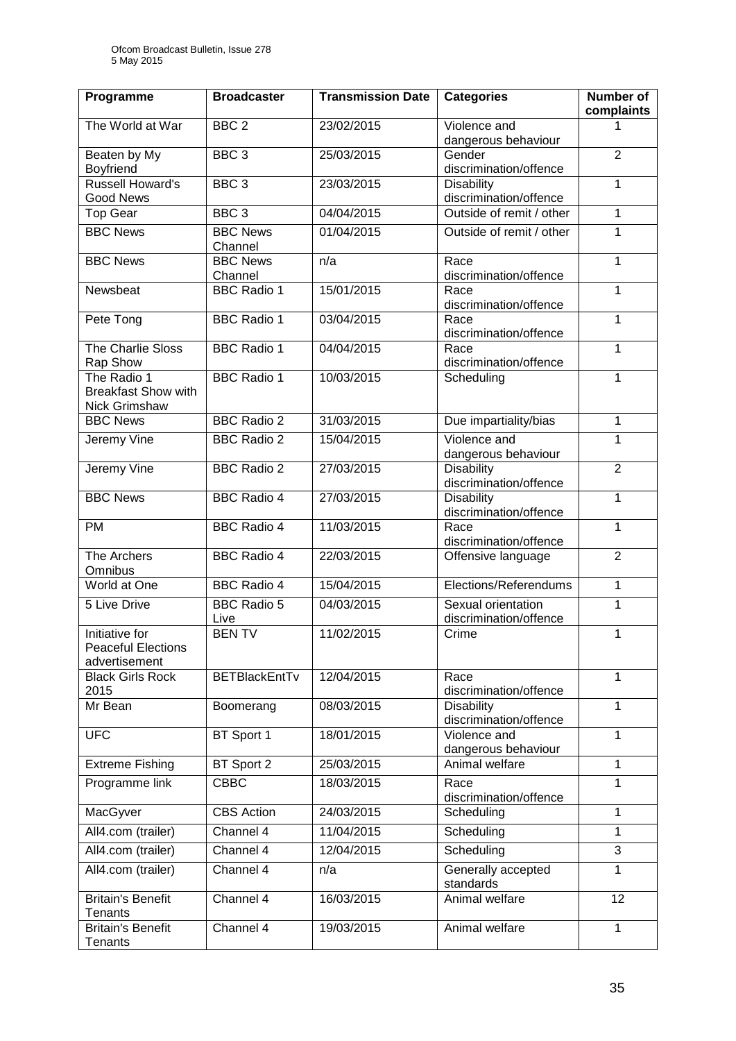| Programme | Broadcaster | Transmission Date | Categories | Number of complaints |
|---|---|---|---|---|
| The World at War | BBC 2 | 23/02/2015 | Violence and dangerous behaviour | 1 |
| Beaten by My Boyfriend | BBC 3 | 25/03/2015 | Gender discrimination/offence | 2 |
| Russell Howard's Good News | BBC 3 | 23/03/2015 | Disability discrimination/offence | 1 |
| Top Gear | BBC 3 | 04/04/2015 | Outside of remit / other | 1 |
| BBC News | BBC News Channel | 01/04/2015 | Outside of remit / other | 1 |
| BBC News | BBC News Channel | n/a | Race discrimination/offence | 1 |
| Newsbeat | BBC Radio 1 | 15/01/2015 | Race discrimination/offence | 1 |
| Pete Tong | BBC Radio 1 | 03/04/2015 | Race discrimination/offence | 1 |
| The Charlie Sloss Rap Show | BBC Radio 1 | 04/04/2015 | Race discrimination/offence | 1 |
| The Radio 1 Breakfast Show with Nick Grimshaw | BBC Radio 1 | 10/03/2015 | Scheduling | 1 |
| BBC News | BBC Radio 2 | 31/03/2015 | Due impartiality/bias | 1 |
| Jeremy Vine | BBC Radio 2 | 15/04/2015 | Violence and dangerous behaviour | 1 |
| Jeremy Vine | BBC Radio 2 | 27/03/2015 | Disability discrimination/offence | 2 |
| BBC News | BBC Radio 4 | 27/03/2015 | Disability discrimination/offence | 1 |
| PM | BBC Radio 4 | 11/03/2015 | Race discrimination/offence | 1 |
| The Archers Omnibus | BBC Radio 4 | 22/03/2015 | Offensive language | 2 |
| World at One | BBC Radio 4 | 15/04/2015 | Elections/Referendums | 1 |
| 5 Live Drive | BBC Radio 5 Live | 04/03/2015 | Sexual orientation discrimination/offence | 1 |
| Initiative for Peaceful Elections advertisement | BEN TV | 11/02/2015 | Crime | 1 |
| Black Girls Rock 2015 | BETBlackEntTv | 12/04/2015 | Race discrimination/offence | 1 |
| Mr Bean | Boomerang | 08/03/2015 | Disability discrimination/offence | 1 |
| UFC | BT Sport 1 | 18/01/2015 | Violence and dangerous behaviour | 1 |
| Extreme Fishing | BT Sport 2 | 25/03/2015 | Animal welfare | 1 |
| Programme link | CBBC | 18/03/2015 | Race discrimination/offence | 1 |
| MacGyver | CBS Action | 24/03/2015 | Scheduling | 1 |
| All4.com (trailer) | Channel 4 | 11/04/2015 | Scheduling | 1 |
| All4.com (trailer) | Channel 4 | 12/04/2015 | Scheduling | 3 |
| All4.com (trailer) | Channel 4 | n/a | Generally accepted standards | 1 |
| Britain's Benefit Tenants | Channel 4 | 16/03/2015 | Animal welfare | 12 |
| Britain's Benefit Tenants | Channel 4 | 19/03/2015 | Animal welfare | 1 |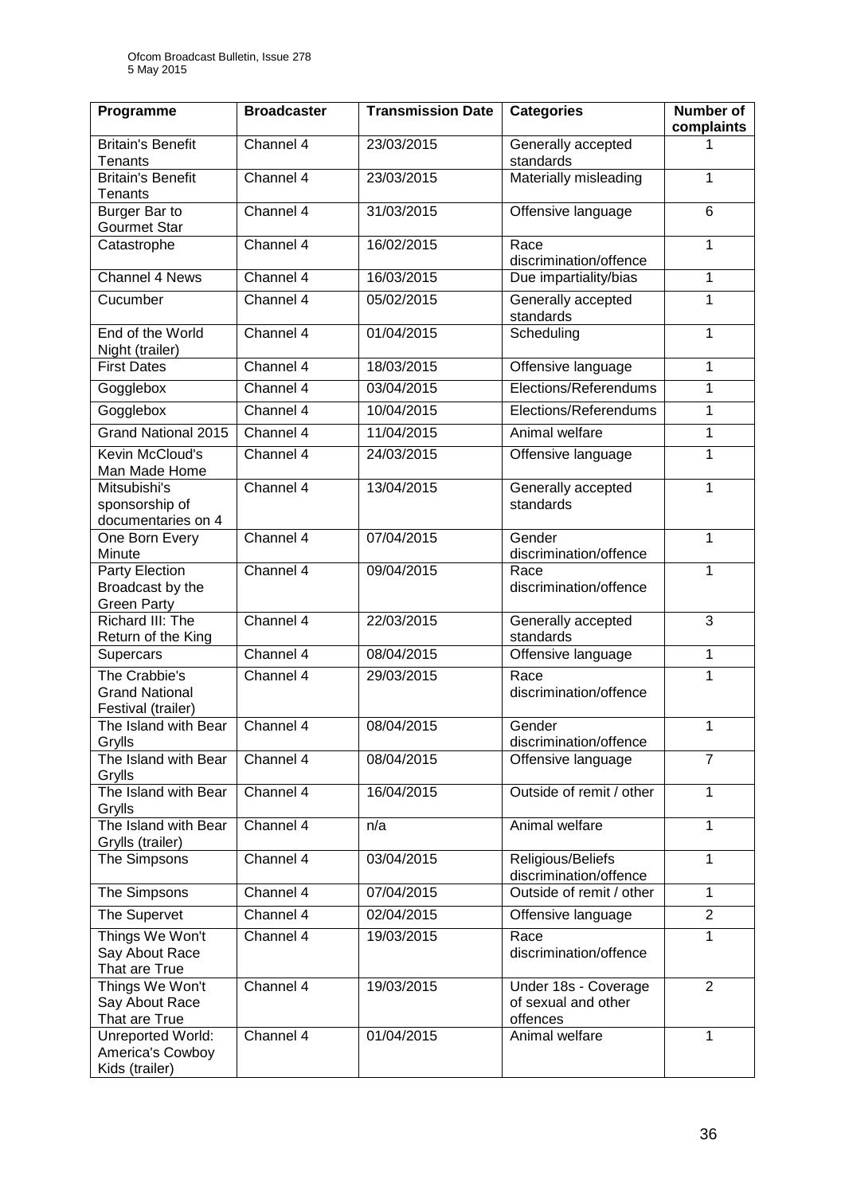| Programme | Broadcaster | Transmission Date | Categories | Number of complaints |
|---|---|---|---|---|
| Britain's Benefit Tenants | Channel 4 | 23/03/2015 | Generally accepted standards | 1 |
| Britain's Benefit Tenants | Channel 4 | 23/03/2015 | Materially misleading | 1 |
| Burger Bar to Gourmet Star | Channel 4 | 31/03/2015 | Offensive language | 6 |
| Catastrophe | Channel 4 | 16/02/2015 | Race discrimination/offence | 1 |
| Channel 4 News | Channel 4 | 16/03/2015 | Due impartiality/bias | 1 |
| Cucumber | Channel 4 | 05/02/2015 | Generally accepted standards | 1 |
| End of the World Night (trailer) | Channel 4 | 01/04/2015 | Scheduling | 1 |
| First Dates | Channel 4 | 18/03/2015 | Offensive language | 1 |
| Gogglebox | Channel 4 | 03/04/2015 | Elections/Referendums | 1 |
| Gogglebox | Channel 4 | 10/04/2015 | Elections/Referendums | 1 |
| Grand National 2015 | Channel 4 | 11/04/2015 | Animal welfare | 1 |
| Kevin McCloud's Man Made Home | Channel 4 | 24/03/2015 | Offensive language | 1 |
| Mitsubishi's sponsorship of documentaries on 4 | Channel 4 | 13/04/2015 | Generally accepted standards | 1 |
| One Born Every Minute | Channel 4 | 07/04/2015 | Gender discrimination/offence | 1 |
| Party Election Broadcast by the Green Party | Channel 4 | 09/04/2015 | Race discrimination/offence | 1 |
| Richard III: The Return of the King | Channel 4 | 22/03/2015 | Generally accepted standards | 3 |
| Supercars | Channel 4 | 08/04/2015 | Offensive language | 1 |
| The Crabbie's Grand National Festival (trailer) | Channel 4 | 29/03/2015 | Race discrimination/offence | 1 |
| The Island with Bear Grylls | Channel 4 | 08/04/2015 | Gender discrimination/offence | 1 |
| The Island with Bear Grylls | Channel 4 | 08/04/2015 | Offensive language | 7 |
| The Island with Bear Grylls | Channel 4 | 16/04/2015 | Outside of remit / other | 1 |
| The Island with Bear Grylls (trailer) | Channel 4 | n/a | Animal welfare | 1 |
| The Simpsons | Channel 4 | 03/04/2015 | Religious/Beliefs discrimination/offence | 1 |
| The Simpsons | Channel 4 | 07/04/2015 | Outside of remit / other | 1 |
| The Supervet | Channel 4 | 02/04/2015 | Offensive language | 2 |
| Things We Won't Say About Race That are True | Channel 4 | 19/03/2015 | Race discrimination/offence | 1 |
| Things We Won't Say About Race That are True | Channel 4 | 19/03/2015 | Under 18s - Coverage of sexual and other offences | 2 |
| Unreported World: America's Cowboy Kids (trailer) | Channel 4 | 01/04/2015 | Animal welfare | 1 |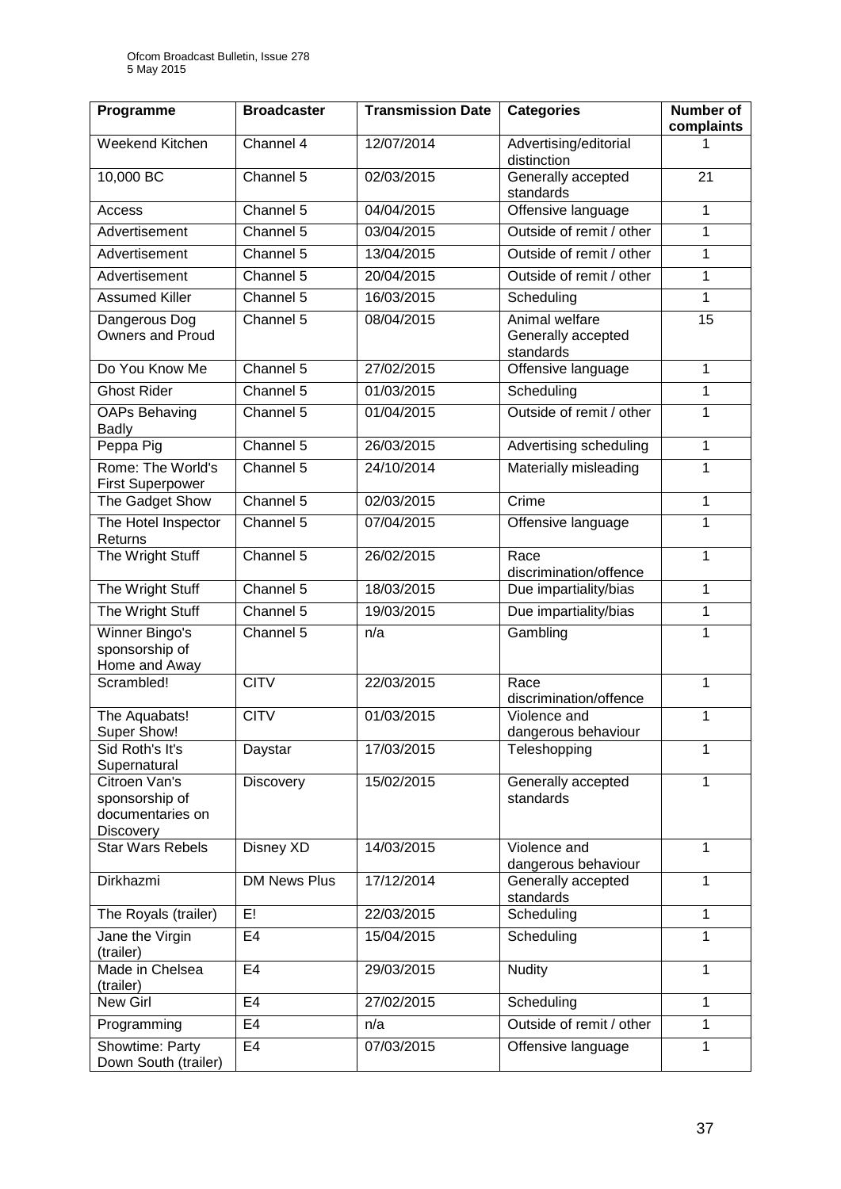| Programme | Broadcaster | Transmission Date | Categories | Number of complaints |
|---|---|---|---|---|
| Weekend Kitchen | Channel 4 | 12/07/2014 | Advertising/editorial distinction | 1 |
| 10,000 BC | Channel 5 | 02/03/2015 | Generally accepted standards | 21 |
| Access | Channel 5 | 04/04/2015 | Offensive language | 1 |
| Advertisement | Channel 5 | 03/04/2015 | Outside of remit / other | 1 |
| Advertisement | Channel 5 | 13/04/2015 | Outside of remit / other | 1 |
| Advertisement | Channel 5 | 20/04/2015 | Outside of remit / other | 1 |
| Assumed Killer | Channel 5 | 16/03/2015 | Scheduling | 1 |
| Dangerous Dog Owners and Proud | Channel 5 | 08/04/2015 | Animal welfare Generally accepted standards | 15 |
| Do You Know Me | Channel 5 | 27/02/2015 | Offensive language | 1 |
| Ghost Rider | Channel 5 | 01/03/2015 | Scheduling | 1 |
| OAPs Behaving Badly | Channel 5 | 01/04/2015 | Outside of remit / other | 1 |
| Peppa Pig | Channel 5 | 26/03/2015 | Advertising scheduling | 1 |
| Rome: The World's First Superpower | Channel 5 | 24/10/2014 | Materially misleading | 1 |
| The Gadget Show | Channel 5 | 02/03/2015 | Crime | 1 |
| The Hotel Inspector Returns | Channel 5 | 07/04/2015 | Offensive language | 1 |
| The Wright Stuff | Channel 5 | 26/02/2015 | Race discrimination/offence | 1 |
| The Wright Stuff | Channel 5 | 18/03/2015 | Due impartiality/bias | 1 |
| The Wright Stuff | Channel 5 | 19/03/2015 | Due impartiality/bias | 1 |
| Winner Bingo's sponsorship of Home and Away | Channel 5 | n/a | Gambling | 1 |
| Scrambled! | CITV | 22/03/2015 | Race discrimination/offence | 1 |
| The Aquabats! Super Show! | CITV | 01/03/2015 | Violence and dangerous behaviour | 1 |
| Sid Roth's It's Supernatural | Daystar | 17/03/2015 | Teleshopping | 1 |
| Citroen Van's sponsorship of documentaries on Discovery | Discovery | 15/02/2015 | Generally accepted standards | 1 |
| Star Wars Rebels | Disney XD | 14/03/2015 | Violence and dangerous behaviour | 1 |
| Dirkhazmi | DM News Plus | 17/12/2014 | Generally accepted standards | 1 |
| The Royals (trailer) | E! | 22/03/2015 | Scheduling | 1 |
| Jane the Virgin (trailer) | E4 | 15/04/2015 | Scheduling | 1 |
| Made in Chelsea (trailer) | E4 | 29/03/2015 | Nudity | 1 |
| New Girl | E4 | 27/02/2015 | Scheduling | 1 |
| Programming | E4 | n/a | Outside of remit / other | 1 |
| Showtime: Party Down South (trailer) | E4 | 07/03/2015 | Offensive language | 1 |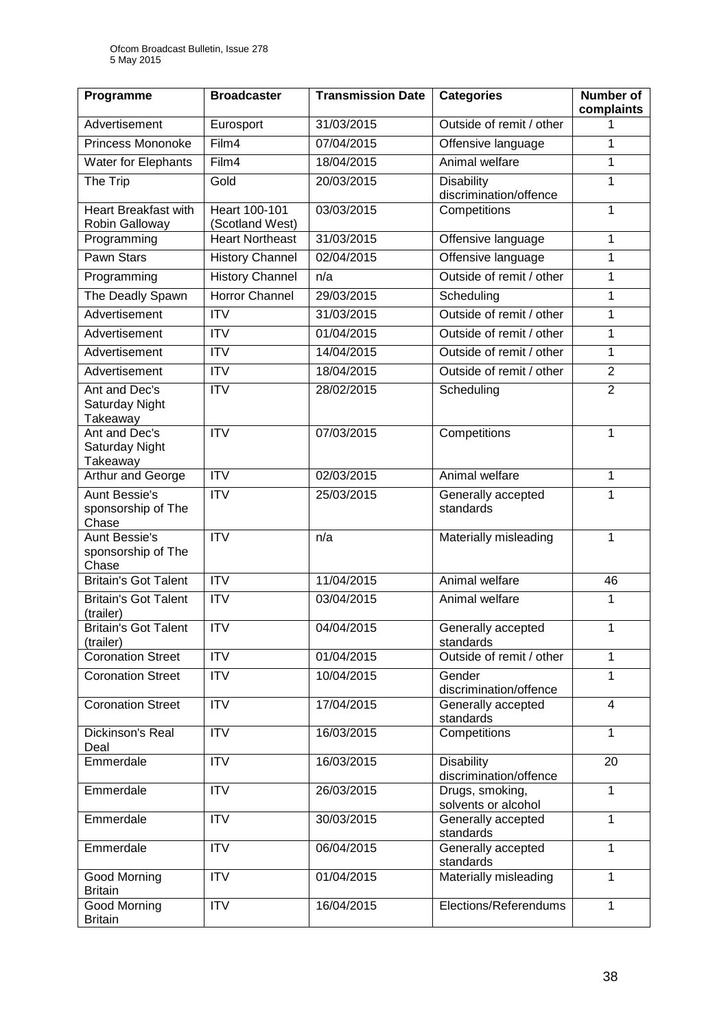| Programme | Broadcaster | Transmission Date | Categories | Number of complaints |
|---|---|---|---|---|
| Advertisement | Eurosport | 31/03/2015 | Outside of remit / other | 1 |
| Princess Mononoke | Film4 | 07/04/2015 | Offensive language | 1 |
| Water for Elephants | Film4 | 18/04/2015 | Animal welfare | 1 |
| The Trip | Gold | 20/03/2015 | Disability discrimination/offence | 1 |
| Heart Breakfast with Robin Galloway | Heart 100-101 (Scotland West) | 03/03/2015 | Competitions | 1 |
| Programming | Heart Northeast | 31/03/2015 | Offensive language | 1 |
| Pawn Stars | History Channel | 02/04/2015 | Offensive language | 1 |
| Programming | History Channel | n/a | Outside of remit / other | 1 |
| The Deadly Spawn | Horror Channel | 29/03/2015 | Scheduling | 1 |
| Advertisement | ITV | 31/03/2015 | Outside of remit / other | 1 |
| Advertisement | ITV | 01/04/2015 | Outside of remit / other | 1 |
| Advertisement | ITV | 14/04/2015 | Outside of remit / other | 1 |
| Advertisement | ITV | 18/04/2015 | Outside of remit / other | 2 |
| Ant and Dec's Saturday Night Takeaway | ITV | 28/02/2015 | Scheduling | 2 |
| Ant and Dec's Saturday Night Takeaway | ITV | 07/03/2015 | Competitions | 1 |
| Arthur and George | ITV | 02/03/2015 | Animal welfare | 1 |
| Aunt Bessie's sponsorship of The Chase | ITV | 25/03/2015 | Generally accepted standards | 1 |
| Aunt Bessie's sponsorship of The Chase | ITV | n/a | Materially misleading | 1 |
| Britain's Got Talent | ITV | 11/04/2015 | Animal welfare | 46 |
| Britain's Got Talent (trailer) | ITV | 03/04/2015 | Animal welfare | 1 |
| Britain's Got Talent (trailer) | ITV | 04/04/2015 | Generally accepted standards | 1 |
| Coronation Street | ITV | 01/04/2015 | Outside of remit / other | 1 |
| Coronation Street | ITV | 10/04/2015 | Gender discrimination/offence | 1 |
| Coronation Street | ITV | 17/04/2015 | Generally accepted standards | 4 |
| Dickinson's Real Deal | ITV | 16/03/2015 | Competitions | 1 |
| Emmerdale | ITV | 16/03/2015 | Disability discrimination/offence | 20 |
| Emmerdale | ITV | 26/03/2015 | Drugs, smoking, solvents or alcohol | 1 |
| Emmerdale | ITV | 30/03/2015 | Generally accepted standards | 1 |
| Emmerdale | ITV | 06/04/2015 | Generally accepted standards | 1 |
| Good Morning Britain | ITV | 01/04/2015 | Materially misleading | 1 |
| Good Morning Britain | ITV | 16/04/2015 | Elections/Referendums | 1 |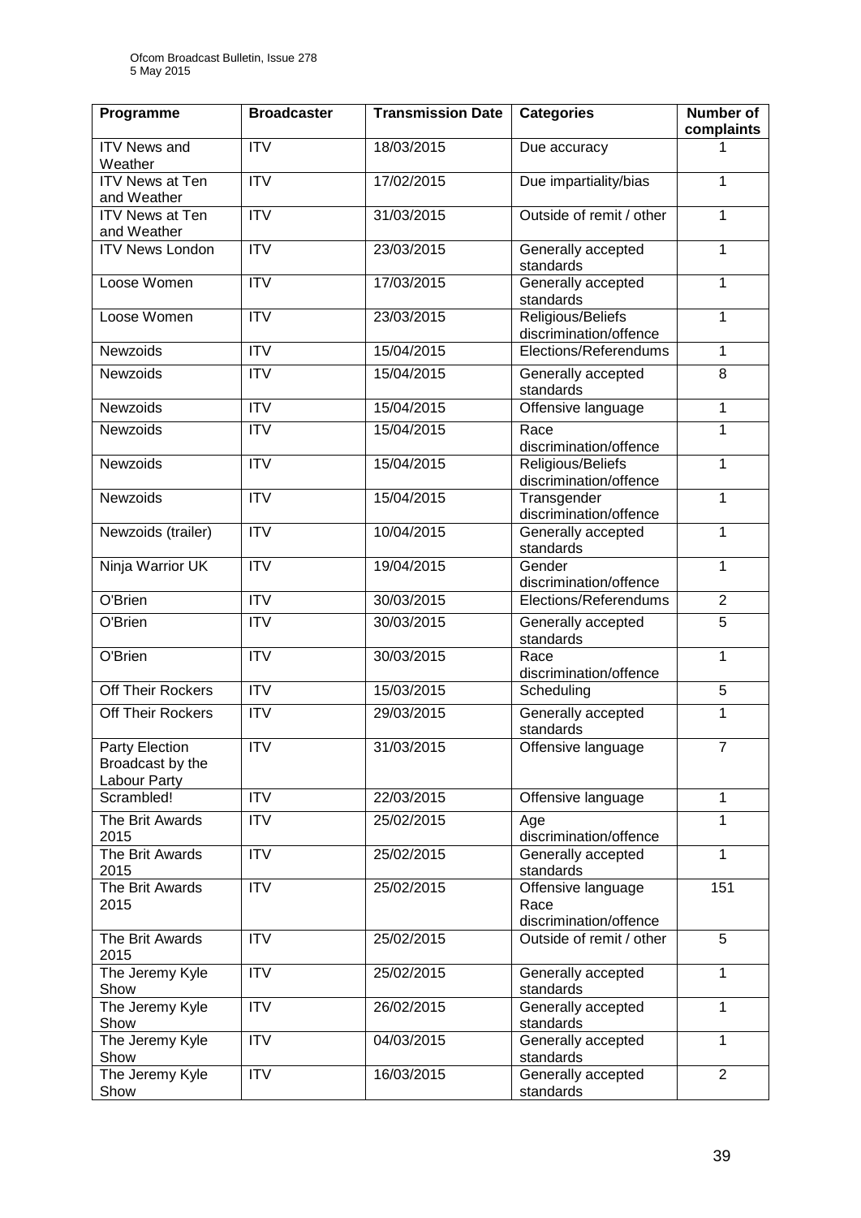| Programme | Broadcaster | Transmission Date | Categories | Number of complaints |
|---|---|---|---|---|
| ITV News and Weather | ITV | 18/03/2015 | Due accuracy | 1 |
| ITV News at Ten and Weather | ITV | 17/02/2015 | Due impartiality/bias | 1 |
| ITV News at Ten and Weather | ITV | 31/03/2015 | Outside of remit / other | 1 |
| ITV News London | ITV | 23/03/2015 | Generally accepted standards | 1 |
| Loose Women | ITV | 17/03/2015 | Generally accepted standards | 1 |
| Loose Women | ITV | 23/03/2015 | Religious/Beliefs discrimination/offence | 1 |
| Newzoids | ITV | 15/04/2015 | Elections/Referendums | 1 |
| Newzoids | ITV | 15/04/2015 | Generally accepted standards | 8 |
| Newzoids | ITV | 15/04/2015 | Offensive language | 1 |
| Newzoids | ITV | 15/04/2015 | Race discrimination/offence | 1 |
| Newzoids | ITV | 15/04/2015 | Religious/Beliefs discrimination/offence | 1 |
| Newzoids | ITV | 15/04/2015 | Transgender discrimination/offence | 1 |
| Newzoids (trailer) | ITV | 10/04/2015 | Generally accepted standards | 1 |
| Ninja Warrior UK | ITV | 19/04/2015 | Gender discrimination/offence | 1 |
| O'Brien | ITV | 30/03/2015 | Elections/Referendums | 2 |
| O'Brien | ITV | 30/03/2015 | Generally accepted standards | 5 |
| O'Brien | ITV | 30/03/2015 | Race discrimination/offence | 1 |
| Off Their Rockers | ITV | 15/03/2015 | Scheduling | 5 |
| Off Their Rockers | ITV | 29/03/2015 | Generally accepted standards | 1 |
| Party Election Broadcast by the Labour Party | ITV | 31/03/2015 | Offensive language | 7 |
| Scrambled! | ITV | 22/03/2015 | Offensive language | 1 |
| The Brit Awards 2015 | ITV | 25/02/2015 | Age discrimination/offence | 1 |
| The Brit Awards 2015 | ITV | 25/02/2015 | Generally accepted standards | 1 |
| The Brit Awards 2015 | ITV | 25/02/2015 | Offensive language Race discrimination/offence | 151 |
| The Brit Awards 2015 | ITV | 25/02/2015 | Outside of remit / other | 5 |
| The Jeremy Kyle Show | ITV | 25/02/2015 | Generally accepted standards | 1 |
| The Jeremy Kyle Show | ITV | 26/02/2015 | Generally accepted standards | 1 |
| The Jeremy Kyle Show | ITV | 04/03/2015 | Generally accepted standards | 1 |
| The Jeremy Kyle Show | ITV | 16/03/2015 | Generally accepted standards | 2 |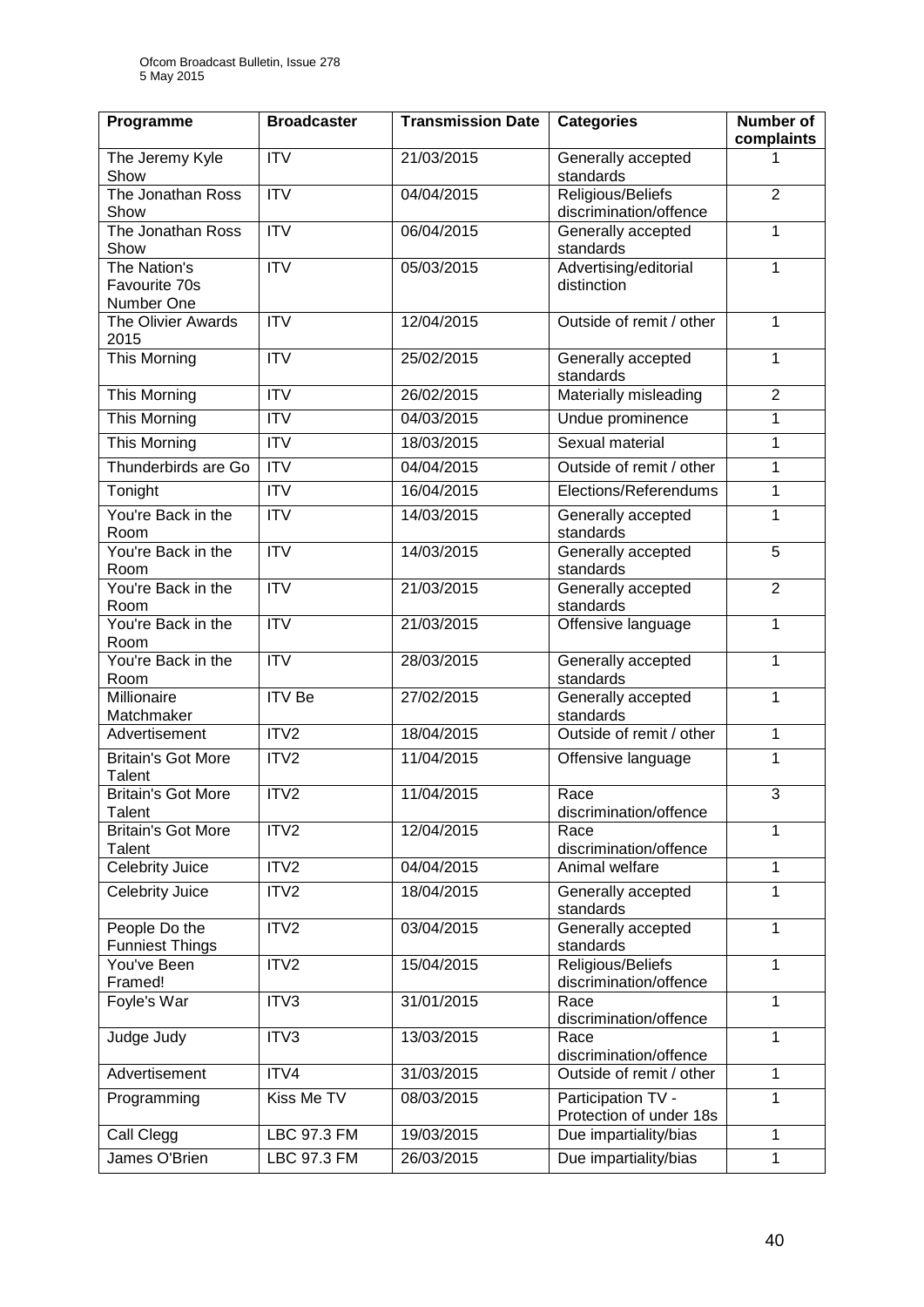| Programme | Broadcaster | Transmission Date | Categories | Number of complaints |
|---|---|---|---|---|
| The Jeremy Kyle Show | ITV | 21/03/2015 | Generally accepted standards | 1 |
| The Jonathan Ross Show | ITV | 04/04/2015 | Religious/Beliefs discrimination/offence | 2 |
| The Jonathan Ross Show | ITV | 06/04/2015 | Generally accepted standards | 1 |
| The Nation's Favourite 70s Number One | ITV | 05/03/2015 | Advertising/editorial distinction | 1 |
| The Olivier Awards 2015 | ITV | 12/04/2015 | Outside of remit / other | 1 |
| This Morning | ITV | 25/02/2015 | Generally accepted standards | 1 |
| This Morning | ITV | 26/02/2015 | Materially misleading | 2 |
| This Morning | ITV | 04/03/2015 | Undue prominence | 1 |
| This Morning | ITV | 18/03/2015 | Sexual material | 1 |
| Thunderbirds are Go | ITV | 04/04/2015 | Outside of remit / other | 1 |
| Tonight | ITV | 16/04/2015 | Elections/Referendums | 1 |
| You're Back in the Room | ITV | 14/03/2015 | Generally accepted standards | 1 |
| You're Back in the Room | ITV | 14/03/2015 | Generally accepted standards | 5 |
| You're Back in the Room | ITV | 21/03/2015 | Generally accepted standards | 2 |
| You're Back in the Room | ITV | 21/03/2015 | Offensive language | 1 |
| You're Back in the Room | ITV | 28/03/2015 | Generally accepted standards | 1 |
| Millionaire Matchmaker | ITV Be | 27/02/2015 | Generally accepted standards | 1 |
| Advertisement | ITV2 | 18/04/2015 | Outside of remit / other | 1 |
| Britain's Got More Talent | ITV2 | 11/04/2015 | Offensive language | 1 |
| Britain's Got More Talent | ITV2 | 11/04/2015 | Race discrimination/offence | 3 |
| Britain's Got More Talent | ITV2 | 12/04/2015 | Race discrimination/offence | 1 |
| Celebrity Juice | ITV2 | 04/04/2015 | Animal welfare | 1 |
| Celebrity Juice | ITV2 | 18/04/2015 | Generally accepted standards | 1 |
| People Do the Funniest Things | ITV2 | 03/04/2015 | Generally accepted standards | 1 |
| You've Been Framed! | ITV2 | 15/04/2015 | Religious/Beliefs discrimination/offence | 1 |
| Foyle's War | ITV3 | 31/01/2015 | Race discrimination/offence | 1 |
| Judge Judy | ITV3 | 13/03/2015 | Race discrimination/offence | 1 |
| Advertisement | ITV4 | 31/03/2015 | Outside of remit / other | 1 |
| Programming | Kiss Me TV | 08/03/2015 | Participation TV - Protection of under 18s | 1 |
| Call Clegg | LBC 97.3 FM | 19/03/2015 | Due impartiality/bias | 1 |
| James O'Brien | LBC 97.3 FM | 26/03/2015 | Due impartiality/bias | 1 |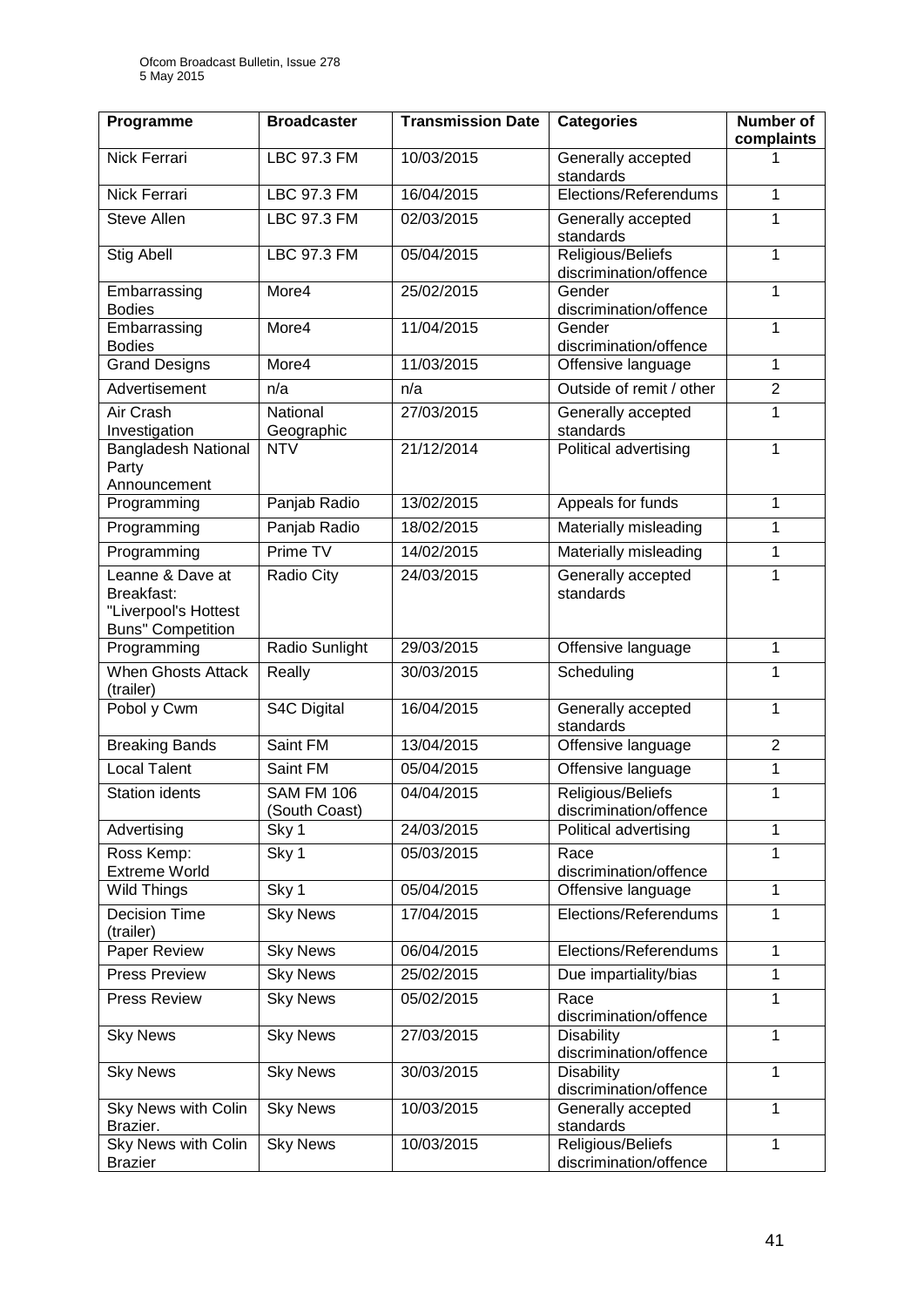| Programme | Broadcaster | Transmission Date | Categories | Number of complaints |
|---|---|---|---|---|
| Nick Ferrari | LBC 97.3 FM | 10/03/2015 | Generally accepted standards | 1 |
| Nick Ferrari | LBC 97.3 FM | 16/04/2015 | Elections/Referendums | 1 |
| Steve Allen | LBC 97.3 FM | 02/03/2015 | Generally accepted standards | 1 |
| Stig Abell | LBC 97.3 FM | 05/04/2015 | Religious/Beliefs discrimination/offence | 1 |
| Embarrassing Bodies | More4 | 25/02/2015 | Gender discrimination/offence | 1 |
| Embarrassing Bodies | More4 | 11/04/2015 | Gender discrimination/offence | 1 |
| Grand Designs | More4 | 11/03/2015 | Offensive language | 1 |
| Advertisement | n/a | n/a | Outside of remit / other | 2 |
| Air Crash Investigation | National Geographic | 27/03/2015 | Generally accepted standards | 1 |
| Bangladesh National Party Announcement | NTV | 21/12/2014 | Political advertising | 1 |
| Programming | Panjab Radio | 13/02/2015 | Appeals for funds | 1 |
| Programming | Panjab Radio | 18/02/2015 | Materially misleading | 1 |
| Programming | Prime TV | 14/02/2015 | Materially misleading | 1 |
| Leanne & Dave at Breakfast: "Liverpool's Hottest Buns" Competition | Radio City | 24/03/2015 | Generally accepted standards | 1 |
| Programming | Radio Sunlight | 29/03/2015 | Offensive language | 1 |
| When Ghosts Attack (trailer) | Really | 30/03/2015 | Scheduling | 1 |
| Pobol y Cwm | S4C Digital | 16/04/2015 | Generally accepted standards | 1 |
| Breaking Bands | Saint FM | 13/04/2015 | Offensive language | 2 |
| Local Talent | Saint FM | 05/04/2015 | Offensive language | 1 |
| Station idents | SAM FM 106 (South Coast) | 04/04/2015 | Religious/Beliefs discrimination/offence | 1 |
| Advertising | Sky 1 | 24/03/2015 | Political advertising | 1 |
| Ross Kemp: Extreme World | Sky 1 | 05/03/2015 | Race discrimination/offence | 1 |
| Wild Things | Sky 1 | 05/04/2015 | Offensive language | 1 |
| Decision Time (trailer) | Sky News | 17/04/2015 | Elections/Referendums | 1 |
| Paper Review | Sky News | 06/04/2015 | Elections/Referendums | 1 |
| Press Preview | Sky News | 25/02/2015 | Due impartiality/bias | 1 |
| Press Review | Sky News | 05/02/2015 | Race discrimination/offence | 1 |
| Sky News | Sky News | 27/03/2015 | Disability discrimination/offence | 1 |
| Sky News | Sky News | 30/03/2015 | Disability discrimination/offence | 1 |
| Sky News with Colin Brazier. | Sky News | 10/03/2015 | Generally accepted standards | 1 |
| Sky News with Colin Brazier | Sky News | 10/03/2015 | Religious/Beliefs discrimination/offence | 1 |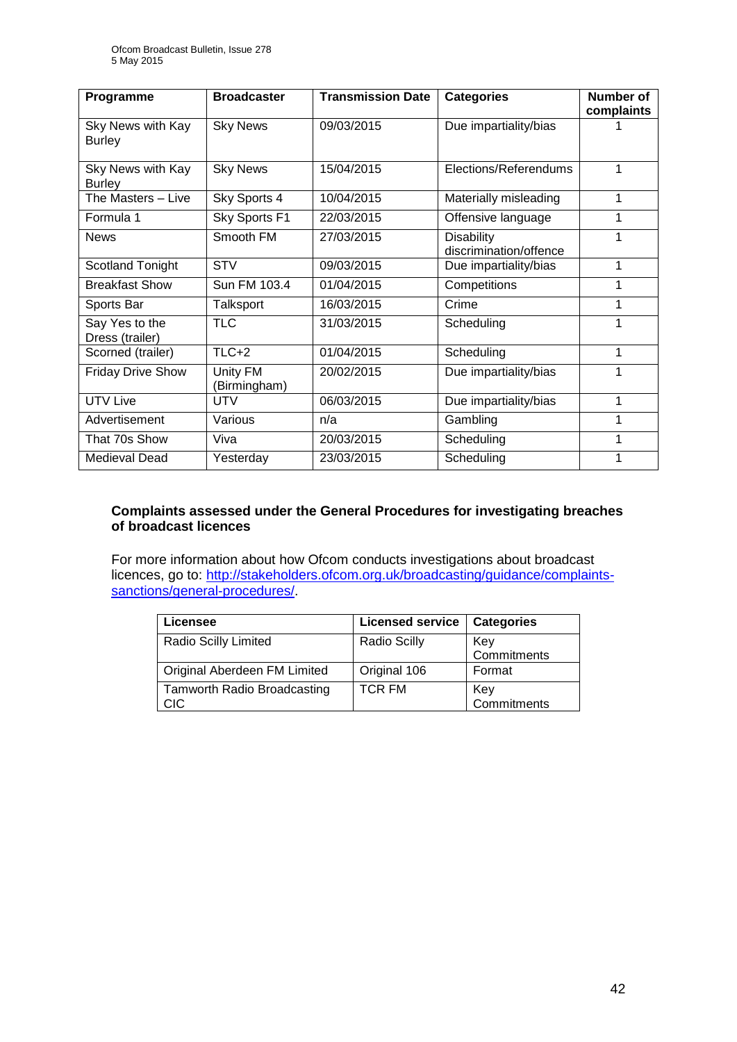| Programme | Broadcaster | Transmission Date | Categories | Number of complaints |
|---|---|---|---|---|
| Sky News with Kay Burley | Sky News | 09/03/2015 | Due impartiality/bias | 1 |
| Sky News with Kay Burley | Sky News | 15/04/2015 | Elections/Referendums | 1 |
| The Masters – Live | Sky Sports 4 | 10/04/2015 | Materially misleading | 1 |
| Formula 1 | Sky Sports F1 | 22/03/2015 | Offensive language | 1 |
| News | Smooth FM | 27/03/2015 | Disability discrimination/offence | 1 |
| Scotland Tonight | STV | 09/03/2015 | Due impartiality/bias | 1 |
| Breakfast Show | Sun FM 103.4 | 01/04/2015 | Competitions | 1 |
| Sports Bar | Talksport | 16/03/2015 | Crime | 1 |
| Say Yes to the Dress (trailer) | TLC | 31/03/2015 | Scheduling | 1 |
| Scorned (trailer) | TLC+2 | 01/04/2015 | Scheduling | 1 |
| Friday Drive Show | Unity FM (Birmingham) | 20/02/2015 | Due impartiality/bias | 1 |
| UTV Live | UTV | 06/03/2015 | Due impartiality/bias | 1 |
| Advertisement | Various | n/a | Gambling | 1 |
| That 70s Show | Viva | 20/03/2015 | Scheduling | 1 |
| Medieval Dead | Yesterday | 23/03/2015 | Scheduling | 1 |

**Complaints assessed under the General Procedures for investigating breaches of broadcast licences**

For more information about how Ofcom conducts investigations about broadcast licences, go to: http://stakeholders.ofcom.org.uk/broadcasting/guidance/complaints-sanctions/general-procedures/.

| Licensee | Licensed service | Categories |
|---|---|---|
| Radio Scilly Limited | Radio Scilly | Key Commitments |
| Original Aberdeen FM Limited | Original 106 | Format |
| Tamworth Radio Broadcasting CIC | TCR FM | Key Commitments |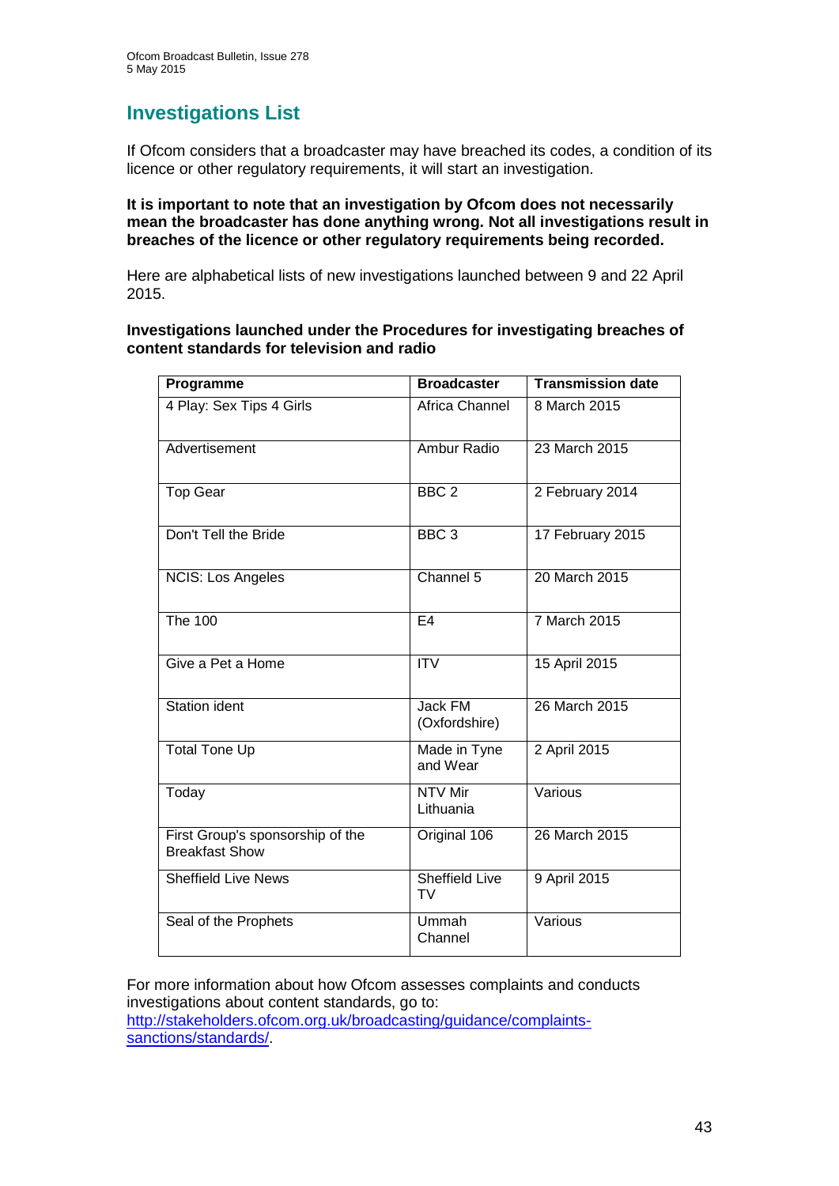# Investigations List

If Ofcom considers that a broadcaster may have breached its codes, a condition of its licence or other regulatory requirements, it will start an investigation.

**It is important to note that an investigation by Ofcom does not necessarily mean the broadcaster has done anything wrong. Not all investigations result in breaches of the licence or other regulatory requirements being recorded.**

Here are alphabetical lists of new investigations launched between 9 and 22 April 2015.

**Investigations launched under the Procedures for investigating breaches of content standards for television and radio**

| Programme | Broadcaster | Transmission date |
|---|---|---|
| 4 Play: Sex Tips 4 Girls | Africa Channel | 8 March 2015 |
| Advertisement | Ambur Radio | 23 March 2015 |
| Top Gear | BBC 2 | 2 February 2014 |
| Don't Tell the Bride | BBC 3 | 17 February 2015 |
| NCIS: Los Angeles | Channel 5 | 20 March 2015 |
| The 100 | E4 | 7 March 2015 |
| Give a Pet a Home | ITV | 15 April 2015 |
| Station ident | Jack FM (Oxfordshire) | 26 March 2015 |
| Total Tone Up | Made in Tyne and Wear | 2 April 2015 |
| Today | NTV Mir Lithuania | Various |
| First Group's sponsorship of the Breakfast Show | Original 106 | 26 March 2015 |
| Sheffield Live News | Sheffield Live TV | 9 April 2015 |
| Seal of the Prophets | Ummah Channel | Various |

For more information about how Ofcom assesses complaints and conducts investigations about content standards, go to: http://stakeholders.ofcom.org.uk/broadcasting/guidance/complaints-sanctions/standards/.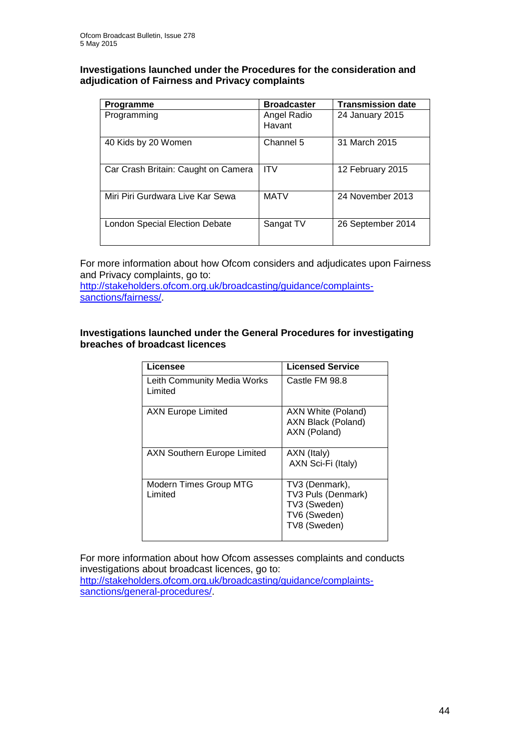**Investigations launched under the Procedures for the consideration and adjudication of Fairness and Privacy complaints**

| Programme | Broadcaster | Transmission date |
|---|---|---|
| Programming | Angel Radio Havant | 24 January 2015 |
| 40 Kids by 20 Women | Channel 5 | 31 March 2015 |
| Car Crash Britain: Caught on Camera | ITV | 12 February 2015 |
| Miri Piri Gurdwara Live Kar Sewa | MATV | 24 November 2013 |
| London Special Election Debate | Sangat TV | 26 September 2014 |

For more information about how Ofcom considers and adjudicates upon Fairness and Privacy complaints, go to:
http://stakeholders.ofcom.org.uk/broadcasting/guidance/complaints-sanctions/fairness/.

**Investigations launched under the General Procedures for investigating breaches of broadcast licences**

| Licensee | Licensed Service |
|---|---|
| Leith Community Media Works Limited | Castle FM 98.8 |
| AXN Europe Limited | AXN White (Poland)<br>AXN Black (Poland)<br>AXN (Poland) |
| AXN Southern Europe Limited | AXN (Italy)<br>AXN Sci-Fi (Italy) |
| Modern Times Group MTG Limited | TV3 (Denmark),<br>TV3 Puls (Denmark)<br>TV3 (Sweden)<br>TV6 (Sweden)<br>TV8 (Sweden) |

For more information about how Ofcom assesses complaints and conducts investigations about broadcast licences, go to:
http://stakeholders.ofcom.org.uk/broadcasting/guidance/complaints-sanctions/general-procedures/.